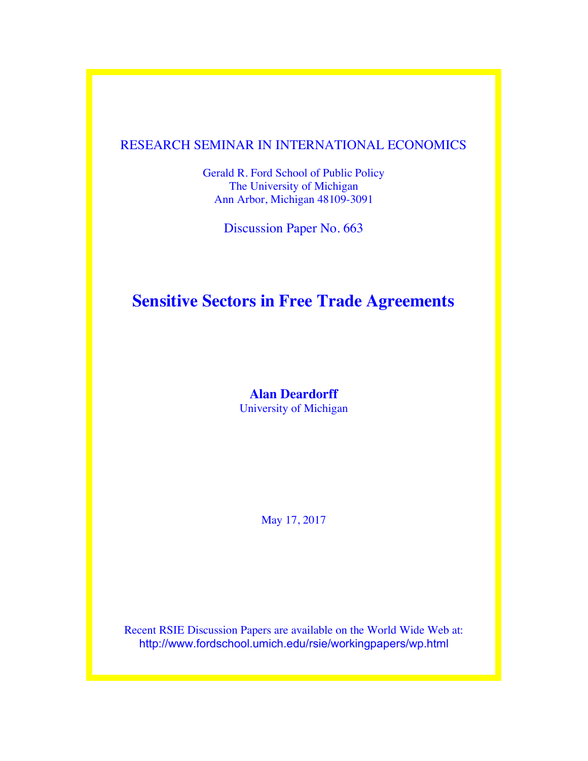RESEARCH SEMINAR IN INTERNATIONAL ECONOMICS

Gerald R. Ford School of Public Policy
The University of Michigan
Ann Arbor, Michigan 48109-3091

Discussion Paper No. 663

# Sensitive Sectors in Free Trade Agreements

**Alan Deardorff**
University of Michigan

May 17, 2017

Recent RSIE Discussion Papers are available on the World Wide Web at:
http://www.fordschool.umich.edu/rsie/workingpapers/wp.html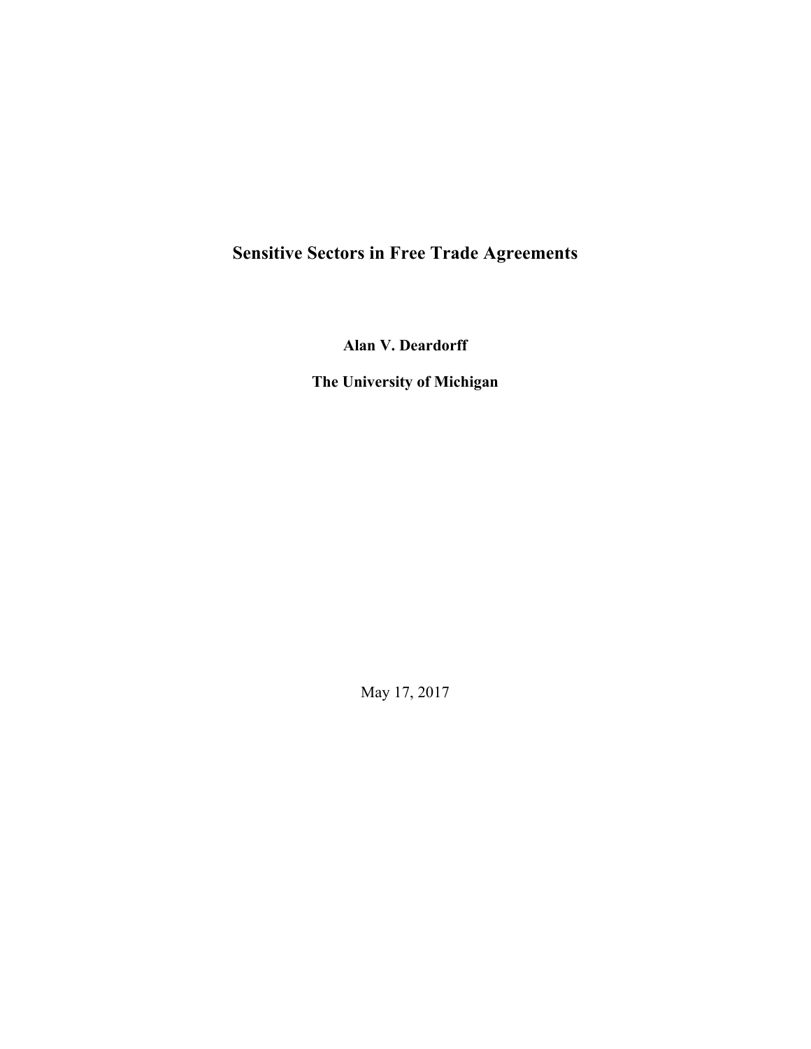# Sensitive Sectors in Free Trade Agreements

**Alan V. Deardorff**

**The University of Michigan**

May 17, 2017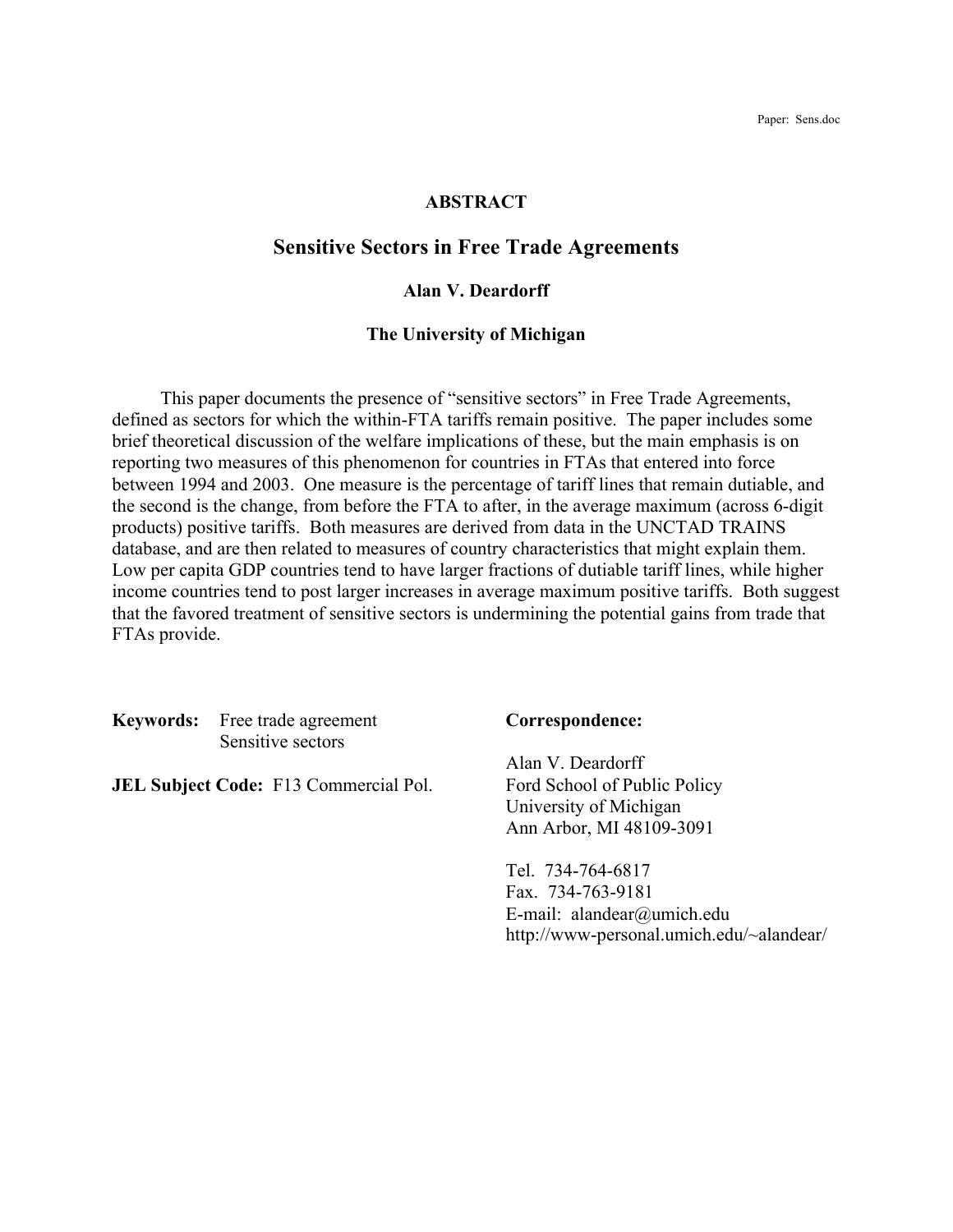Paper: Sens.doc

**ABSTRACT**

# Sensitive Sectors in Free Trade Agreements

**Alan V. Deardorff**

**The University of Michigan**

This paper documents the presence of "sensitive sectors" in Free Trade Agreements, defined as sectors for which the within-FTA tariffs remain positive. The paper includes some brief theoretical discussion of the welfare implications of these, but the main emphasis is on reporting two measures of this phenomenon for countries in FTAs that entered into force between 1994 and 2003. One measure is the percentage of tariff lines that remain dutiable, and the second is the change, from before the FTA to after, in the average maximum (across 6-digit products) positive tariffs. Both measures are derived from data in the UNCTAD TRAINS database, and are then related to measures of country characteristics that might explain them. Low per capita GDP countries tend to have larger fractions of dutiable tariff lines, while higher income countries tend to post larger increases in average maximum positive tariffs. Both suggest that the favored treatment of sensitive sectors is undermining the potential gains from trade that FTAs provide.

**Keywords:** Free trade agreement
Sensitive sectors

**JEL Subject Code:** F13 Commercial Pol.

**Correspondence:**

Alan V. Deardorff
Ford School of Public Policy
University of Michigan
Ann Arbor, MI 48109-3091

Tel. 734-764-6817
Fax. 734-763-9181
E-mail: alandear@umich.edu
http://www-personal.umich.edu/~alandear/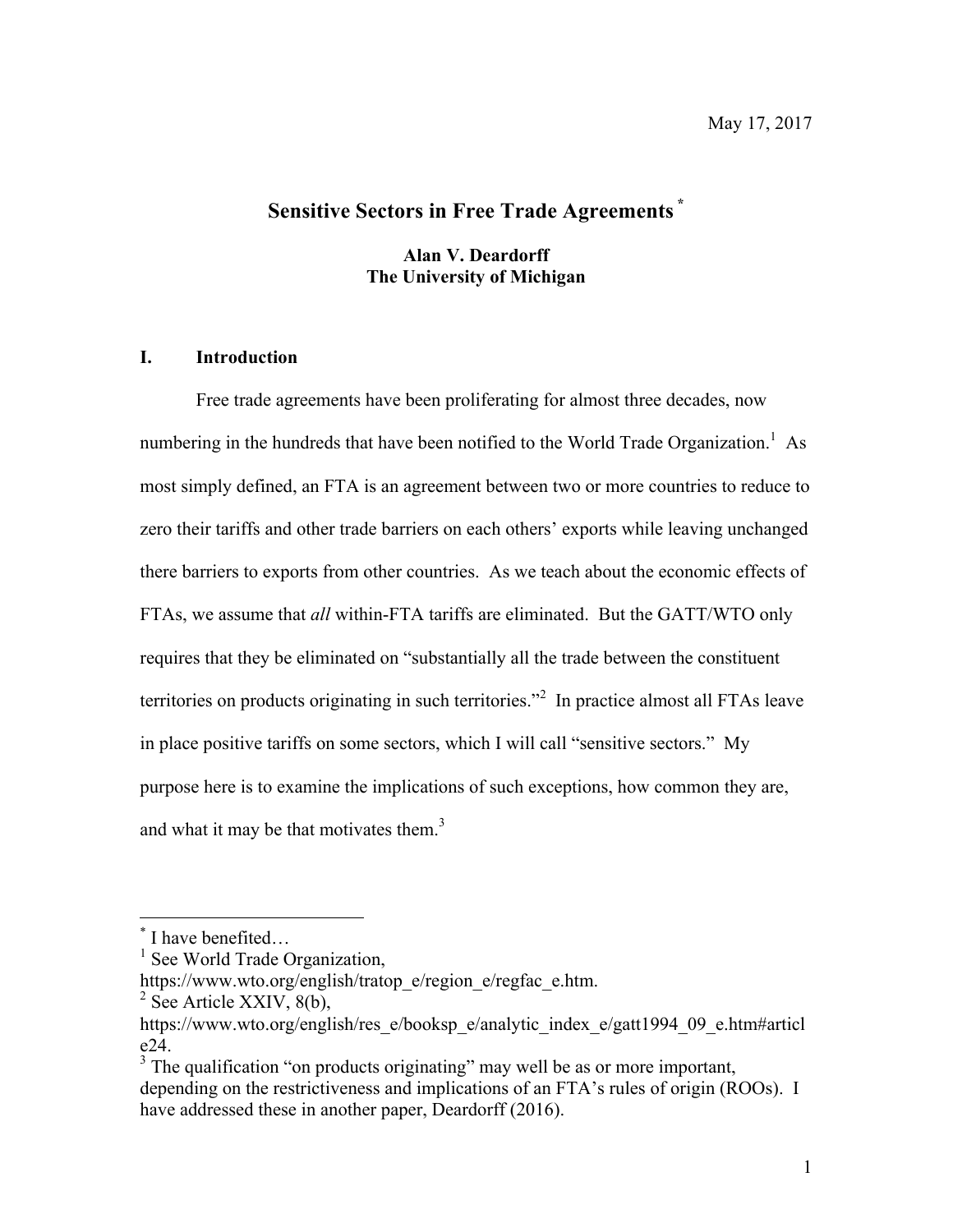May 17, 2017

# Sensitive Sectors in Free Trade Agreements [*]

**Alan V. Deardorff**
**The University of Michigan**

## I. Introduction

Free trade agreements have been proliferating for almost three decades, now numbering in the hundreds that have been notified to the World Trade Organization.[1] As most simply defined, an FTA is an agreement between two or more countries to reduce to zero their tariffs and other trade barriers on each others' exports while leaving unchanged there barriers to exports from other countries. As we teach about the economic effects of FTAs, we assume that *all* within-FTA tariffs are eliminated. But the GATT/WTO only requires that they be eliminated on "substantially all the trade between the constituent territories on products originating in such territories."[2] In practice almost all FTAs leave in place positive tariffs on some sectors, which I will call "sensitive sectors." My purpose here is to examine the implications of such exceptions, how common they are, and what it may be that motivates them.[3]

---

[*] I have benefited…

[1] See World Trade Organization, https://www.wto.org/english/tratop_e/region_e/regfac_e.htm.

[2] See Article XXIV, 8(b), https://www.wto.org/english/res_e/booksp_e/analytic_index_e/gatt1994_09_e.htm#article24.

[3] The qualification "on products originating" may well be as or more important, depending on the restrictiveness and implications of an FTA's rules of origin (ROOs). I have addressed these in another paper, Deardorff (2016).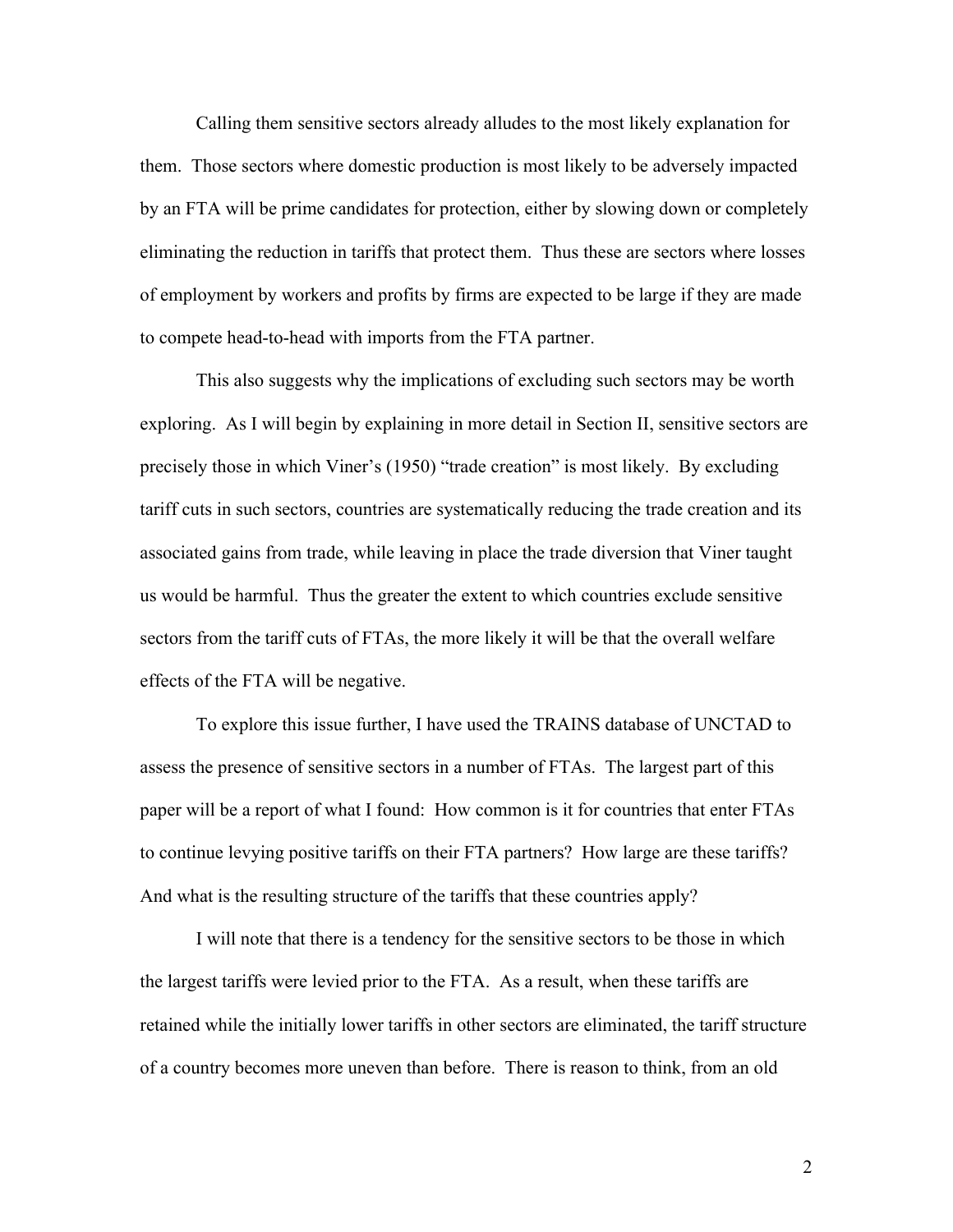Calling them sensitive sectors already alludes to the most likely explanation for them. Those sectors where domestic production is most likely to be adversely impacted by an FTA will be prime candidates for protection, either by slowing down or completely eliminating the reduction in tariffs that protect them. Thus these are sectors where losses of employment by workers and profits by firms are expected to be large if they are made to compete head-to-head with imports from the FTA partner.

This also suggests why the implications of excluding such sectors may be worth exploring. As I will begin by explaining in more detail in Section II, sensitive sectors are precisely those in which Viner's (1950) "trade creation" is most likely. By excluding tariff cuts in such sectors, countries are systematically reducing the trade creation and its associated gains from trade, while leaving in place the trade diversion that Viner taught us would be harmful. Thus the greater the extent to which countries exclude sensitive sectors from the tariff cuts of FTAs, the more likely it will be that the overall welfare effects of the FTA will be negative.

To explore this issue further, I have used the TRAINS database of UNCTAD to assess the presence of sensitive sectors in a number of FTAs. The largest part of this paper will be a report of what I found: How common is it for countries that enter FTAs to continue levying positive tariffs on their FTA partners? How large are these tariffs? And what is the resulting structure of the tariffs that these countries apply?

I will note that there is a tendency for the sensitive sectors to be those in which the largest tariffs were levied prior to the FTA. As a result, when these tariffs are retained while the initially lower tariffs in other sectors are eliminated, the tariff structure of a country becomes more uneven than before. There is reason to think, from an old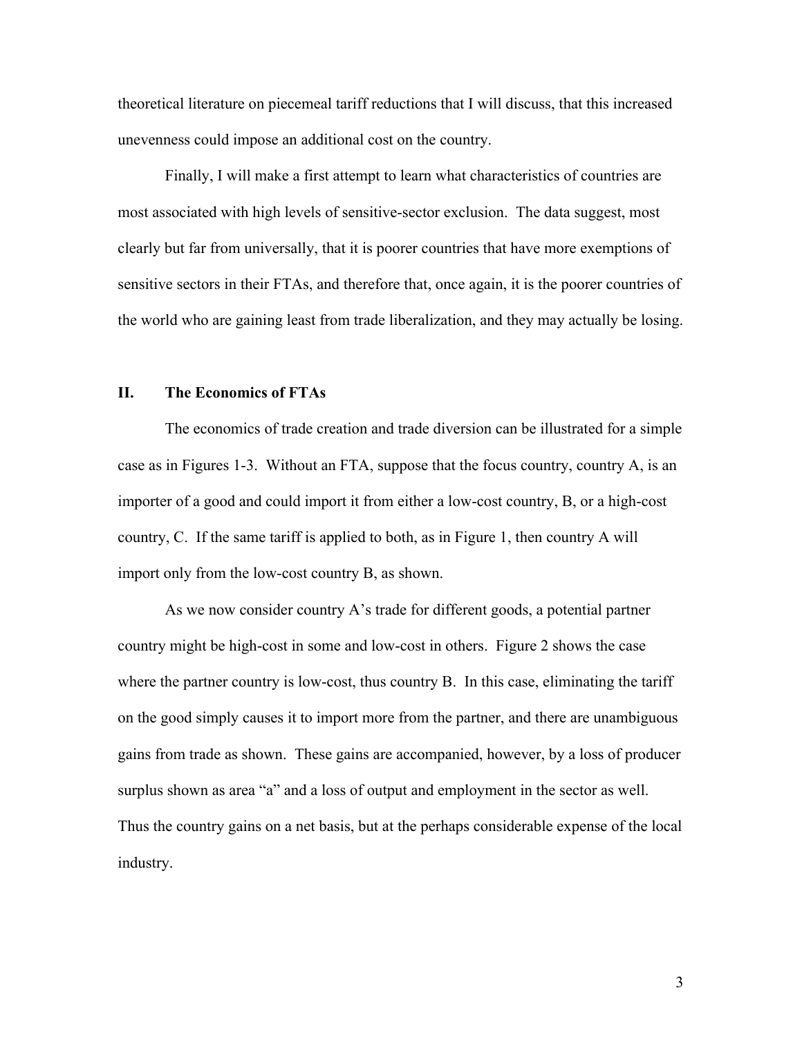theoretical literature on piecemeal tariff reductions that I will discuss, that this increased unevenness could impose an additional cost on the country.

Finally, I will make a first attempt to learn what characteristics of countries are most associated with high levels of sensitive-sector exclusion. The data suggest, most clearly but far from universally, that it is poorer countries that have more exemptions of sensitive sectors in their FTAs, and therefore that, once again, it is the poorer countries of the world who are gaining least from trade liberalization, and they may actually be losing.

## II. The Economics of FTAs

The economics of trade creation and trade diversion can be illustrated for a simple case as in Figures 1-3. Without an FTA, suppose that the focus country, country A, is an importer of a good and could import it from either a low-cost country, B, or a high-cost country, C. If the same tariff is applied to both, as in Figure 1, then country A will import only from the low-cost country B, as shown.

As we now consider country A's trade for different goods, a potential partner country might be high-cost in some and low-cost in others. Figure 2 shows the case where the partner country is low-cost, thus country B. In this case, eliminating the tariff on the good simply causes it to import more from the partner, and there are unambiguous gains from trade as shown. These gains are accompanied, however, by a loss of producer surplus shown as area "a" and a loss of output and employment in the sector as well. Thus the country gains on a net basis, but at the perhaps considerable expense of the local industry.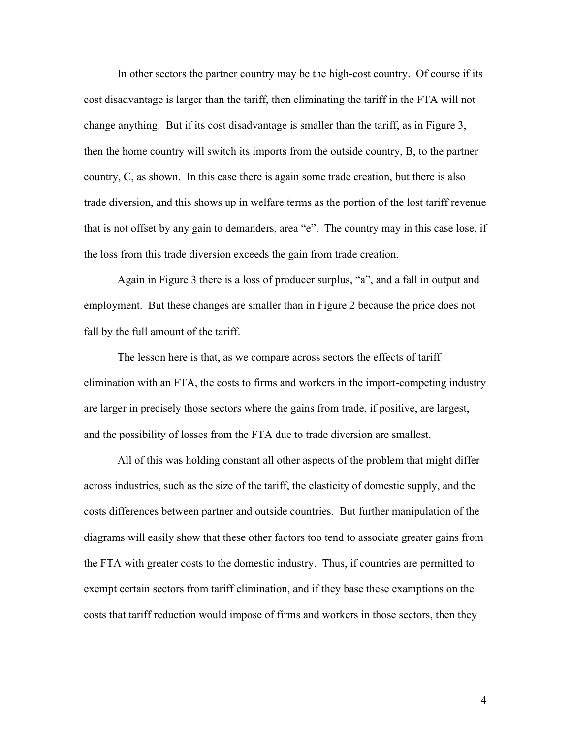In other sectors the partner country may be the high-cost country. Of course if its cost disadvantage is larger than the tariff, then eliminating the tariff in the FTA will not change anything. But if its cost disadvantage is smaller than the tariff, as in Figure 3, then the home country will switch its imports from the outside country, B, to the partner country, C, as shown. In this case there is again some trade creation, but there is also trade diversion, and this shows up in welfare terms as the portion of the lost tariff revenue that is not offset by any gain to demanders, area "e". The country may in this case lose, if the loss from this trade diversion exceeds the gain from trade creation.

Again in Figure 3 there is a loss of producer surplus, "a", and a fall in output and employment. But these changes are smaller than in Figure 2 because the price does not fall by the full amount of the tariff.

The lesson here is that, as we compare across sectors the effects of tariff elimination with an FTA, the costs to firms and workers in the import-competing industry are larger in precisely those sectors where the gains from trade, if positive, are largest, and the possibility of losses from the FTA due to trade diversion are smallest.

All of this was holding constant all other aspects of the problem that might differ across industries, such as the size of the tariff, the elasticity of domestic supply, and the costs differences between partner and outside countries. But further manipulation of the diagrams will easily show that these other factors too tend to associate greater gains from the FTA with greater costs to the domestic industry. Thus, if countries are permitted to exempt certain sectors from tariff elimination, and if they base these examptions on the costs that tariff reduction would impose of firms and workers in those sectors, then they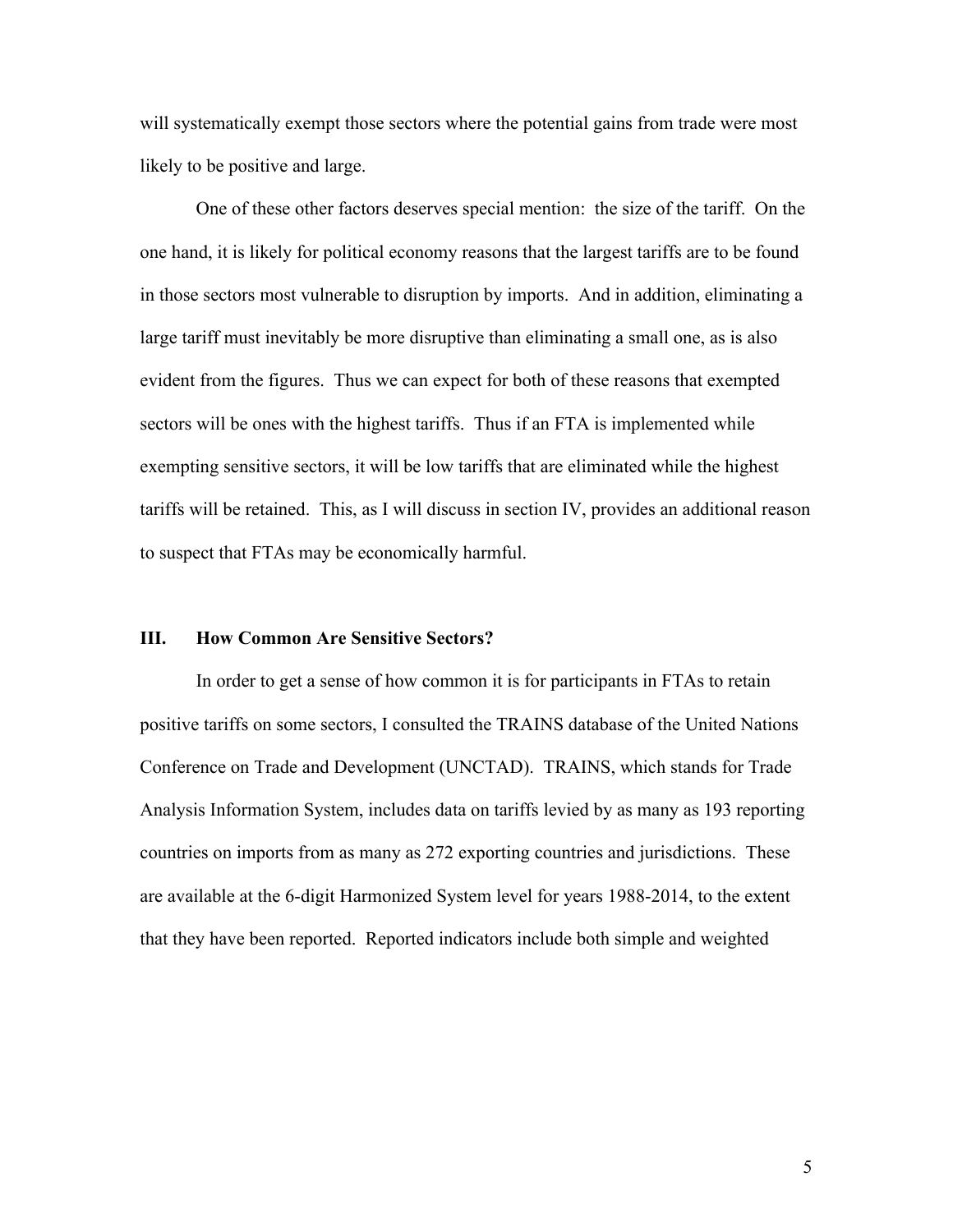will systematically exempt those sectors where the potential gains from trade were most likely to be positive and large.

One of these other factors deserves special mention: the size of the tariff. On the one hand, it is likely for political economy reasons that the largest tariffs are to be found in those sectors most vulnerable to disruption by imports. And in addition, eliminating a large tariff must inevitably be more disruptive than eliminating a small one, as is also evident from the figures. Thus we can expect for both of these reasons that exempted sectors will be ones with the highest tariffs. Thus if an FTA is implemented while exempting sensitive sectors, it will be low tariffs that are eliminated while the highest tariffs will be retained. This, as I will discuss in section IV, provides an additional reason to suspect that FTAs may be economically harmful.

## III. How Common Are Sensitive Sectors?

In order to get a sense of how common it is for participants in FTAs to retain positive tariffs on some sectors, I consulted the TRAINS database of the United Nations Conference on Trade and Development (UNCTAD). TRAINS, which stands for Trade Analysis Information System, includes data on tariffs levied by as many as 193 reporting countries on imports from as many as 272 exporting countries and jurisdictions. These are available at the 6-digit Harmonized System level for years 1988-2014, to the extent that they have been reported. Reported indicators include both simple and weighted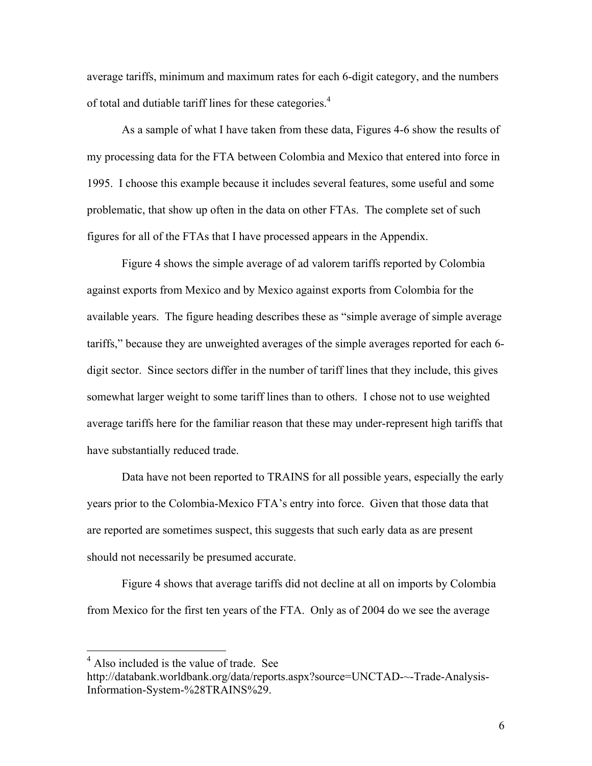average tariffs, minimum and maximum rates for each 6-digit category, and the numbers of total and dutiable tariff lines for these categories.[4]

As a sample of what I have taken from these data, Figures 4-6 show the results of my processing data for the FTA between Colombia and Mexico that entered into force in 1995. I choose this example because it includes several features, some useful and some problematic, that show up often in the data on other FTAs. The complete set of such figures for all of the FTAs that I have processed appears in the Appendix.

Figure 4 shows the simple average of ad valorem tariffs reported by Colombia against exports from Mexico and by Mexico against exports from Colombia for the available years. The figure heading describes these as "simple average of simple average tariffs," because they are unweighted averages of the simple averages reported for each 6-digit sector. Since sectors differ in the number of tariff lines that they include, this gives somewhat larger weight to some tariff lines than to others. I chose not to use weighted average tariffs here for the familiar reason that these may under-represent high tariffs that have substantially reduced trade.

Data have not been reported to TRAINS for all possible years, especially the early years prior to the Colombia-Mexico FTA's entry into force. Given that those data that are reported are sometimes suspect, this suggests that such early data as are present should not necessarily be presumed accurate.

Figure 4 shows that average tariffs did not decline at all on imports by Colombia from Mexico for the first ten years of the FTA. Only as of 2004 do we see the average

---

[4] Also included is the value of trade. See http://databank.worldbank.org/data/reports.aspx?source=UNCTAD-~-Trade-Analysis-Information-System-%28TRAINS%29.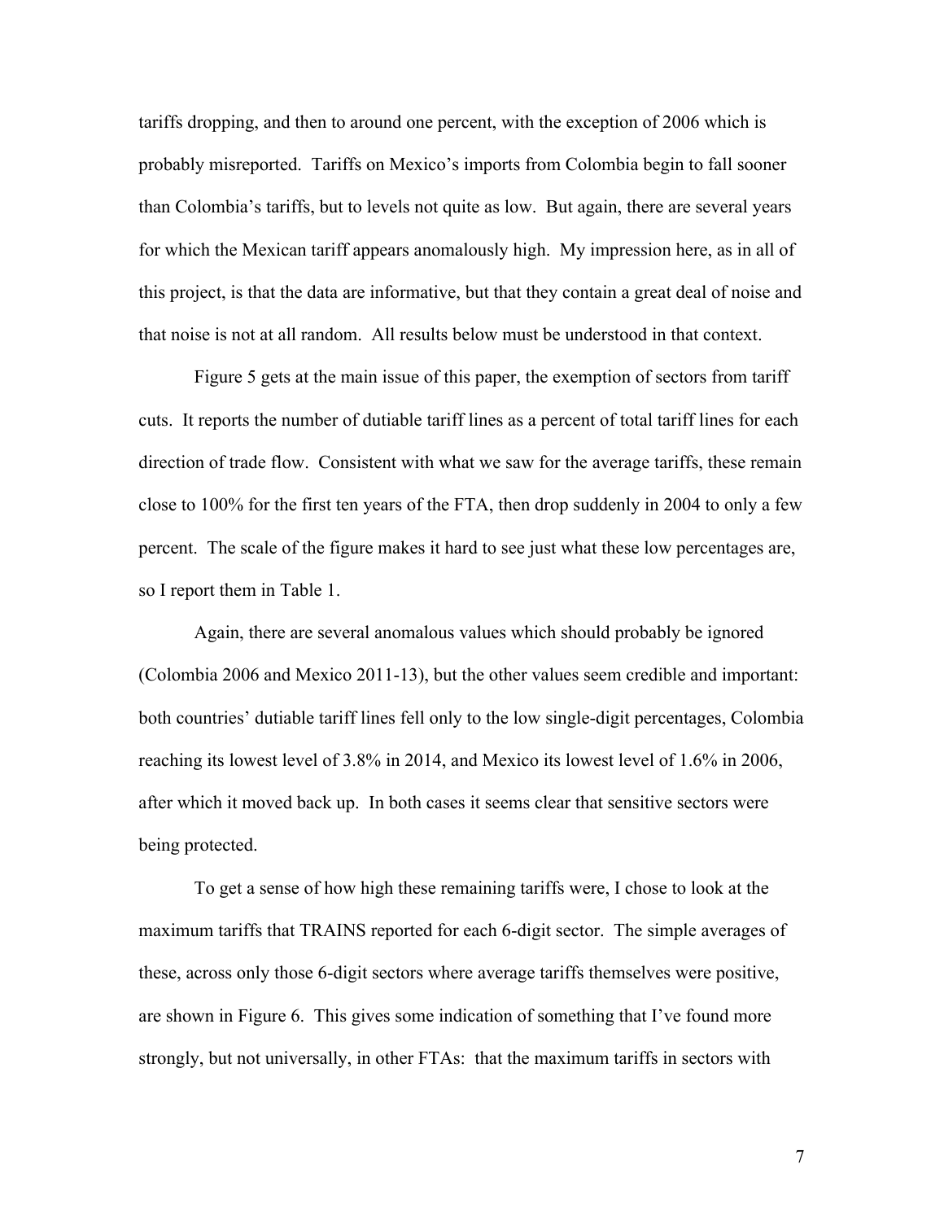tariffs dropping, and then to around one percent, with the exception of 2006 which is probably misreported. Tariffs on Mexico's imports from Colombia begin to fall sooner than Colombia's tariffs, but to levels not quite as low. But again, there are several years for which the Mexican tariff appears anomalously high. My impression here, as in all of this project, is that the data are informative, but that they contain a great deal of noise and that noise is not at all random. All results below must be understood in that context.

Figure 5 gets at the main issue of this paper, the exemption of sectors from tariff cuts. It reports the number of dutiable tariff lines as a percent of total tariff lines for each direction of trade flow. Consistent with what we saw for the average tariffs, these remain close to 100% for the first ten years of the FTA, then drop suddenly in 2004 to only a few percent. The scale of the figure makes it hard to see just what these low percentages are, so I report them in Table 1.

Again, there are several anomalous values which should probably be ignored (Colombia 2006 and Mexico 2011-13), but the other values seem credible and important: both countries' dutiable tariff lines fell only to the low single-digit percentages, Colombia reaching its lowest level of 3.8% in 2014, and Mexico its lowest level of 1.6% in 2006, after which it moved back up. In both cases it seems clear that sensitive sectors were being protected.

To get a sense of how high these remaining tariffs were, I chose to look at the maximum tariffs that TRAINS reported for each 6-digit sector. The simple averages of these, across only those 6-digit sectors where average tariffs themselves were positive, are shown in Figure 6. This gives some indication of something that I've found more strongly, but not universally, in other FTAs: that the maximum tariffs in sectors with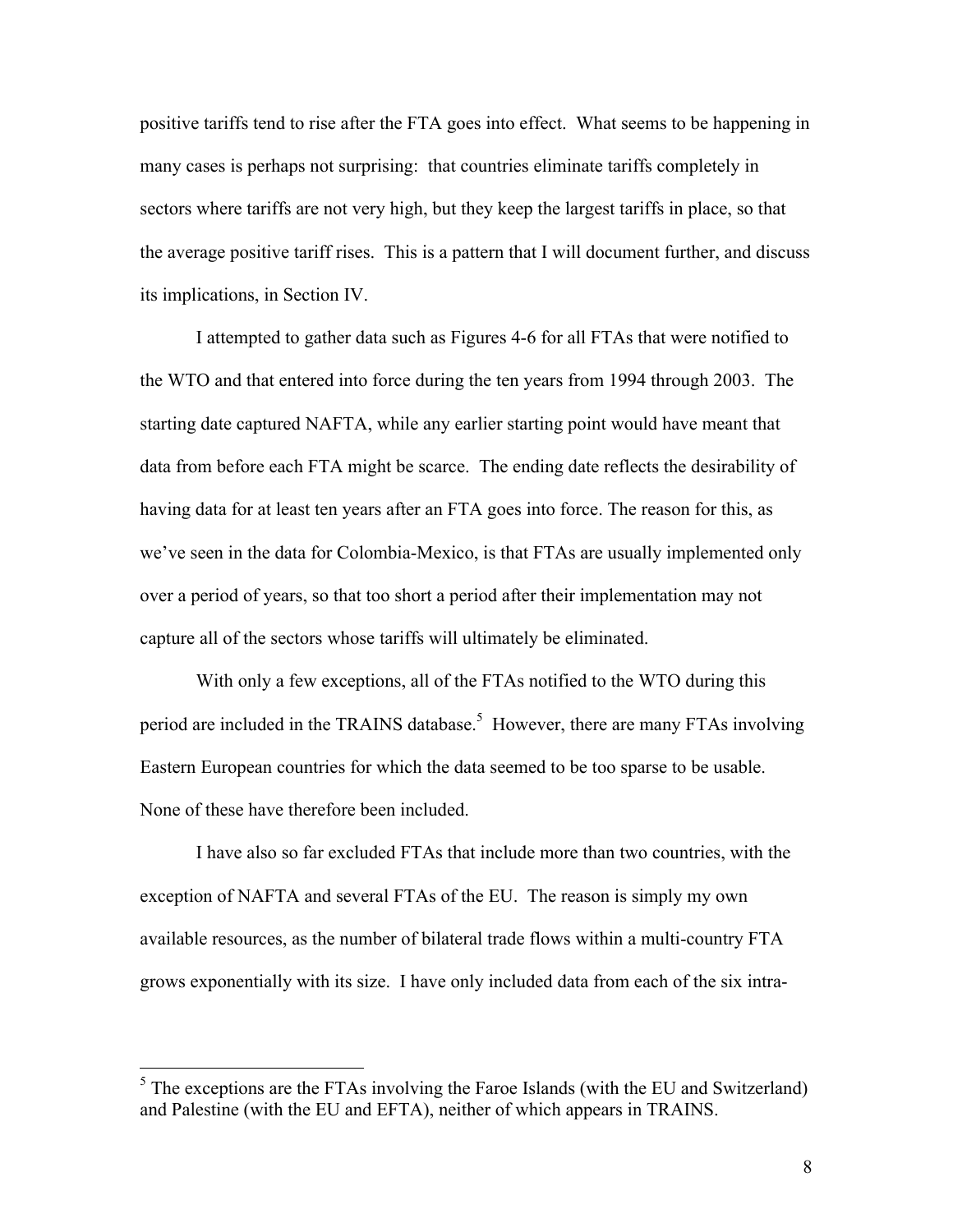positive tariffs tend to rise after the FTA goes into effect. What seems to be happening in many cases is perhaps not surprising: that countries eliminate tariffs completely in sectors where tariffs are not very high, but they keep the largest tariffs in place, so that the average positive tariff rises. This is a pattern that I will document further, and discuss its implications, in Section IV.

I attempted to gather data such as Figures 4-6 for all FTAs that were notified to the WTO and that entered into force during the ten years from 1994 through 2003. The starting date captured NAFTA, while any earlier starting point would have meant that data from before each FTA might be scarce. The ending date reflects the desirability of having data for at least ten years after an FTA goes into force. The reason for this, as we've seen in the data for Colombia-Mexico, is that FTAs are usually implemented only over a period of years, so that too short a period after their implementation may not capture all of the sectors whose tariffs will ultimately be eliminated.

With only a few exceptions, all of the FTAs notified to the WTO during this period are included in the TRAINS database.[5] However, there are many FTAs involving Eastern European countries for which the data seemed to be too sparse to be usable. None of these have therefore been included.

I have also so far excluded FTAs that include more than two countries, with the exception of NAFTA and several FTAs of the EU. The reason is simply my own available resources, as the number of bilateral trade flows within a multi-country FTA grows exponentially with its size. I have only included data from each of the six intra-

[5] The exceptions are the FTAs involving the Faroe Islands (with the EU and Switzerland) and Palestine (with the EU and EFTA), neither of which appears in TRAINS.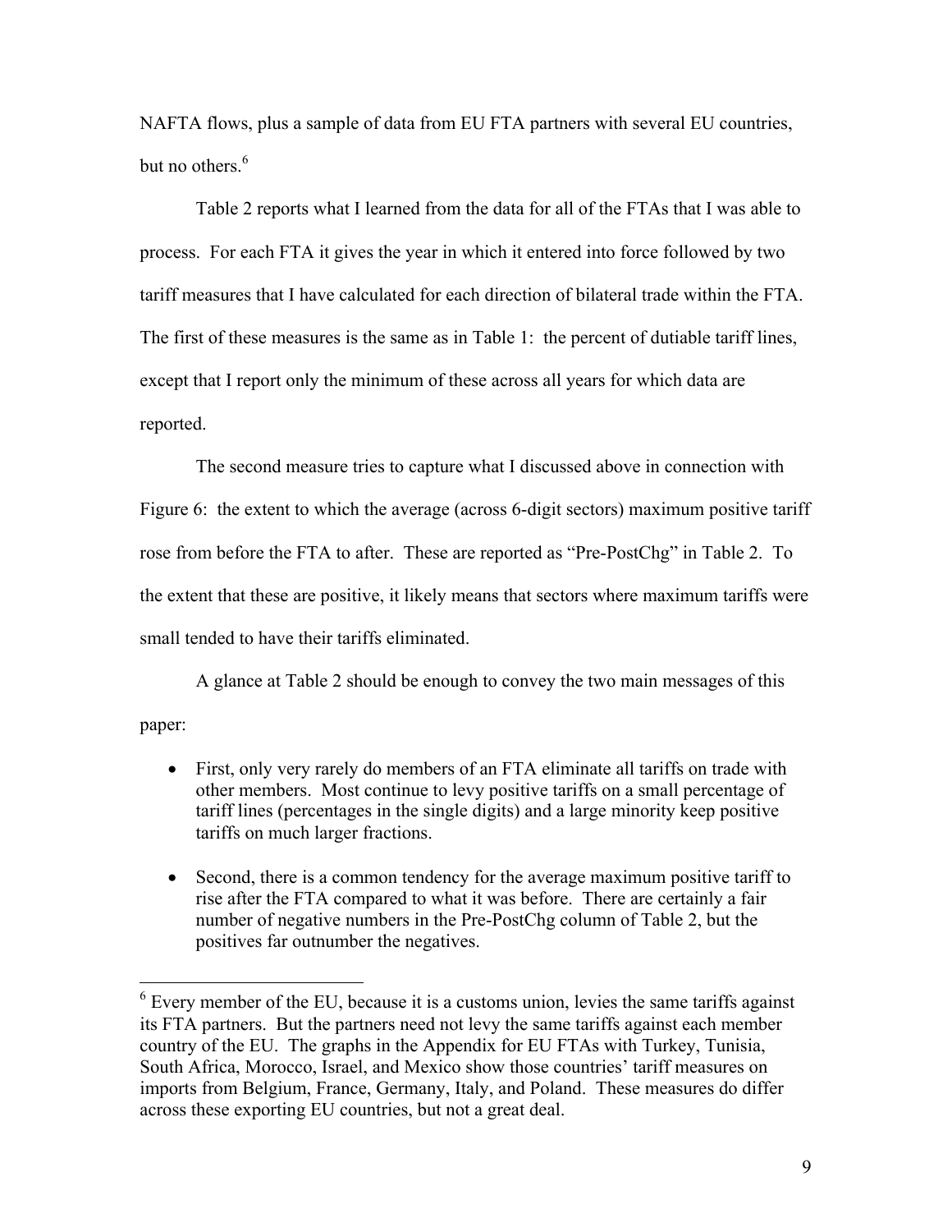NAFTA flows, plus a sample of data from EU FTA partners with several EU countries, but no others.[6]

Table 2 reports what I learned from the data for all of the FTAs that I was able to process. For each FTA it gives the year in which it entered into force followed by two tariff measures that I have calculated for each direction of bilateral trade within the FTA. The first of these measures is the same as in Table 1: the percent of dutiable tariff lines, except that I report only the minimum of these across all years for which data are reported.

The second measure tries to capture what I discussed above in connection with Figure 6: the extent to which the average (across 6-digit sectors) maximum positive tariff rose from before the FTA to after. These are reported as "Pre-PostChg" in Table 2. To the extent that these are positive, it likely means that sectors where maximum tariffs were small tended to have their tariffs eliminated.

A glance at Table 2 should be enough to convey the two main messages of this paper:

- First, only very rarely do members of an FTA eliminate all tariffs on trade with other members. Most continue to levy positive tariffs on a small percentage of tariff lines (percentages in the single digits) and a large minority keep positive tariffs on much larger fractions.
- Second, there is a common tendency for the average maximum positive tariff to rise after the FTA compared to what it was before. There are certainly a fair number of negative numbers in the Pre-PostChg column of Table 2, but the positives far outnumber the negatives.

[6] Every member of the EU, because it is a customs union, levies the same tariffs against its FTA partners. But the partners need not levy the same tariffs against each member country of the EU. The graphs in the Appendix for EU FTAs with Turkey, Tunisia, South Africa, Morocco, Israel, and Mexico show those countries' tariff measures on imports from Belgium, France, Germany, Italy, and Poland. These measures do differ across these exporting EU countries, but not a great deal.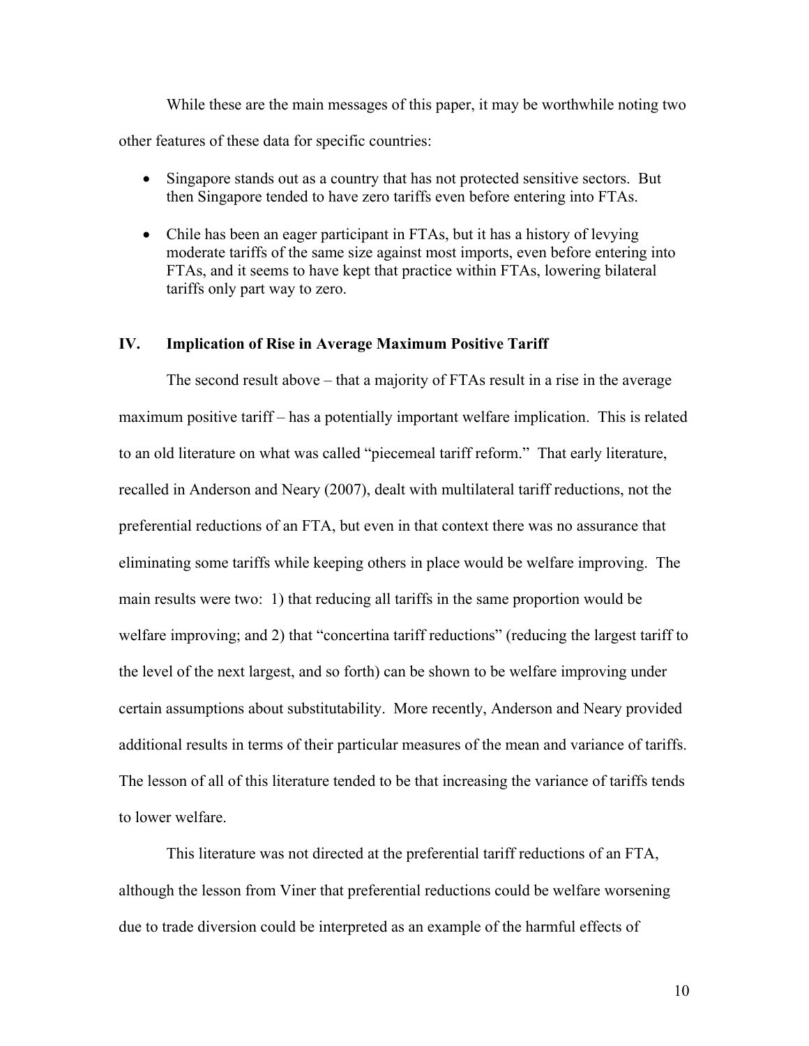While these are the main messages of this paper, it may be worthwhile noting two other features of these data for specific countries:

- Singapore stands out as a country that has not protected sensitive sectors. But then Singapore tended to have zero tariffs even before entering into FTAs.
- Chile has been an eager participant in FTAs, but it has a history of levying moderate tariffs of the same size against most imports, even before entering into FTAs, and it seems to have kept that practice within FTAs, lowering bilateral tariffs only part way to zero.

## IV. Implication of Rise in Average Maximum Positive Tariff

The second result above – that a majority of FTAs result in a rise in the average maximum positive tariff – has a potentially important welfare implication. This is related to an old literature on what was called "piecemeal tariff reform." That early literature, recalled in Anderson and Neary (2007), dealt with multilateral tariff reductions, not the preferential reductions of an FTA, but even in that context there was no assurance that eliminating some tariffs while keeping others in place would be welfare improving. The main results were two: 1) that reducing all tariffs in the same proportion would be welfare improving; and 2) that "concertina tariff reductions" (reducing the largest tariff to the level of the next largest, and so forth) can be shown to be welfare improving under certain assumptions about substitutability. More recently, Anderson and Neary provided additional results in terms of their particular measures of the mean and variance of tariffs. The lesson of all of this literature tended to be that increasing the variance of tariffs tends to lower welfare.

This literature was not directed at the preferential tariff reductions of an FTA, although the lesson from Viner that preferential reductions could be welfare worsening due to trade diversion could be interpreted as an example of the harmful effects of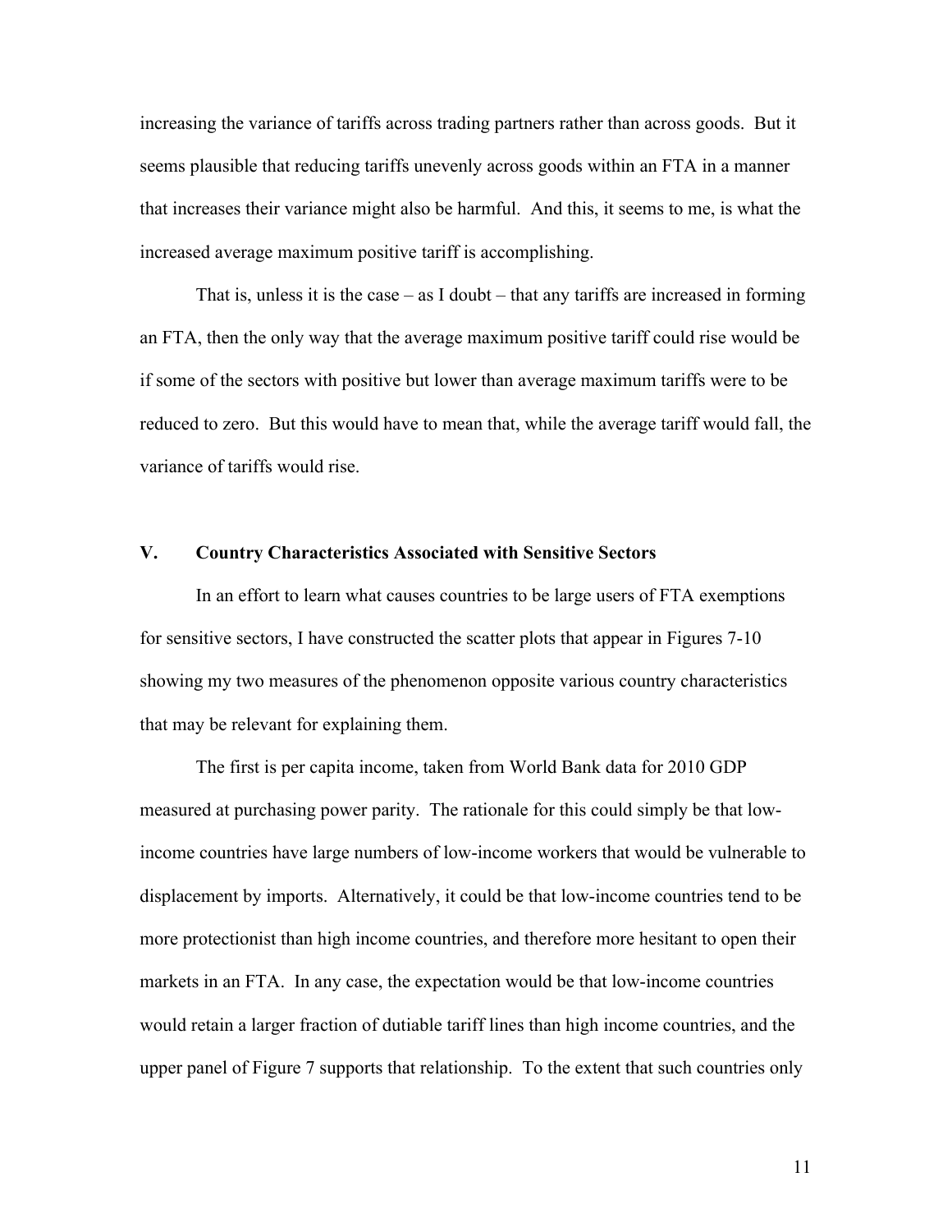increasing the variance of tariffs across trading partners rather than across goods. But it seems plausible that reducing tariffs unevenly across goods within an FTA in a manner that increases their variance might also be harmful. And this, it seems to me, is what the increased average maximum positive tariff is accomplishing.

That is, unless it is the case – as I doubt – that any tariffs are increased in forming an FTA, then the only way that the average maximum positive tariff could rise would be if some of the sectors with positive but lower than average maximum tariffs were to be reduced to zero. But this would have to mean that, while the average tariff would fall, the variance of tariffs would rise.

## V. Country Characteristics Associated with Sensitive Sectors

In an effort to learn what causes countries to be large users of FTA exemptions for sensitive sectors, I have constructed the scatter plots that appear in Figures 7-10 showing my two measures of the phenomenon opposite various country characteristics that may be relevant for explaining them.

The first is per capita income, taken from World Bank data for 2010 GDP measured at purchasing power parity. The rationale for this could simply be that low-income countries have large numbers of low-income workers that would be vulnerable to displacement by imports. Alternatively, it could be that low-income countries tend to be more protectionist than high income countries, and therefore more hesitant to open their markets in an FTA. In any case, the expectation would be that low-income countries would retain a larger fraction of dutiable tariff lines than high income countries, and the upper panel of Figure 7 supports that relationship. To the extent that such countries only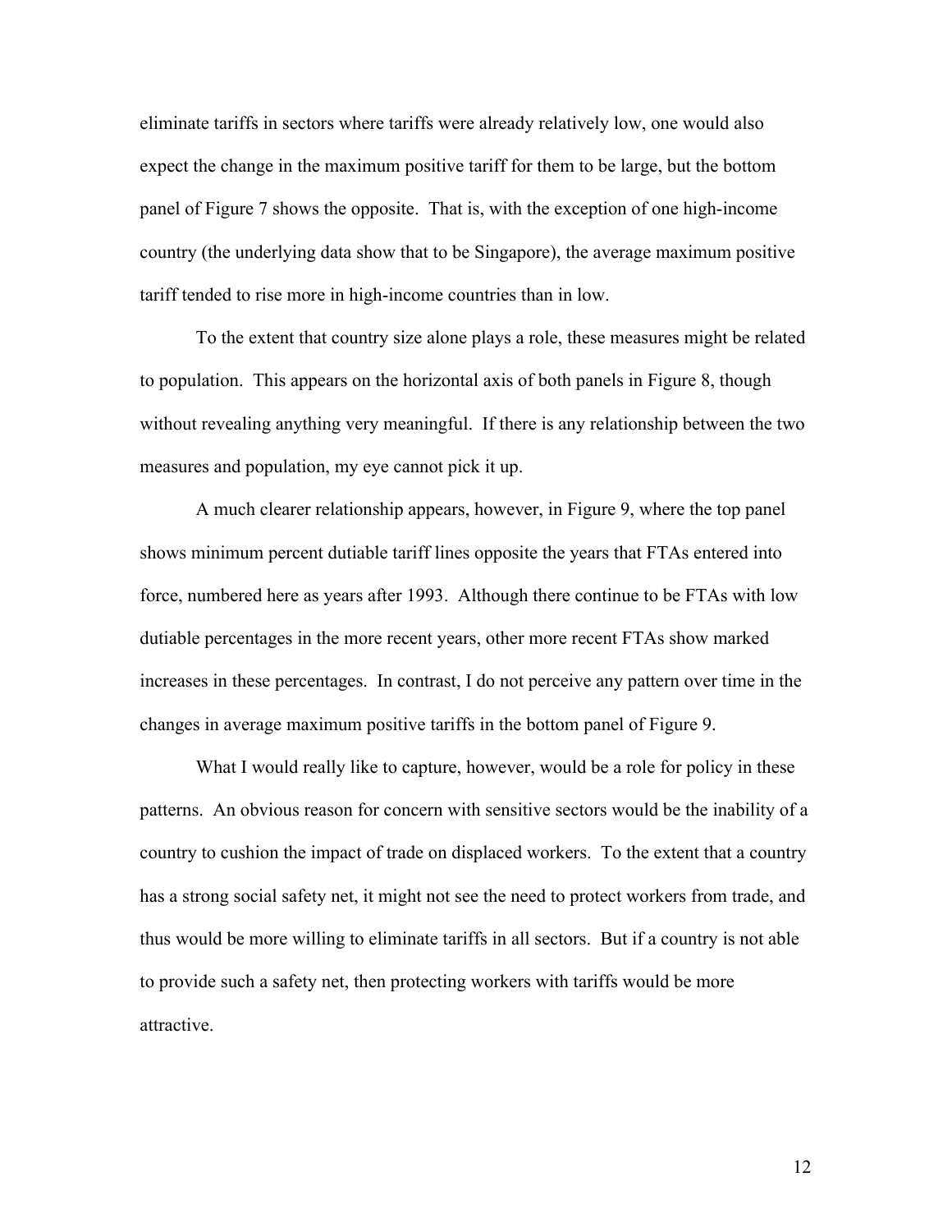eliminate tariffs in sectors where tariffs were already relatively low, one would also expect the change in the maximum positive tariff for them to be large, but the bottom panel of Figure 7 shows the opposite. That is, with the exception of one high-income country (the underlying data show that to be Singapore), the average maximum positive tariff tended to rise more in high-income countries than in low.

To the extent that country size alone plays a role, these measures might be related to population. This appears on the horizontal axis of both panels in Figure 8, though without revealing anything very meaningful. If there is any relationship between the two measures and population, my eye cannot pick it up.

A much clearer relationship appears, however, in Figure 9, where the top panel shows minimum percent dutiable tariff lines opposite the years that FTAs entered into force, numbered here as years after 1993. Although there continue to be FTAs with low dutiable percentages in the more recent years, other more recent FTAs show marked increases in these percentages. In contrast, I do not perceive any pattern over time in the changes in average maximum positive tariffs in the bottom panel of Figure 9.

What I would really like to capture, however, would be a role for policy in these patterns. An obvious reason for concern with sensitive sectors would be the inability of a country to cushion the impact of trade on displaced workers. To the extent that a country has a strong social safety net, it might not see the need to protect workers from trade, and thus would be more willing to eliminate tariffs in all sectors. But if a country is not able to provide such a safety net, then protecting workers with tariffs would be more attractive.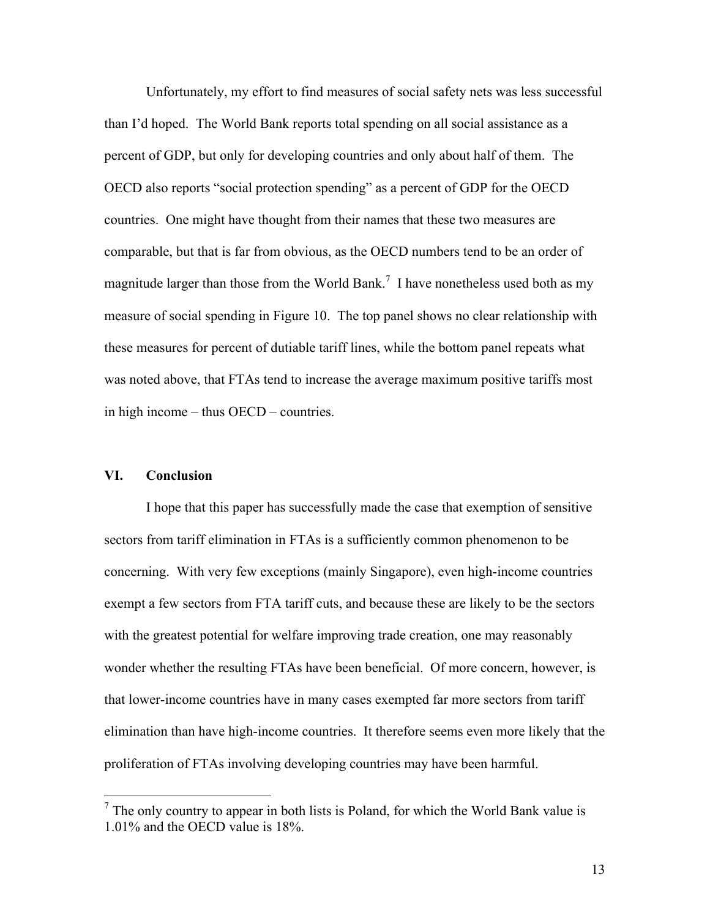Unfortunately, my effort to find measures of social safety nets was less successful than I'd hoped. The World Bank reports total spending on all social assistance as a percent of GDP, but only for developing countries and only about half of them. The OECD also reports "social protection spending" as a percent of GDP for the OECD countries. One might have thought from their names that these two measures are comparable, but that is far from obvious, as the OECD numbers tend to be an order of magnitude larger than those from the World Bank.[7] I have nonetheless used both as my measure of social spending in Figure 10. The top panel shows no clear relationship with these measures for percent of dutiable tariff lines, while the bottom panel repeats what was noted above, that FTAs tend to increase the average maximum positive tariffs most in high income – thus OECD – countries.

## VI. Conclusion

I hope that this paper has successfully made the case that exemption of sensitive sectors from tariff elimination in FTAs is a sufficiently common phenomenon to be concerning. With very few exceptions (mainly Singapore), even high-income countries exempt a few sectors from FTA tariff cuts, and because these are likely to be the sectors with the greatest potential for welfare improving trade creation, one may reasonably wonder whether the resulting FTAs have been beneficial. Of more concern, however, is that lower-income countries have in many cases exempted far more sectors from tariff elimination than have high-income countries. It therefore seems even more likely that the proliferation of FTAs involving developing countries may have been harmful.

[7] The only country to appear in both lists is Poland, for which the World Bank value is 1.01% and the OECD value is 18%.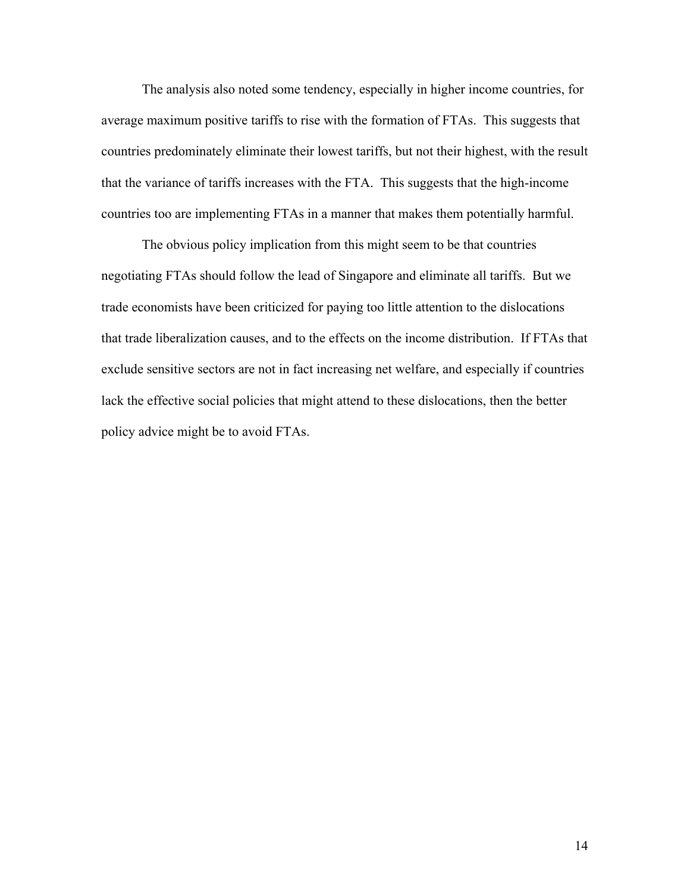The analysis also noted some tendency, especially in higher income countries, for average maximum positive tariffs to rise with the formation of FTAs. This suggests that countries predominately eliminate their lowest tariffs, but not their highest, with the result that the variance of tariffs increases with the FTA. This suggests that the high-income countries too are implementing FTAs in a manner that makes them potentially harmful.

The obvious policy implication from this might seem to be that countries negotiating FTAs should follow the lead of Singapore and eliminate all tariffs. But we trade economists have been criticized for paying too little attention to the dislocations that trade liberalization causes, and to the effects on the income distribution. If FTAs that exclude sensitive sectors are not in fact increasing net welfare, and especially if countries lack the effective social policies that might attend to these dislocations, then the better policy advice might be to avoid FTAs.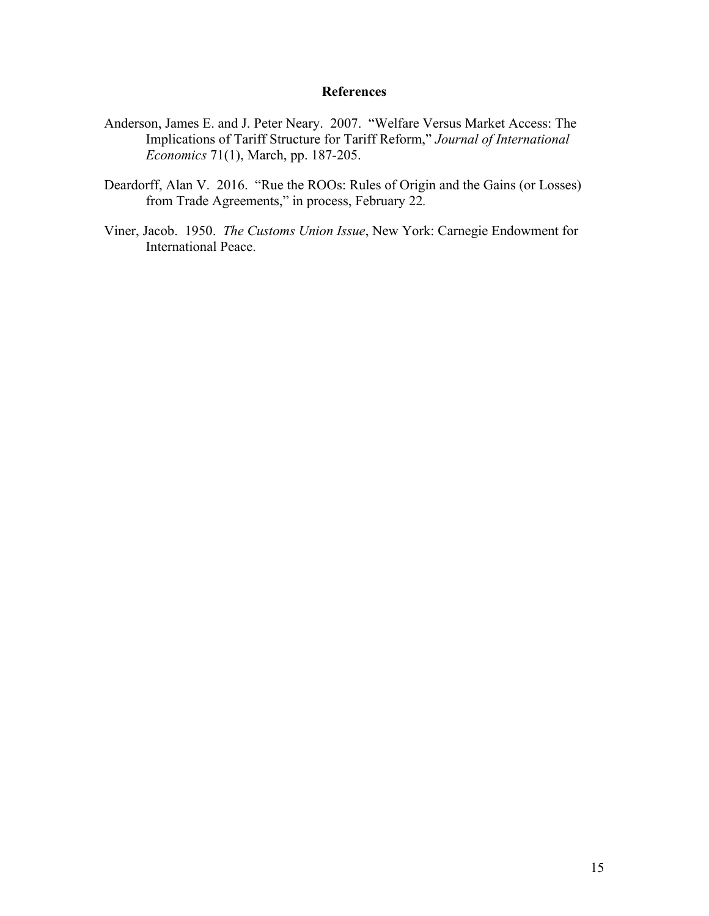## References

Anderson, James E. and J. Peter Neary. 2007. "Welfare Versus Market Access: The Implications of Tariff Structure for Tariff Reform," *Journal of International Economics* 71(1), March, pp. 187-205.

Deardorff, Alan V. 2016. "Rue the ROOs: Rules of Origin and the Gains (or Losses) from Trade Agreements," in process, February 22.

Viner, Jacob. 1950. *The Customs Union Issue*, New York: Carnegie Endowment for International Peace.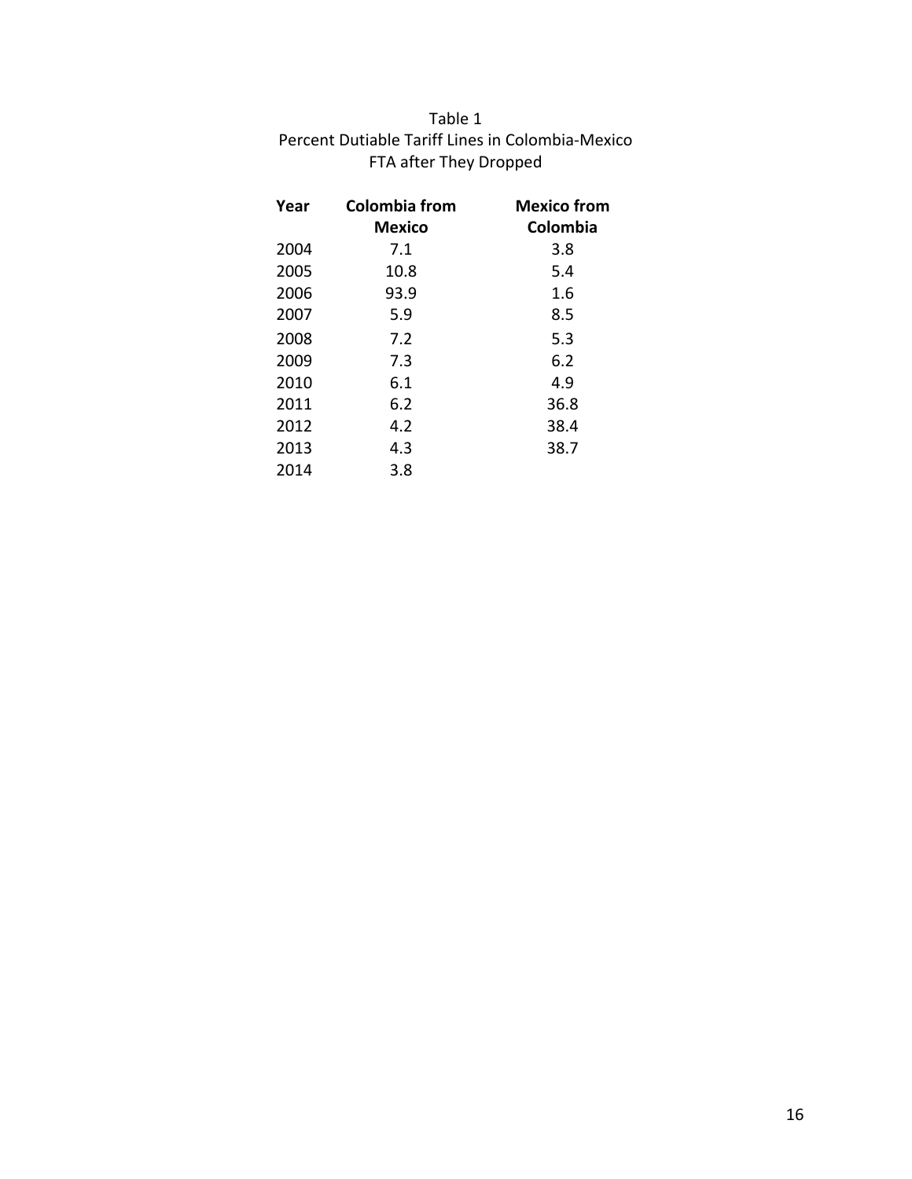Table 1
Percent Dutiable Tariff Lines in Colombia-Mexico FTA after They Dropped

| Year | Colombia from Mexico | Mexico from Colombia |
|---|---|---|
| 2004 | 7.1 | 3.8 |
| 2005 | 10.8 | 5.4 |
| 2006 | 93.9 | 1.6 |
| 2007 | 5.9 | 8.5 |
| 2008 | 7.2 | 5.3 |
| 2009 | 7.3 | 6.2 |
| 2010 | 6.1 | 4.9 |
| 2011 | 6.2 | 36.8 |
| 2012 | 4.2 | 38.4 |
| 2013 | 4.3 | 38.7 |
| 2014 | 3.8 | |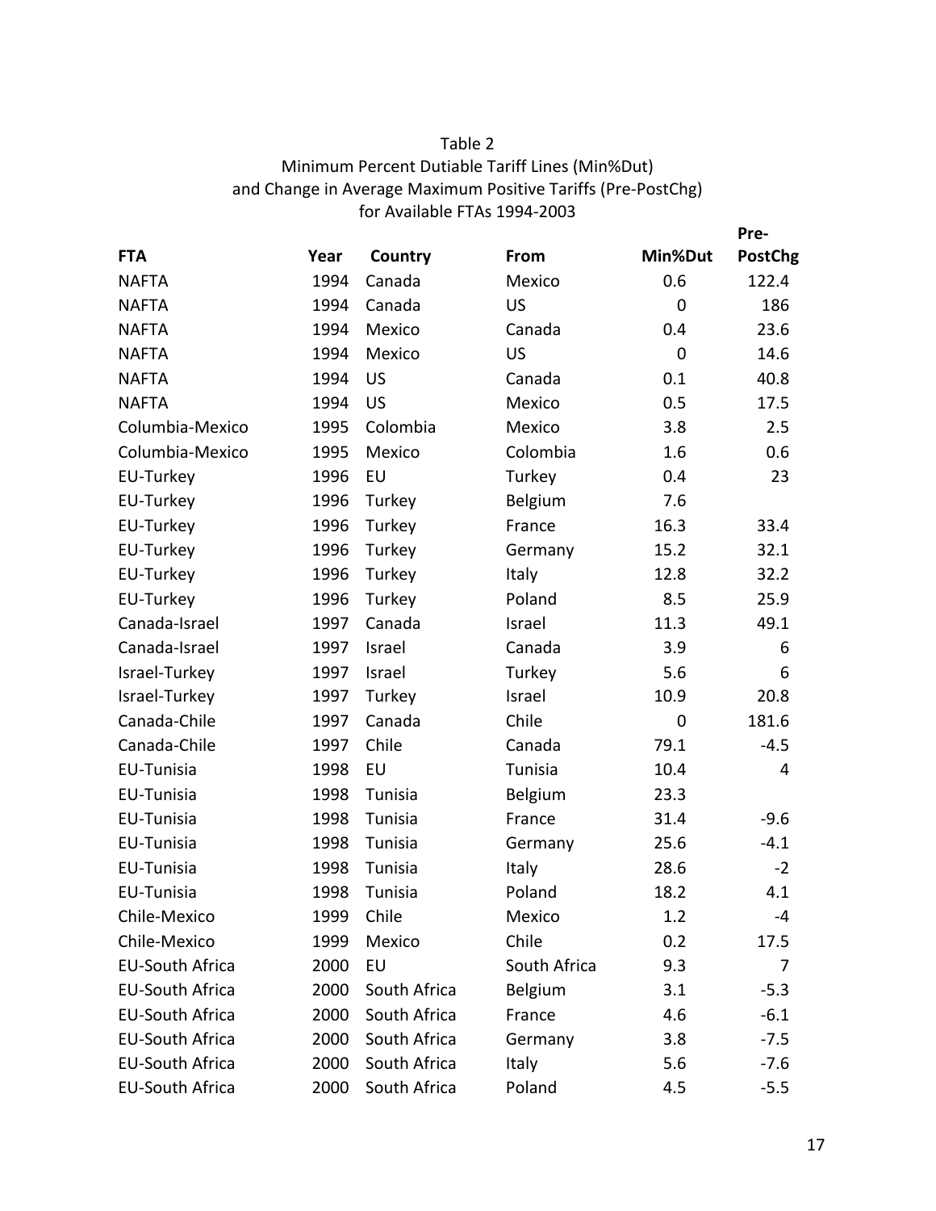Table 2
Minimum Percent Dutiable Tariff Lines (Min%Dut)
and Change in Average Maximum Positive Tariffs (Pre-PostChg)
for Available FTAs 1994-2003

| FTA | Year | Country | From | Min%Dut | Pre-PostChg |
|---|---|---|---|---|---|
| NAFTA | 1994 | Canada | Mexico | 0.6 | 122.4 |
| NAFTA | 1994 | Canada | US | 0 | 186 |
| NAFTA | 1994 | Mexico | Canada | 0.4 | 23.6 |
| NAFTA | 1994 | Mexico | US | 0 | 14.6 |
| NAFTA | 1994 | US | Canada | 0.1 | 40.8 |
| NAFTA | 1994 | US | Mexico | 0.5 | 17.5 |
| Columbia-Mexico | 1995 | Colombia | Mexico | 3.8 | 2.5 |
| Columbia-Mexico | 1995 | Mexico | Colombia | 1.6 | 0.6 |
| EU-Turkey | 1996 | EU | Turkey | 0.4 | 23 |
| EU-Turkey | 1996 | Turkey | Belgium | 7.6 | |
| EU-Turkey | 1996 | Turkey | France | 16.3 | 33.4 |
| EU-Turkey | 1996 | Turkey | Germany | 15.2 | 32.1 |
| EU-Turkey | 1996 | Turkey | Italy | 12.8 | 32.2 |
| EU-Turkey | 1996 | Turkey | Poland | 8.5 | 25.9 |
| Canada-Israel | 1997 | Canada | Israel | 11.3 | 49.1 |
| Canada-Israel | 1997 | Israel | Canada | 3.9 | 6 |
| Israel-Turkey | 1997 | Israel | Turkey | 5.6 | 6 |
| Israel-Turkey | 1997 | Turkey | Israel | 10.9 | 20.8 |
| Canada-Chile | 1997 | Canada | Chile | 0 | 181.6 |
| Canada-Chile | 1997 | Chile | Canada | 79.1 | -4.5 |
| EU-Tunisia | 1998 | EU | Tunisia | 10.4 | 4 |
| EU-Tunisia | 1998 | Tunisia | Belgium | 23.3 | |
| EU-Tunisia | 1998 | Tunisia | France | 31.4 | -9.6 |
| EU-Tunisia | 1998 | Tunisia | Germany | 25.6 | -4.1 |
| EU-Tunisia | 1998 | Tunisia | Italy | 28.6 | -2 |
| EU-Tunisia | 1998 | Tunisia | Poland | 18.2 | 4.1 |
| Chile-Mexico | 1999 | Chile | Mexico | 1.2 | -4 |
| Chile-Mexico | 1999 | Mexico | Chile | 0.2 | 17.5 |
| EU-South Africa | 2000 | EU | South Africa | 9.3 | 7 |
| EU-South Africa | 2000 | South Africa | Belgium | 3.1 | -5.3 |
| EU-South Africa | 2000 | South Africa | France | 4.6 | -6.1 |
| EU-South Africa | 2000 | South Africa | Germany | 3.8 | -7.5 |
| EU-South Africa | 2000 | South Africa | Italy | 5.6 | -7.6 |
| EU-South Africa | 2000 | South Africa | Poland | 4.5 | -5.5 |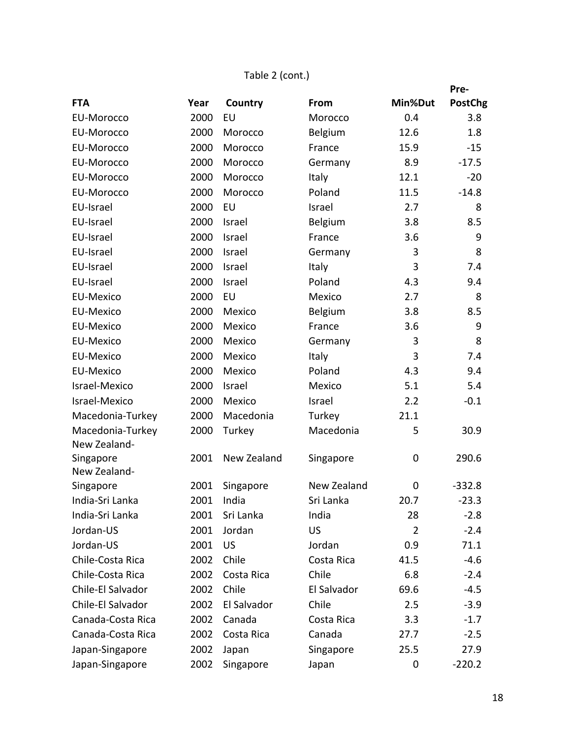Table 2 (cont.)

| FTA | Year | Country | From | Min%Dut | Pre-PostChg |
|---|---|---|---|---|---|
| EU-Morocco | 2000 | EU | Morocco | 0.4 | 3.8 |
| EU-Morocco | 2000 | Morocco | Belgium | 12.6 | 1.8 |
| EU-Morocco | 2000 | Morocco | France | 15.9 | -15 |
| EU-Morocco | 2000 | Morocco | Germany | 8.9 | -17.5 |
| EU-Morocco | 2000 | Morocco | Italy | 12.1 | -20 |
| EU-Morocco | 2000 | Morocco | Poland | 11.5 | -14.8 |
| EU-Israel | 2000 | EU | Israel | 2.7 | 8 |
| EU-Israel | 2000 | Israel | Belgium | 3.8 | 8.5 |
| EU-Israel | 2000 | Israel | France | 3.6 | 9 |
| EU-Israel | 2000 | Israel | Germany | 3 | 8 |
| EU-Israel | 2000 | Israel | Italy | 3 | 7.4 |
| EU-Israel | 2000 | Israel | Poland | 4.3 | 9.4 |
| EU-Mexico | 2000 | EU | Mexico | 2.7 | 8 |
| EU-Mexico | 2000 | Mexico | Belgium | 3.8 | 8.5 |
| EU-Mexico | 2000 | Mexico | France | 3.6 | 9 |
| EU-Mexico | 2000 | Mexico | Germany | 3 | 8 |
| EU-Mexico | 2000 | Mexico | Italy | 3 | 7.4 |
| EU-Mexico | 2000 | Mexico | Poland | 4.3 | 9.4 |
| Israel-Mexico | 2000 | Israel | Mexico | 5.1 | 5.4 |
| Israel-Mexico | 2000 | Mexico | Israel | 2.2 | -0.1 |
| Macedonia-Turkey | 2000 | Macedonia | Turkey | 21.1 | |
| Macedonia-Turkey | 2000 | Turkey | Macedonia | 5 | 30.9 |
| New Zealand-Singapore | 2001 | New Zealand | Singapore | 0 | 290.6 |
| New Zealand-Singapore | 2001 | Singapore | New Zealand | 0 | -332.8 |
| India-Sri Lanka | 2001 | India | Sri Lanka | 20.7 | -23.3 |
| India-Sri Lanka | 2001 | Sri Lanka | India | 28 | -2.8 |
| Jordan-US | 2001 | Jordan | US | 2 | -2.4 |
| Jordan-US | 2001 | US | Jordan | 0.9 | 71.1 |
| Chile-Costa Rica | 2002 | Chile | Costa Rica | 41.5 | -4.6 |
| Chile-Costa Rica | 2002 | Costa Rica | Chile | 6.8 | -2.4 |
| Chile-El Salvador | 2002 | Chile | El Salvador | 69.6 | -4.5 |
| Chile-El Salvador | 2002 | El Salvador | Chile | 2.5 | -3.9 |
| Canada-Costa Rica | 2002 | Canada | Costa Rica | 3.3 | -1.7 |
| Canada-Costa Rica | 2002 | Costa Rica | Canada | 27.7 | -2.5 |
| Japan-Singapore | 2002 | Japan | Singapore | 25.5 | 27.9 |
| Japan-Singapore | 2002 | Singapore | Japan | 0 | -220.2 |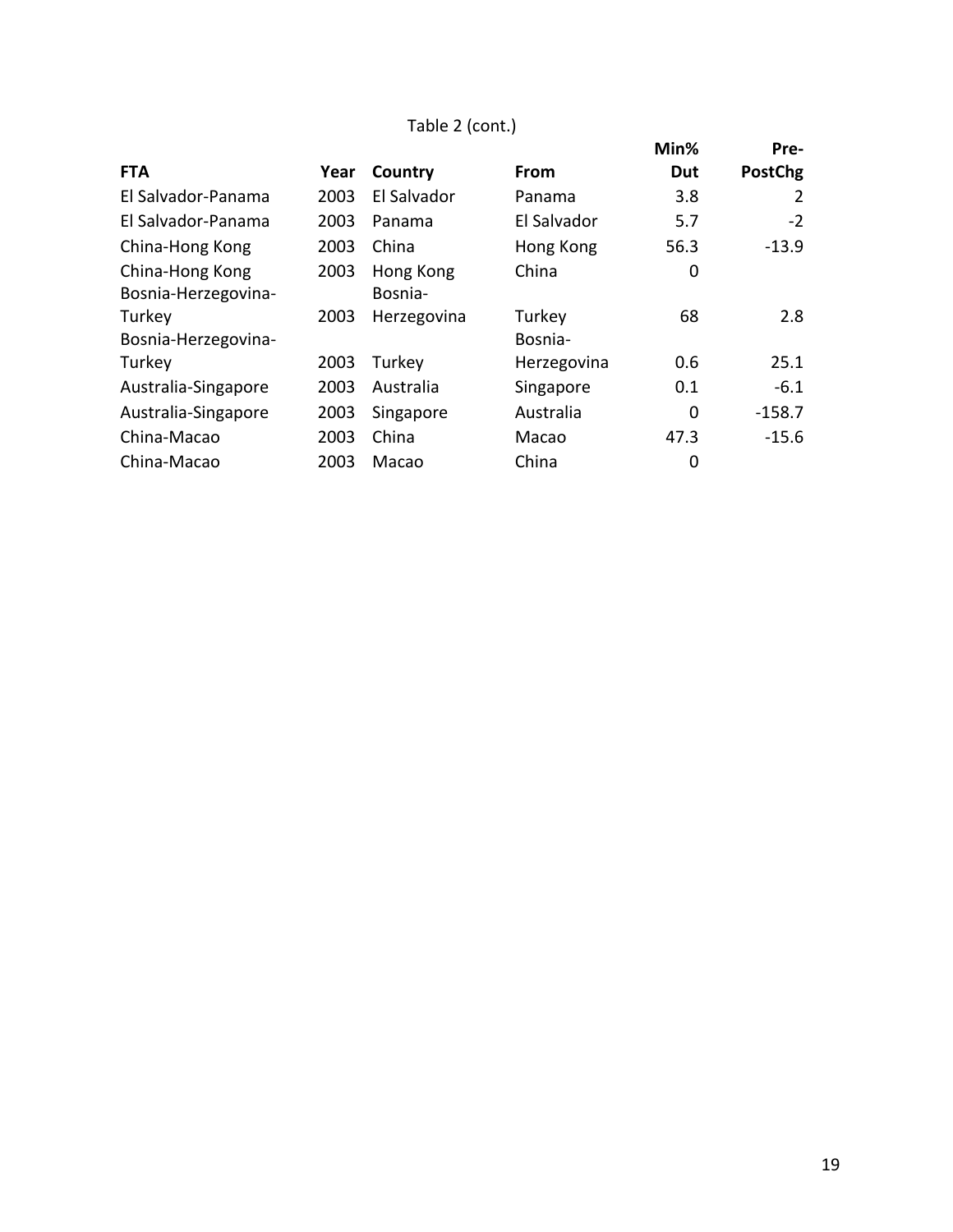Table 2 (cont.)

| FTA | Year | Country | From | Min% Dut | Pre-PostChg |
|---|---|---|---|---|---|
| El Salvador-Panama | 2003 | El Salvador | Panama | 3.8 | 2 |
| El Salvador-Panama | 2003 | Panama | El Salvador | 5.7 | -2 |
| China-Hong Kong | 2003 | China | Hong Kong | 56.3 | -13.9 |
| China-Hong Kong | 2003 | Hong Kong | China | 0 | |
| Bosnia-Herzegovina-Turkey | 2003 | Bosnia-Herzegovina | Turkey | 68 | 2.8 |
| Bosnia-Herzegovina-Turkey | 2003 | Turkey | Bosnia-Herzegovina | 0.6 | 25.1 |
| Australia-Singapore | 2003 | Australia | Singapore | 0.1 | -6.1 |
| Australia-Singapore | 2003 | Singapore | Australia | 0 | -158.7 |
| China-Macao | 2003 | China | Macao | 47.3 | -15.6 |
| China-Macao | 2003 | Macao | China | 0 | |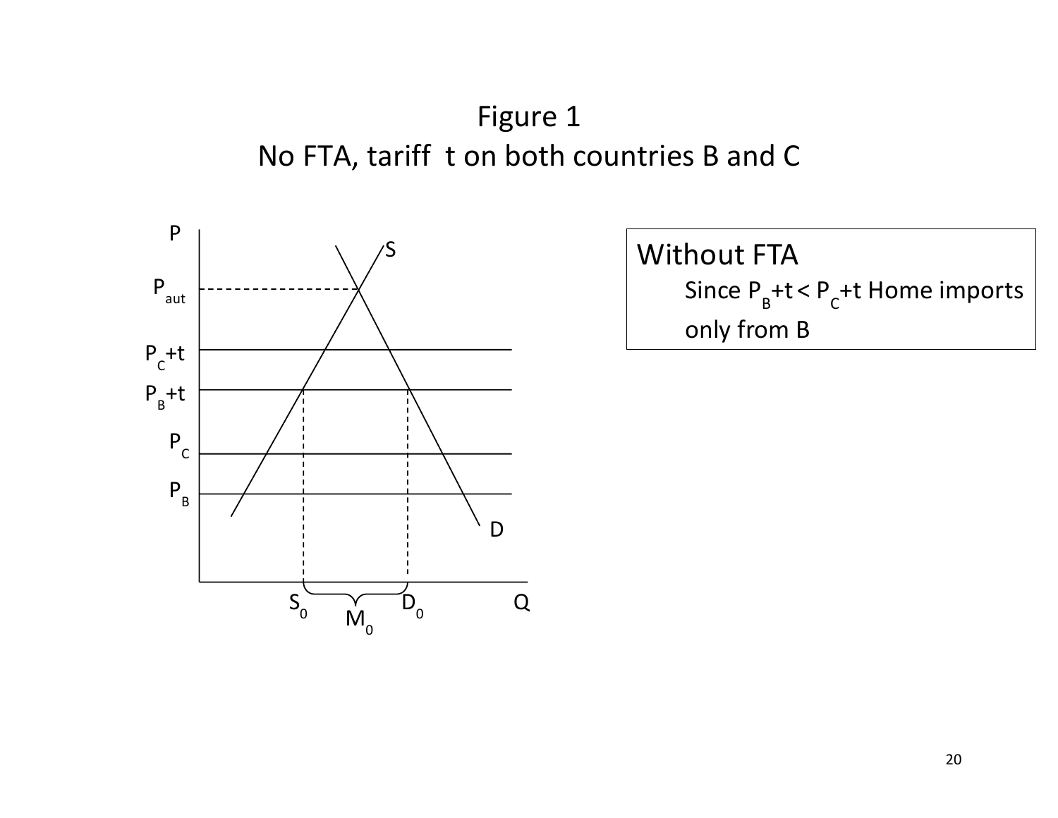# Figure 1
## No FTA, tariff t on both countries B and C

**Without FTA**

Since $P_B + t < P_C + t$ Home imports only from B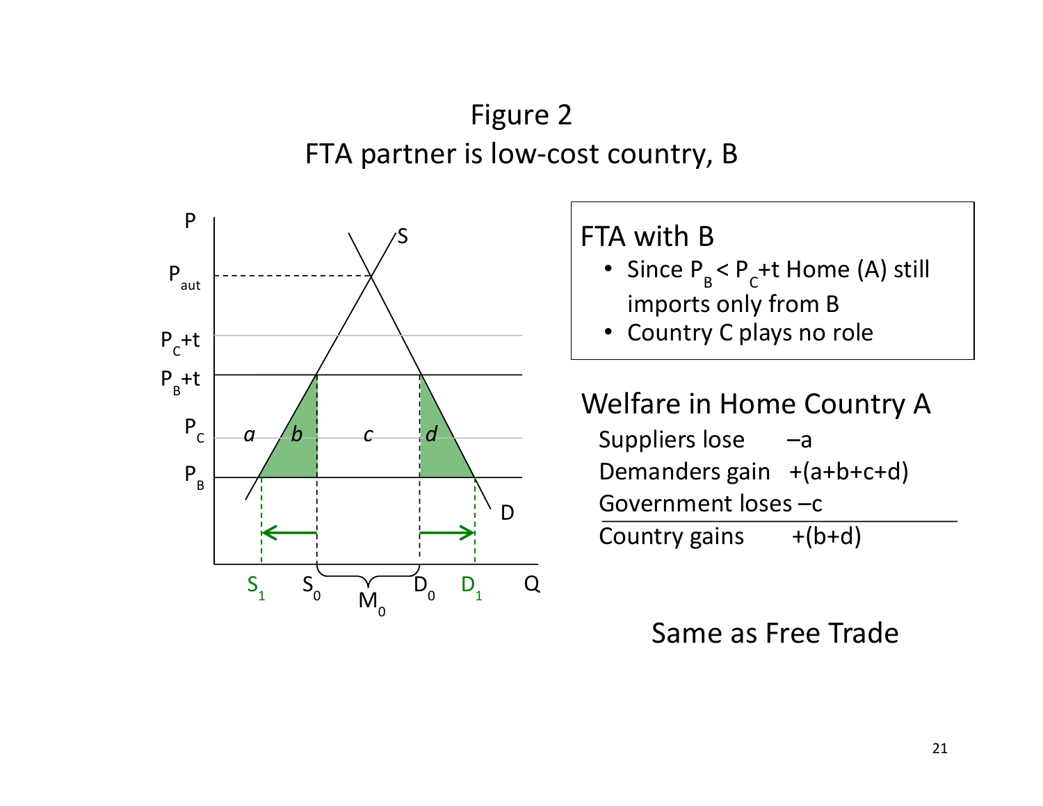# Figure 2

## FTA partner is low-cost country, B

### FTA with B

- Since $P_B < P_C + t$ Home (A) still imports only from B
- Country C plays no role

### Welfare in Home Country A

| | |
|---|---|
| Suppliers lose | $-a$ |
| Demanders gain | $+(a+b+c+d)$ |
| Government loses | $-c$ |
| Country gains | $+(b+d)$ |

Same as Free Trade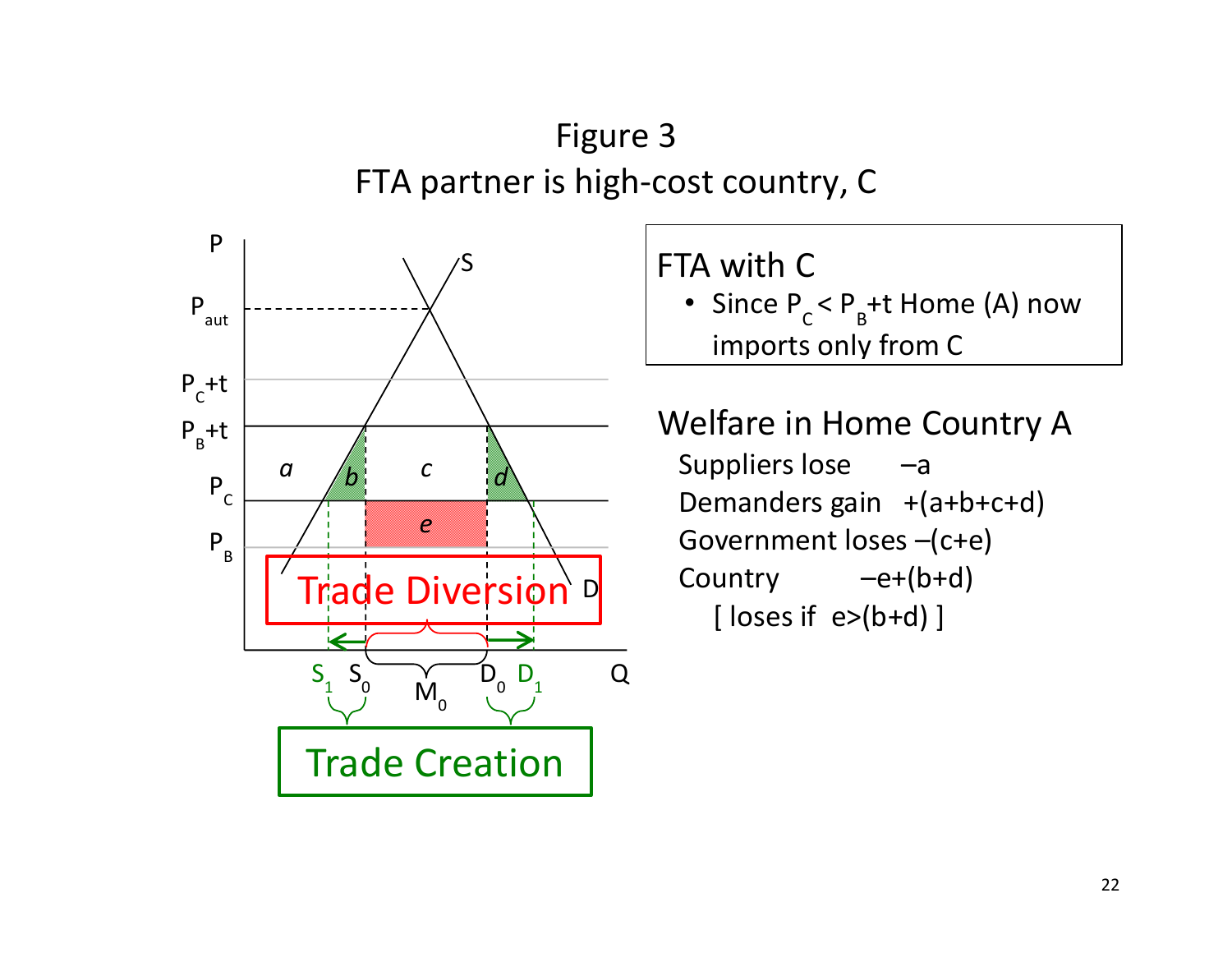# Figure 3

## FTA partner is high-cost country, C

**FTA with C**

- Since $P_C < P_B + t$ Home (A) now imports only from C

**Welfare in Home Country A**

| | |
|---|---|
| Suppliers lose | $-a$ |
| Demanders gain | $+(a+b+c+d)$ |
| Government loses | $-(c+e)$ |
| Country | $-e+(b+d)$ |

[ loses if $e>(b+d)$ ]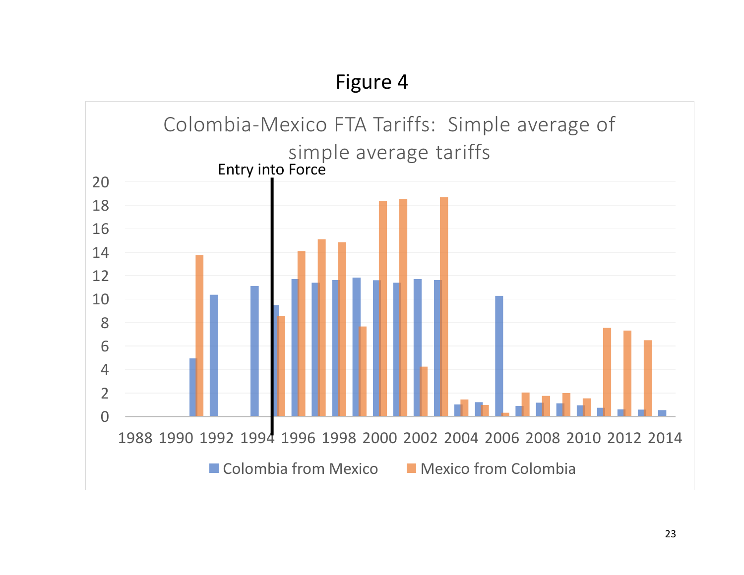# Figure 4

Colombia-Mexico FTA Tariffs: Simple average of simple average tariffs

Entry into Force

■ Colombia from Mexico ■ Mexico from Colombia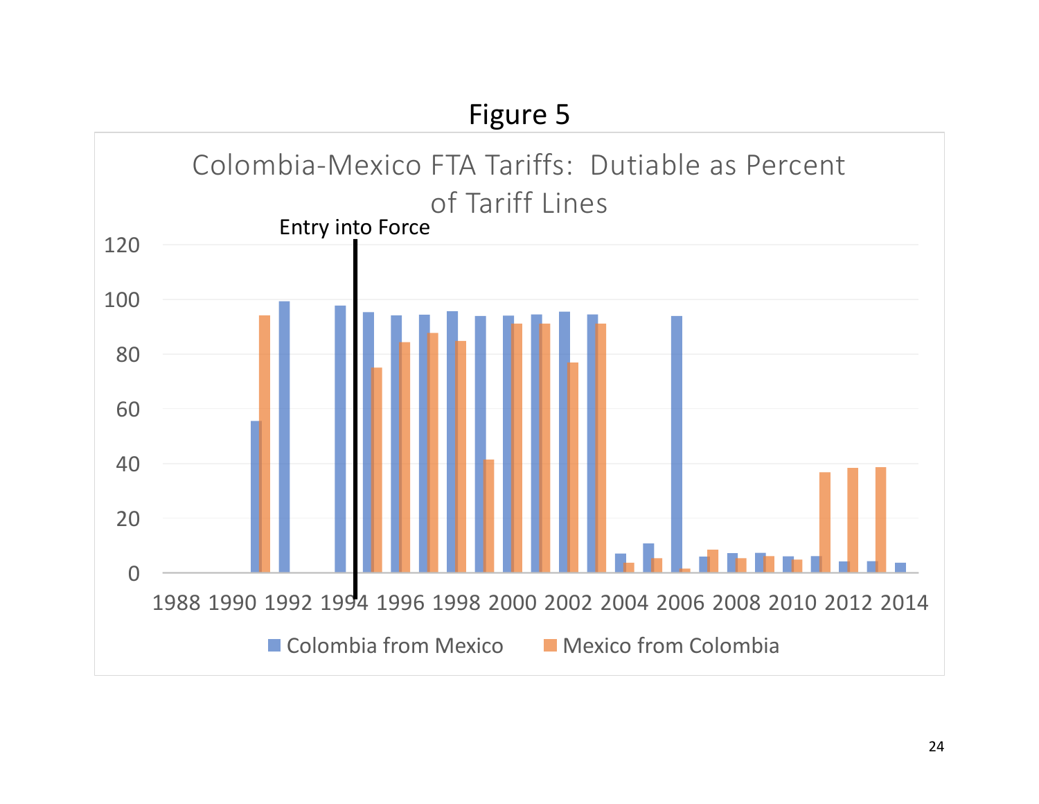# Figure 5

Colombia-Mexico FTA Tariffs: Dutiable as Percent of Tariff Lines

Entry into Force

120

100

80

60

40

20

0

1988 1990 1992 1994 1996 1998 2000 2002 2004 2006 2008 2010 2012 2014

Colombia from Mexico    Mexico from Colombia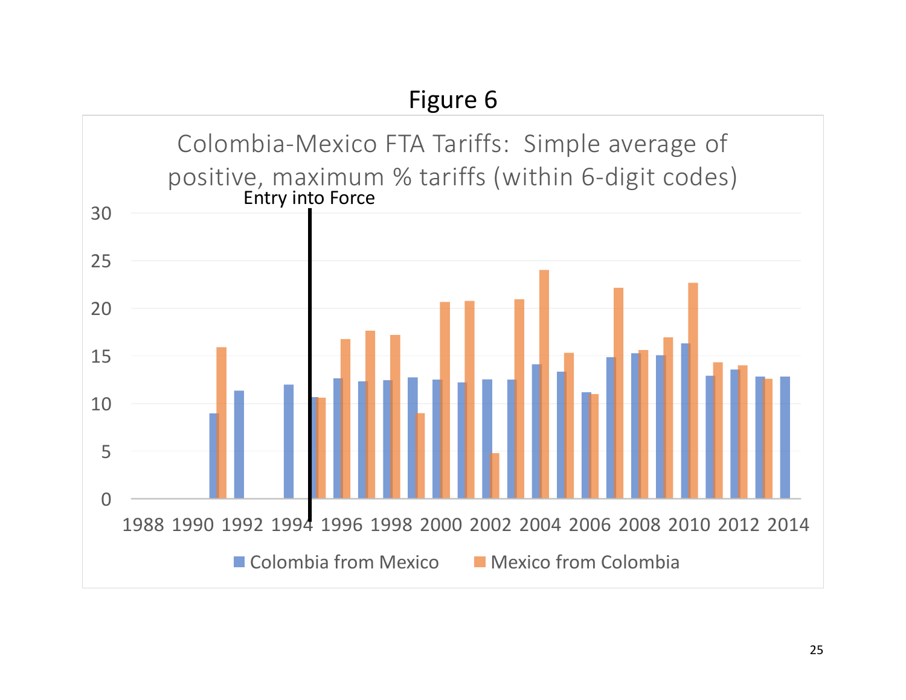# Figure 6

Colombia-Mexico FTA Tariffs: Simple average of positive, maximum % tariffs (within 6-digit codes)

Entry into Force

| Year | Colombia from Mexico | Mexico from Colombia |
|---|---|---|
| 1991 | 9.0 | 15.9 |
| 1992 | 11.3 | |
| 1994 | 12.0 | |
| 1995 | 10.7 | 10.6 |
| 1996 | 12.6 | 16.8 |
| 1997 | 12.3 | 17.6 |
| 1998 | 12.4 | 17.2 |
| 1999 | 12.7 | 9.0 |
| 2000 | 12.5 | 20.7 |
| 2001 | 12.2 | 20.8 |
| 2002 | 12.5 | 4.8 |
| 2003 | 12.5 | 20.9 |
| 2004 | 14.1 | 24.0 |
| 2005 | 13.3 | 15.3 |
| 2006 | 11.2 | 11.0 |
| 2007 | 14.8 | 22.1 |
| 2008 | 15.3 | 15.6 |
| 2009 | 15.1 | 16.9 |
| 2010 | 16.3 | 22.7 |
| 2011 | 12.9 | 14.3 |
| 2012 | 13.5 | 14.0 |
| 2013 | 12.8 | 12.6 |
| 2014 | 12.8 | |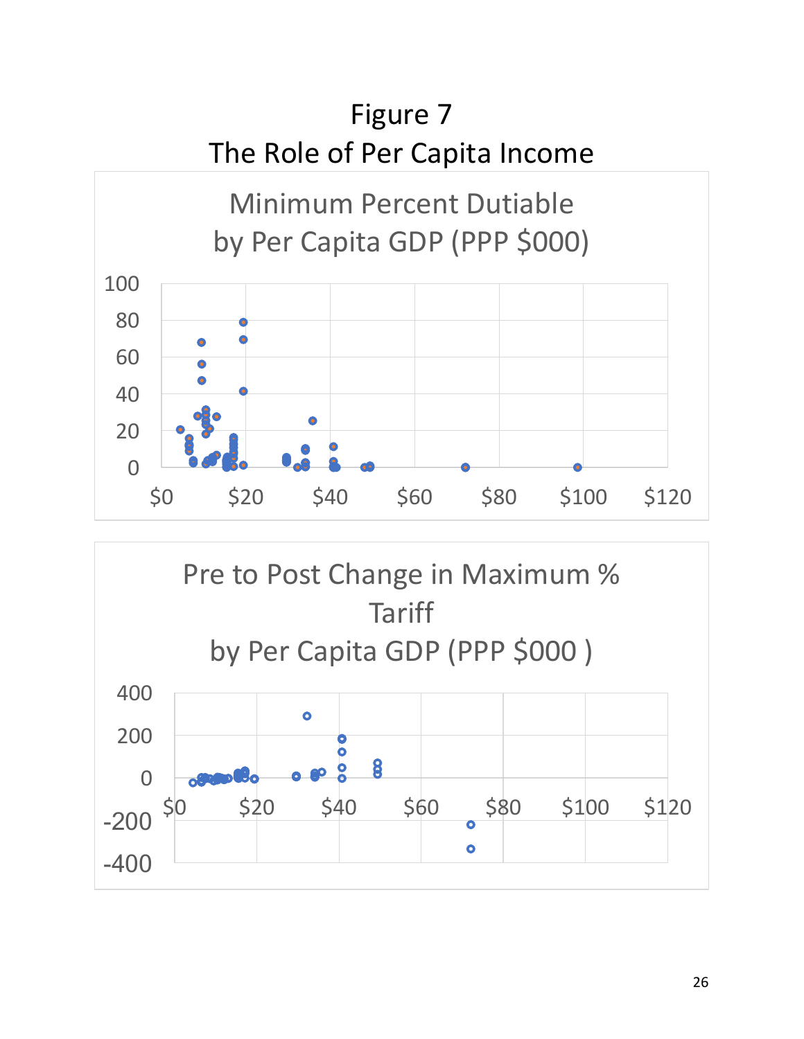# Figure 7
## The Role of Per Capita Income

Minimum Percent Dutiable by Per Capita GDP (PPP $000)

Pre to Post Change in Maximum % Tariff by Per Capita GDP (PPP $000 )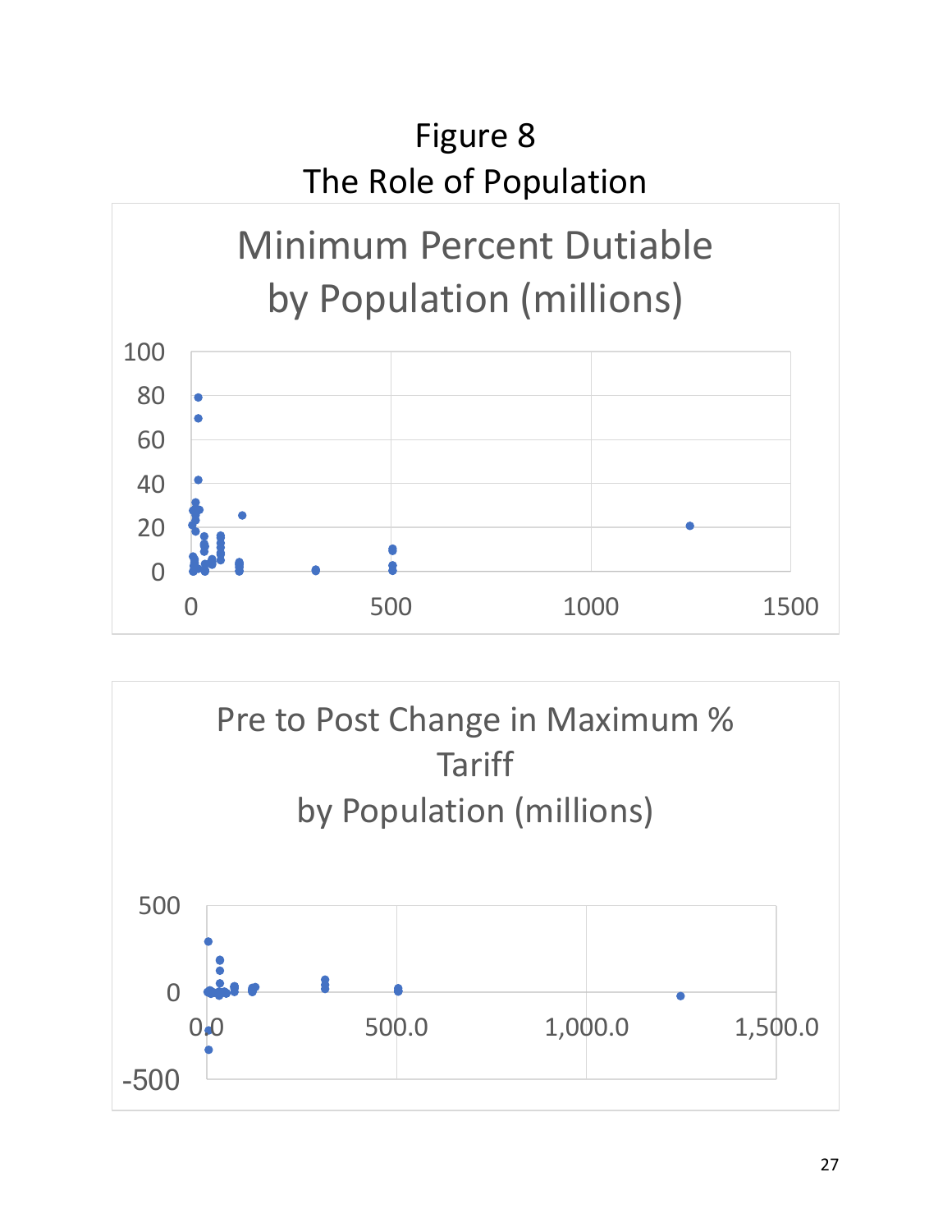Figure 8

The Role of Population

Minimum Percent Dutiable by Population (millions)

Pre to Post Change in Maximum % Tariff by Population (millions)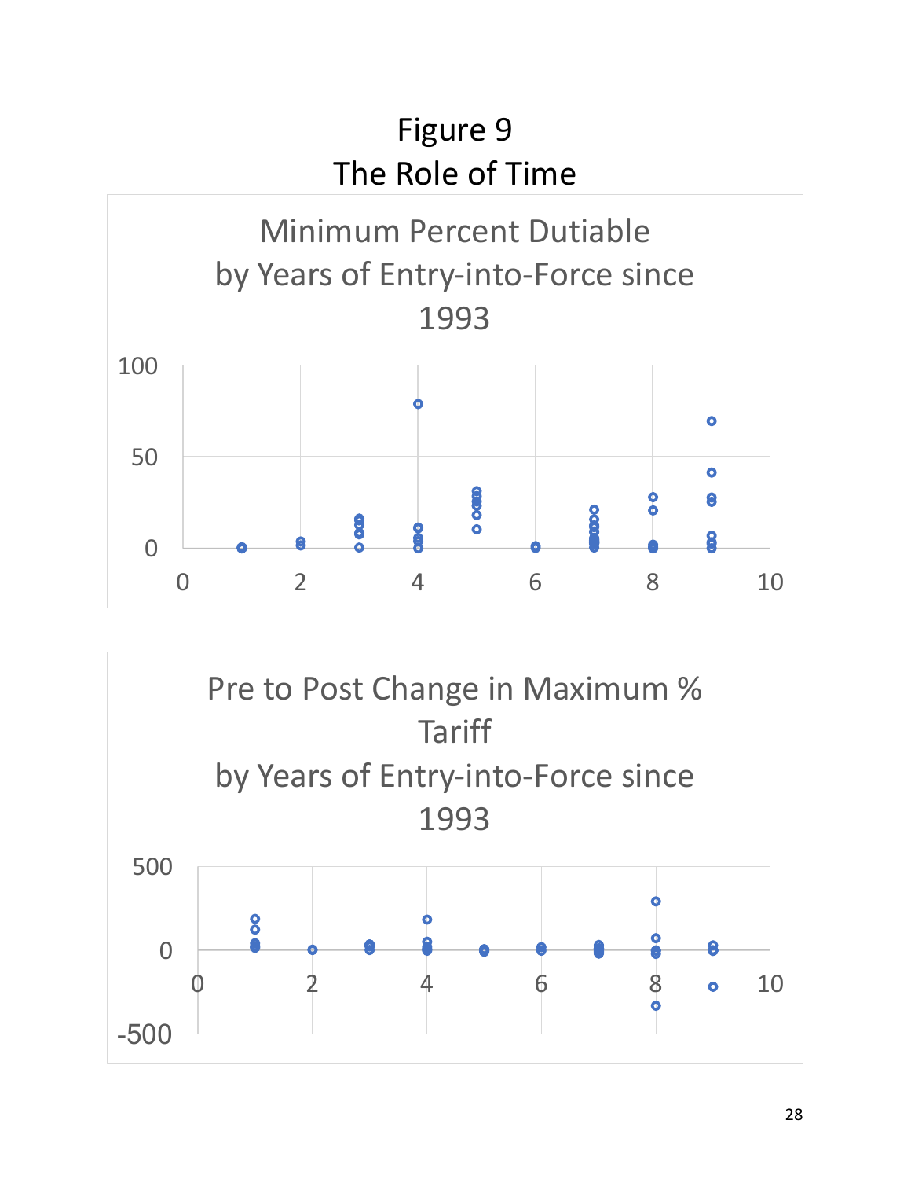# Figure 9
## The Role of Time

Minimum Percent Dutiable by Years of Entry-into-Force since 1993

Pre to Post Change in Maximum % Tariff by Years of Entry-into-Force since 1993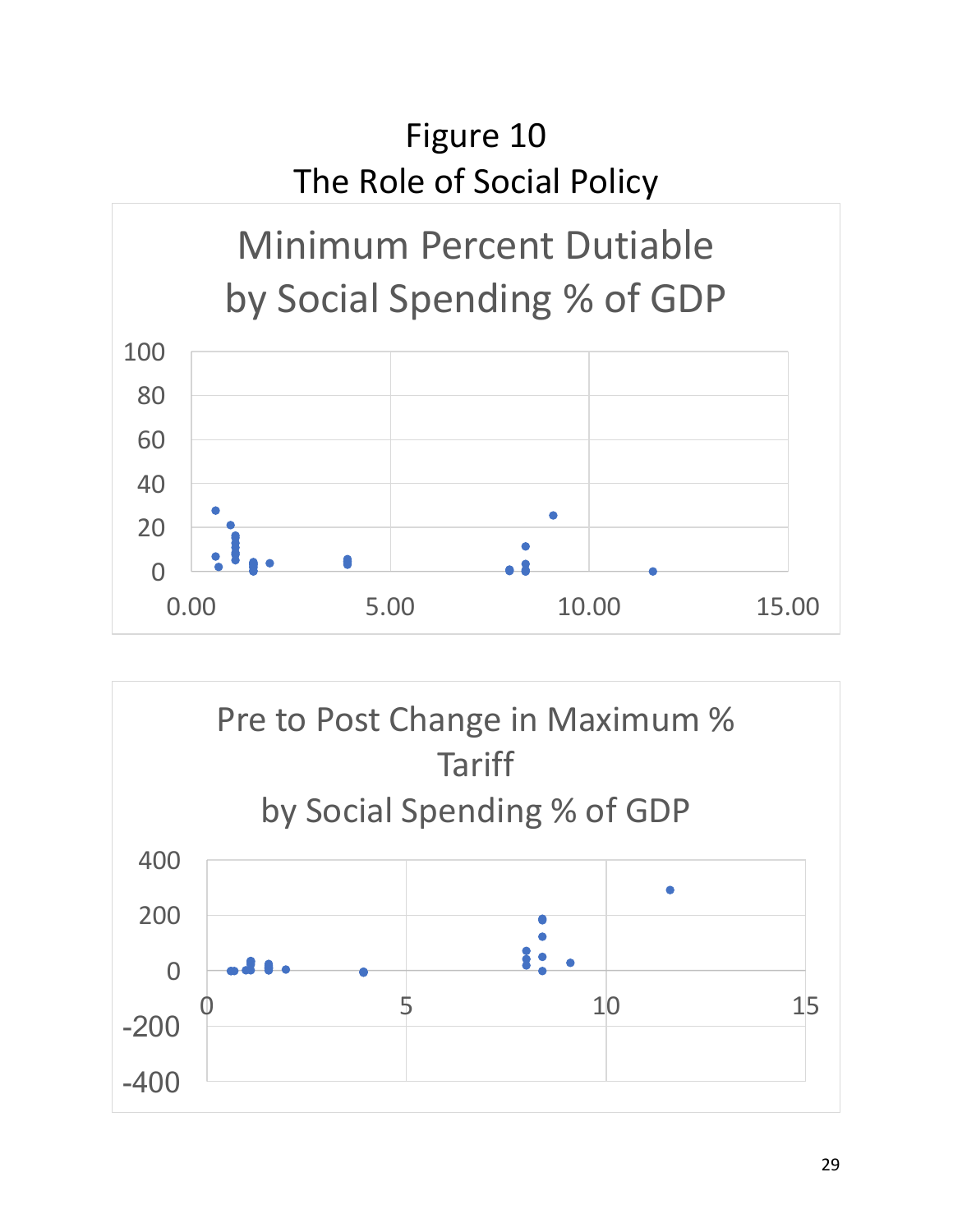# Figure 10

## The Role of Social Policy

Minimum Percent Dutiable by Social Spending % of GDP

Pre to Post Change in Maximum % Tariff by Social Spending % of GDP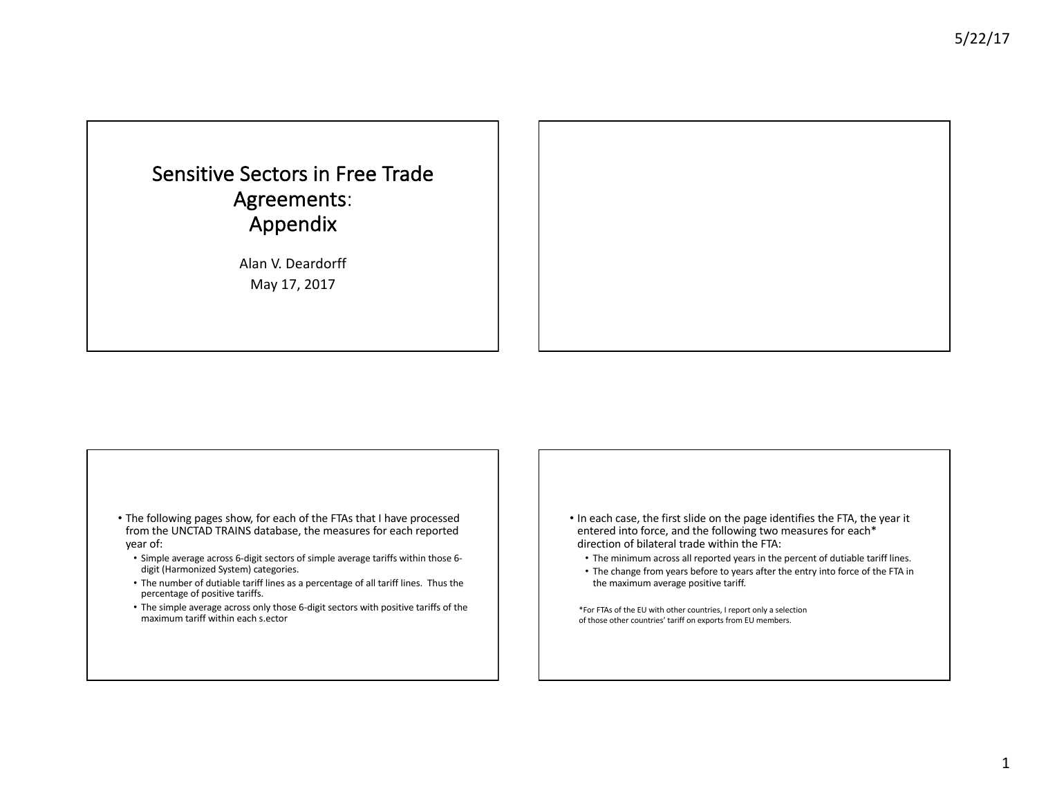# Sensitive Sectors in Free Trade Agreements: Appendix

Alan V. Deardorff

May 17, 2017

- The following pages show, for each of the FTAs that I have processed from the UNCTAD TRAINS database, the measures for each reported year of:
  - Simple average across 6-digit sectors of simple average tariffs within those 6-digit (Harmonized System) categories.
  - The number of dutiable tariff lines as a percentage of all tariff lines. Thus the percentage of positive tariffs.
  - The simple average across only those 6-digit sectors with positive tariffs of the maximum tariff within each s.ector

- In each case, the first slide on the page identifies the FTA, the year it entered into force, and the following two measures for each* direction of bilateral trade within the FTA:
  - The minimum across all reported years in the percent of dutiable tariff lines.
  - The change from years before to years after the entry into force of the FTA in the maximum average positive tariff.

*For FTAs of the EU with other countries, I report only a selection of those other countries' tariff on exports from EU members.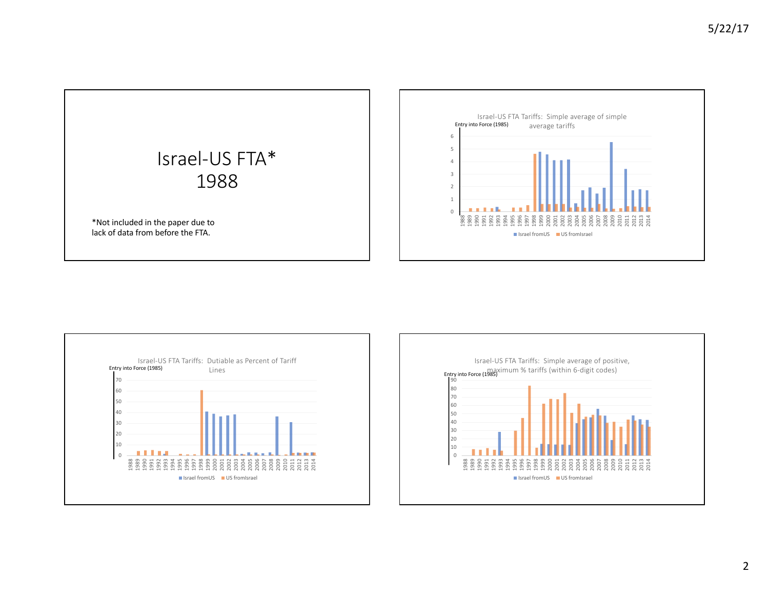# Israel-US FTA*
# 1988

*Not included in the paper due to lack of data from before the FTA.

Israel-US FTA Tariffs: Simple average of simple average tariffs

Entry into Force (1985)

Israel fromUS   US fromIsrael

Israel-US FTA Tariffs: Dutiable as Percent of Tariff Lines

Entry into Force (1985)

Israel fromUS   US fromIsrael

Israel-US FTA Tariffs: Simple average of positive, maximum % tariffs (within 6-digit codes)

Entry into Force (1985)

Israel fromUS   US fromIsrael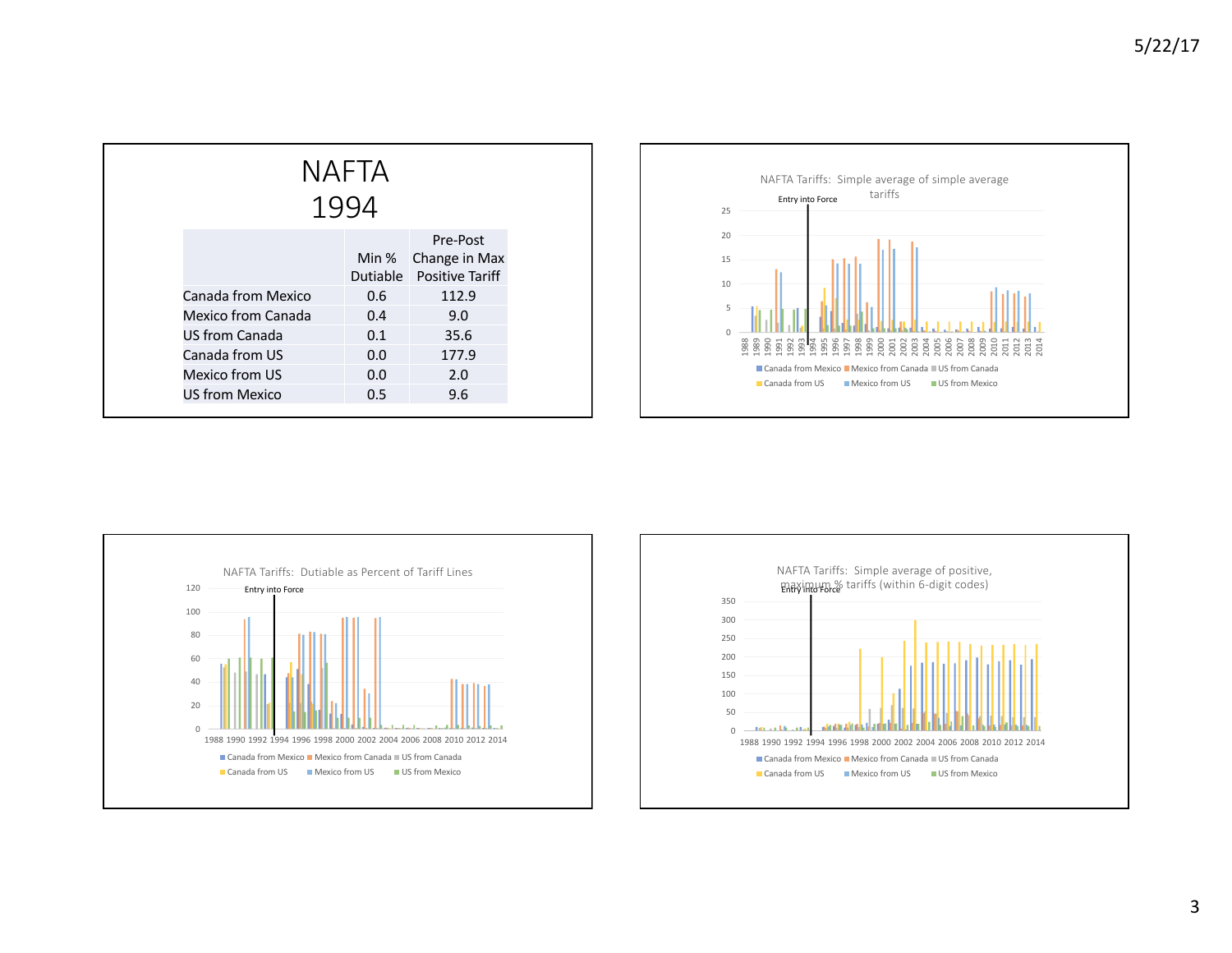# NAFTA 1994

| | Min % Dutiable | Pre-Post Change in Max Positive Tariff |
|---|---|---|
| Canada from Mexico | 0.6 | 112.9 |
| Mexico from Canada | 0.4 | 9.0 |
| US from Canada | 0.1 | 35.6 |
| Canada from US | 0.0 | 177.9 |
| Mexico from US | 0.0 | 2.0 |
| US from Mexico | 0.5 | 9.6 |

NAFTA Tariffs: Simple average of simple average tariffs

NAFTA Tariffs: Dutiable as Percent of Tariff Lines

NAFTA Tariffs: Simple average of positive, maximum % tariffs (within 6-digit codes)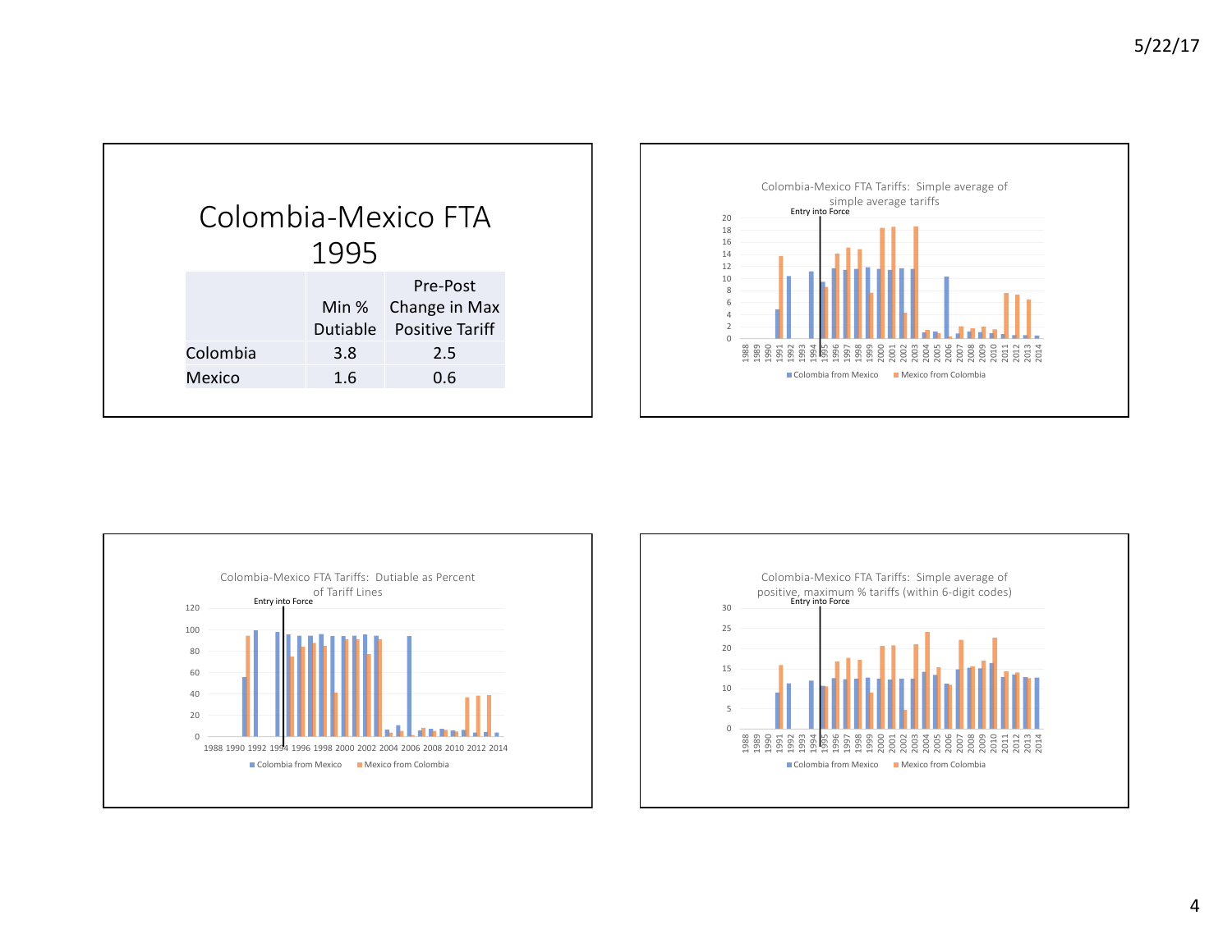# Colombia-Mexico FTA 1995

| | Min % Dutiable | Pre-Post Change in Max Positive Tariff |
|---|---|---|
| Colombia | 3.8 | 2.5 |
| Mexico | 1.6 | 0.6 |

Colombia-Mexico FTA Tariffs: Simple average of simple average tariffs

Entry into Force

Colombia from Mexico · Mexico from Colombia

Colombia-Mexico FTA Tariffs: Dutiable as Percent of Tariff Lines

Entry into Force

Colombia from Mexico · Mexico from Colombia

Colombia-Mexico FTA Tariffs: Simple average of positive, maximum % tariffs (within 6-digit codes)

Entry into Force

Colombia from Mexico · Mexico from Colombia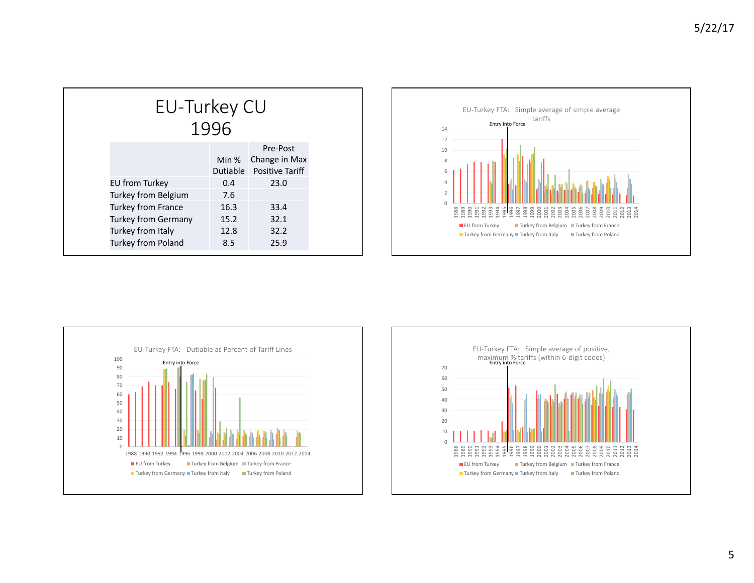# EU-Turkey CU 1996

| | Min % Dutiable | Pre-Post Change in Max Positive Tariff |
|---|---|---|
| EU from Turkey | 0.4 | 23.0 |
| Turkey from Belgium | 7.6 | |
| Turkey from France | 16.3 | 33.4 |
| Turkey from Germany | 15.2 | 32.1 |
| Turkey from Italy | 12.8 | 32.2 |
| Turkey from Poland | 8.5 | 25.9 |

EU-Turkey FTA: Simple average of simple average tariffs

EU-Turkey FTA: Dutiable as Percent of Tariff Lines

EU-Turkey FTA: Simple average of positive, maximum % tariffs (within 6-digit codes)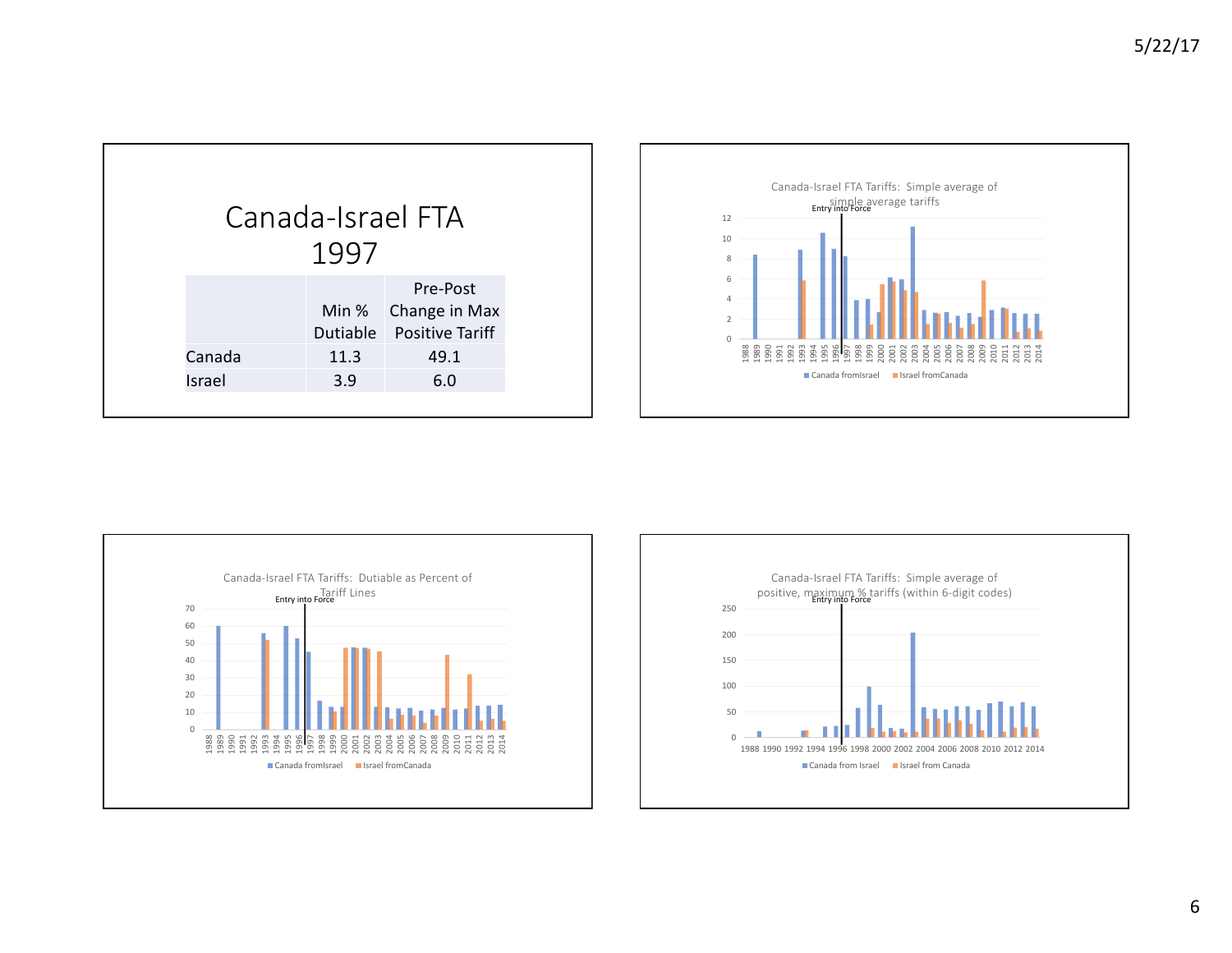# Canada-Israel FTA 1997

| | Min % Dutiable | Pre-Post Change in Max Positive Tariff |
|---|---|---|
| Canada | 11.3 | 49.1 |
| Israel | 3.9 | 6.0 |

Canada-Israel FTA Tariffs: Simple average of simple average tariffs

Entry into Force

Canada fromIsrael | Israel fromCanada

Canada-Israel FTA Tariffs: Dutiable as Percent of Tariff Lines

Entry into Force

Canada fromIsrael | Israel fromCanada

Canada-Israel FTA Tariffs: Simple average of positive, maximum % tariffs (within 6-digit codes)

Entry into Force

Canada from Israel | Israel from Canada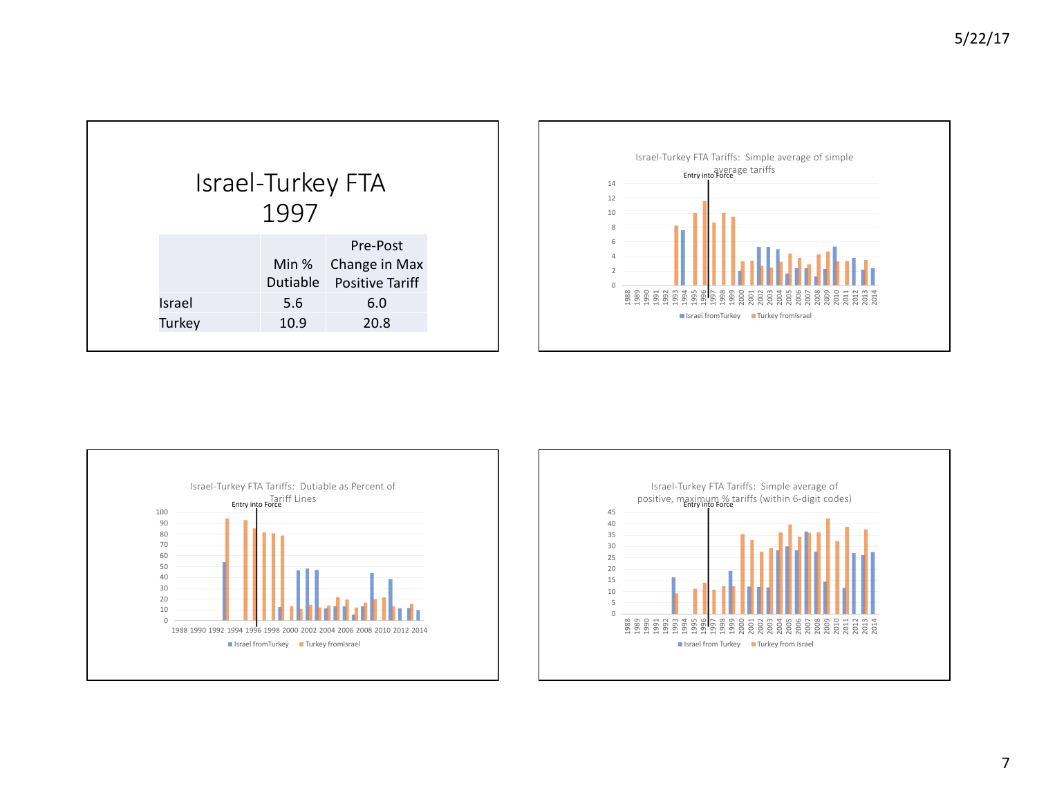# Israel-Turkey FTA 1997

| | Min % Dutiable | Pre-Post Change in Max Positive Tariff |
|---|---|---|
| Israel | 5.6 | 6.0 |
| Turkey | 10.9 | 20.8 |

Israel-Turkey FTA Tariffs: Simple average of simple average tariffs

Entry into Force

Israel fromTurkey · Turkey fromIsrael

Israel-Turkey FTA Tariffs: Dutiable as Percent of Tariff Lines

Entry into Force

Israel fromTurkey · Turkey fromIsrael

Israel-Turkey FTA Tariffs: Simple average of positive, maximum % tariffs (within 6-digit codes)

Entry into Force

Israel from Turkey · Turkey from Israel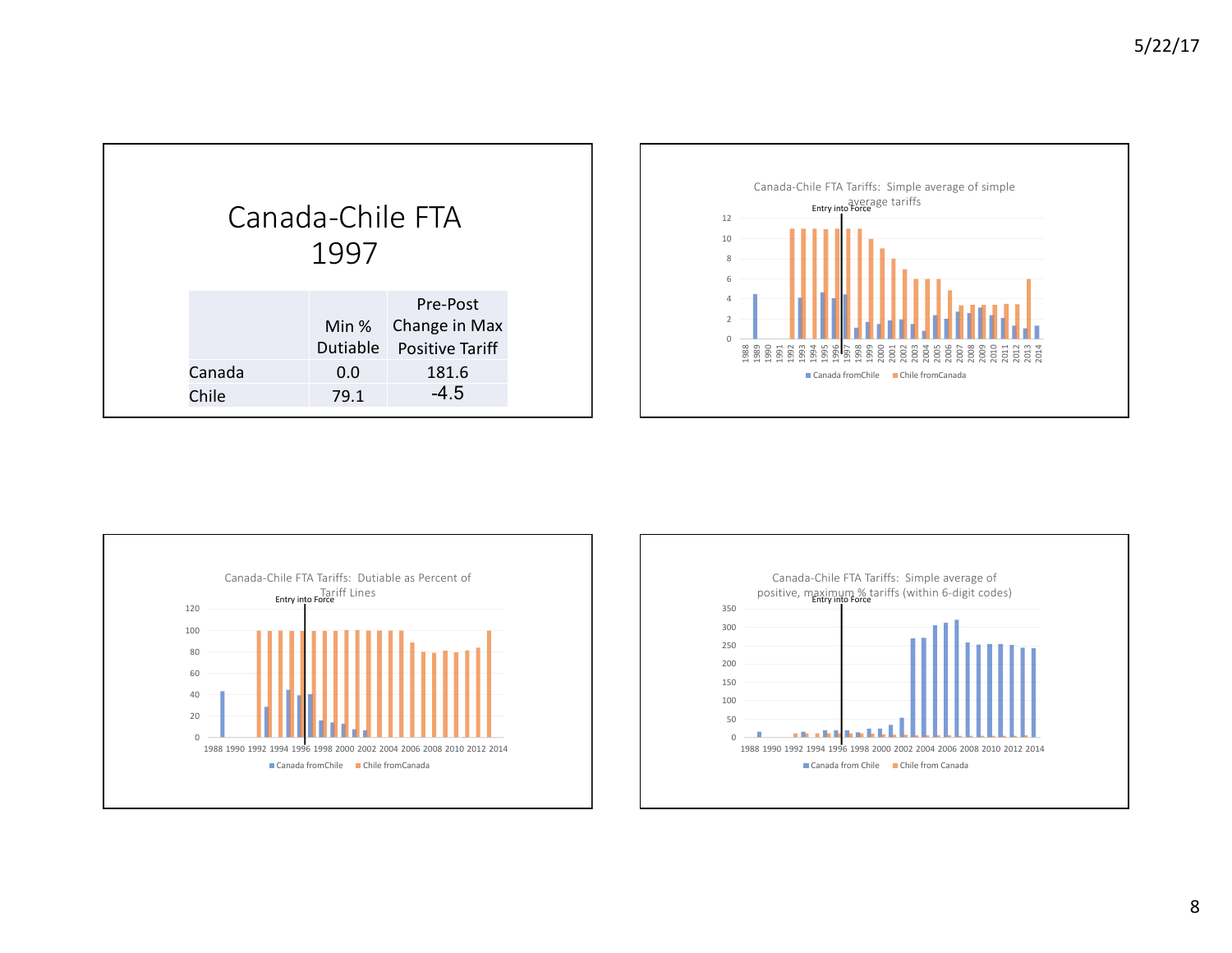# Canada-Chile FTA 1997

| | Min % Dutiable | Pre-Post Change in Max Positive Tariff |
|---|---|---|
| Canada | 0.0 | 181.6 |
| Chile | 79.1 | -4.5 |

Canada-Chile FTA Tariffs: Simple average of simple average tariffs

Entry into Force

Canada fromChile | Chile fromCanada

Canada-Chile FTA Tariffs: Dutiable as Percent of Tariff Lines

Entry into Force

Canada fromChile | Chile fromCanada

Canada-Chile FTA Tariffs: Simple average of positive, maximum % tariffs (within 6-digit codes)

Entry into Force

Canada from Chile | Chile from Canada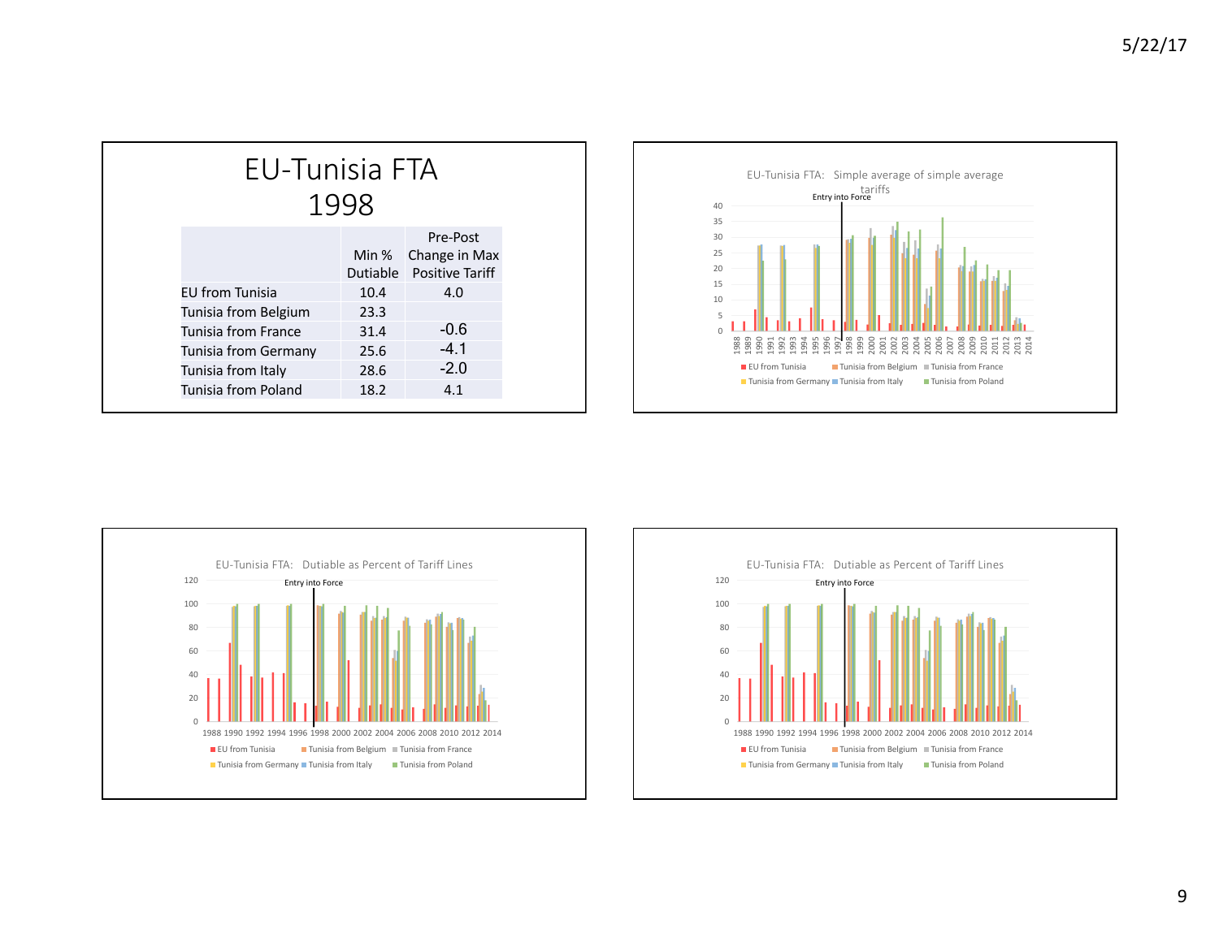# EU-Tunisia FTA 1998

| | Min % Dutiable | Pre-Post Change in Max Positive Tariff |
|---|---|---|
| EU from Tunisia | 10.4 | 4.0 |
| Tunisia from Belgium | 23.3 | |
| Tunisia from France | 31.4 | -0.6 |
| Tunisia from Germany | 25.6 | -4.1 |
| Tunisia from Italy | 28.6 | -2.0 |
| Tunisia from Poland | 18.2 | 4.1 |

EU-Tunisia FTA: Simple average of simple average tariffs

Entry into Force

EU from Tunisia, Tunisia from Belgium, Tunisia from France, Tunisia from Germany, Tunisia from Italy, Tunisia from Poland

EU-Tunisia FTA: Dutiable as Percent of Tariff Lines

Entry into Force

EU from Tunisia, Tunisia from Belgium, Tunisia from France, Tunisia from Germany, Tunisia from Italy, Tunisia from Poland

EU-Tunisia FTA: Dutiable as Percent of Tariff Lines

Entry into Force

EU from Tunisia, Tunisia from Belgium, Tunisia from France, Tunisia from Germany, Tunisia from Italy, Tunisia from Poland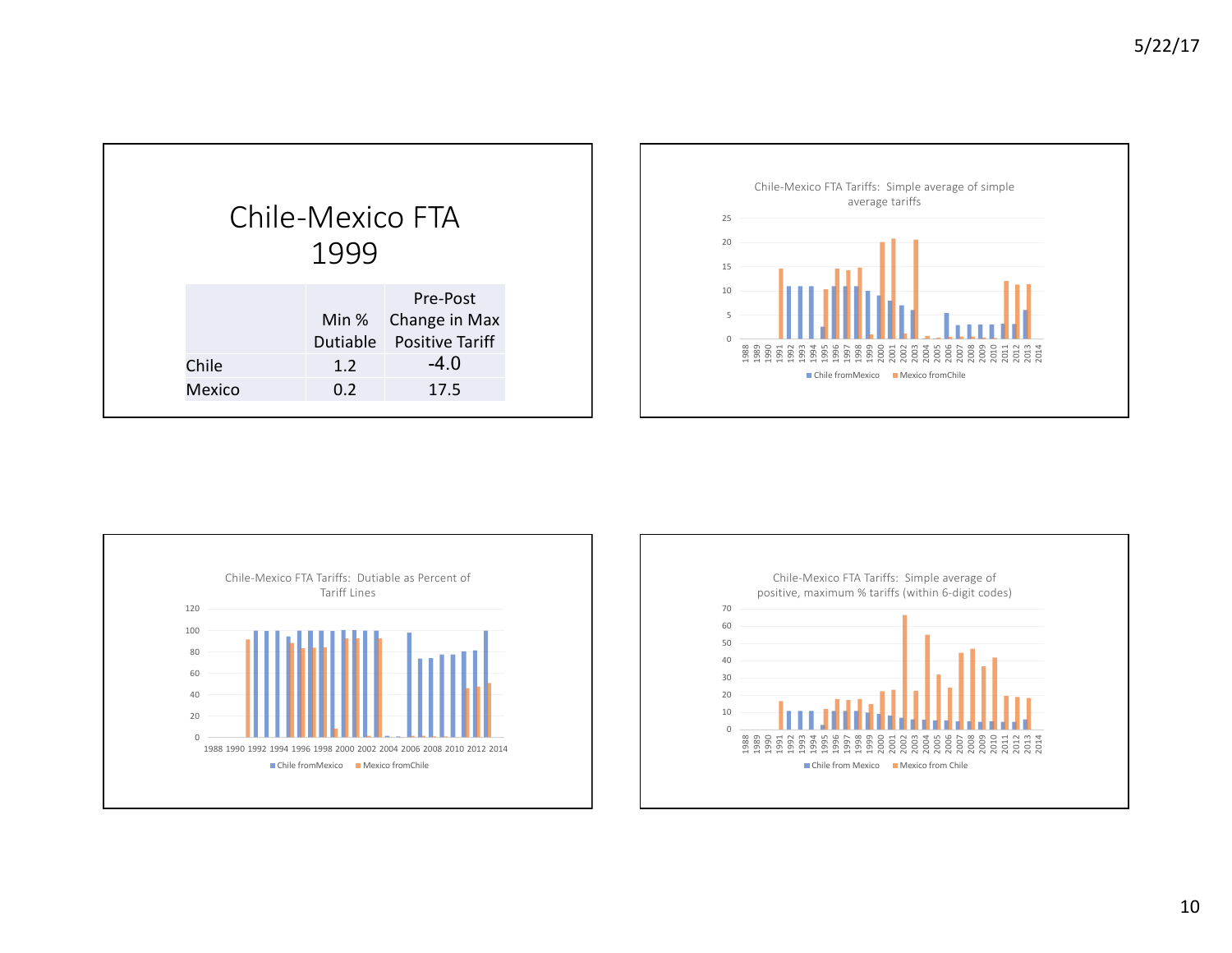# Chile-Mexico FTA 1999

| | Min % Dutiable | Pre-Post Change in Max Positive Tariff |
|---|---|---|
| Chile | 1.2 | -4.0 |
| Mexico | 0.2 | 17.5 |

Chile-Mexico FTA Tariffs: Simple average of simple average tariffs

Chile fromMexico | Mexico fromChile

Chile-Mexico FTA Tariffs: Dutiable as Percent of Tariff Lines

Chile fromMexico | Mexico fromChile

Chile-Mexico FTA Tariffs: Simple average of positive, maximum % tariffs (within 6-digit codes)

Chile from Mexico | Mexico from Chile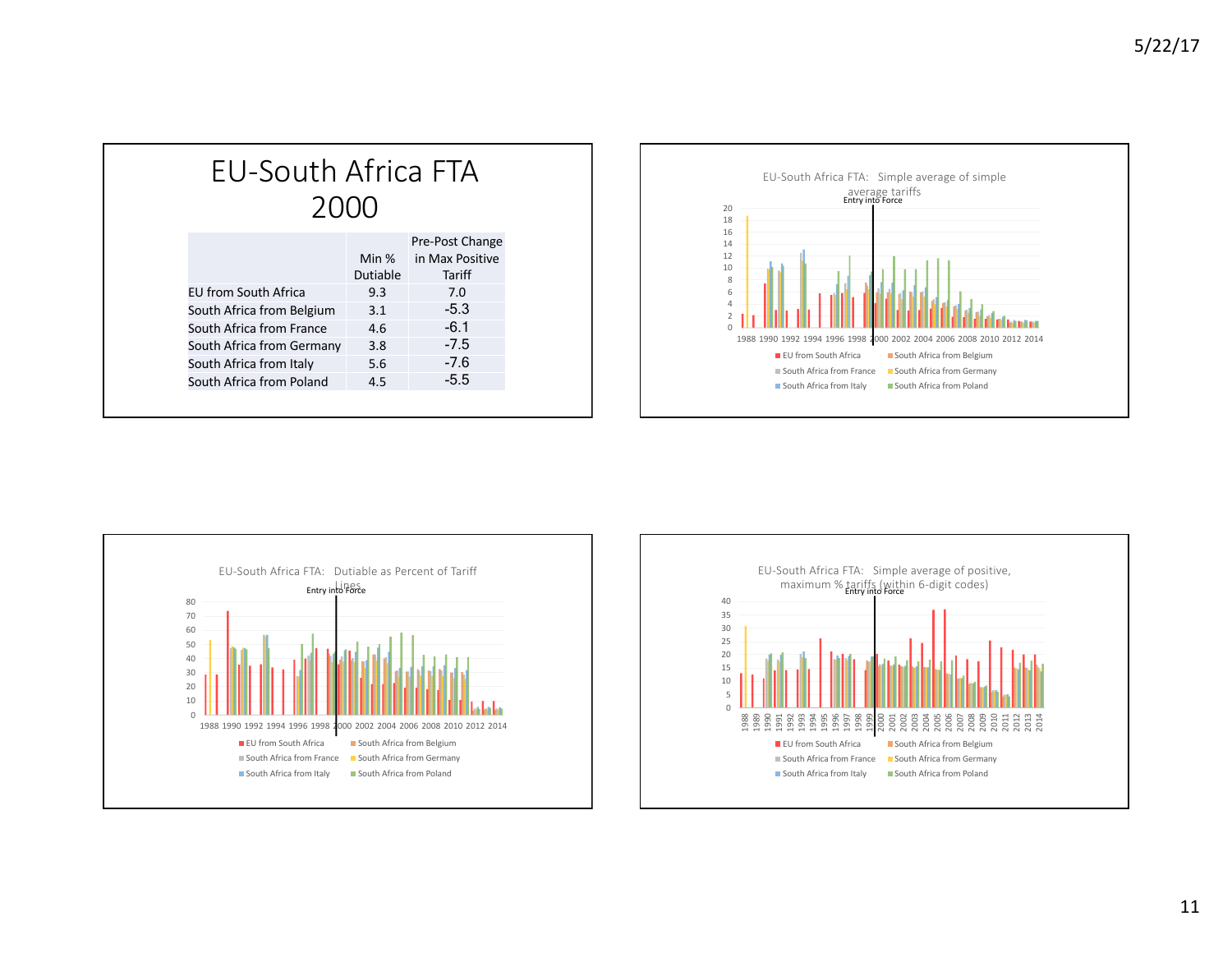# EU-South Africa FTA 2000

| | Min % Dutiable | Pre-Post Change in Max Positive Tariff |
|---|---|---|
| EU from South Africa | 9.3 | 7.0 |
| South Africa from Belgium | 3.1 | -5.3 |
| South Africa from France | 4.6 | -6.1 |
| South Africa from Germany | 3.8 | -7.5 |
| South Africa from Italy | 5.6 | -7.6 |
| South Africa from Poland | 4.5 | -5.5 |

EU-South Africa FTA: Simple average of simple average tariffs

EU-South Africa FTA: Dutiable as Percent of Tariff Lines

EU-South Africa FTA: Simple average of positive, maximum % tariffs (within 6-digit codes)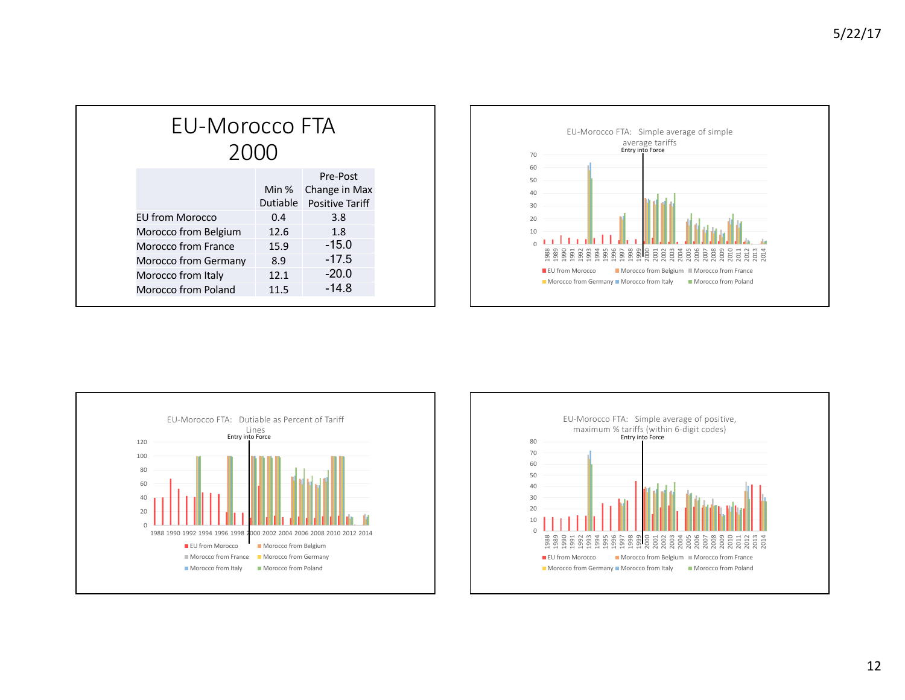# EU-Morocco FTA 2000

| | Min % Dutiable | Pre-Post Change in Max Positive Tariff |
|---|---|---|
| EU from Morocco | 0.4 | 3.8 |
| Morocco from Belgium | 12.6 | 1.8 |
| Morocco from France | 15.9 | -15.0 |
| Morocco from Germany | 8.9 | -17.5 |
| Morocco from Italy | 12.1 | -20.0 |
| Morocco from Poland | 11.5 | -14.8 |

EU-Morocco FTA: Simple average of simple average tariffs

Entry into Force

EU from Morocco, Morocco from Belgium, Morocco from France, Morocco from Germany, Morocco from Italy, Morocco from Poland

EU-Morocco FTA: Dutiable as Percent of Tariff Lines

Entry into Force

EU from Morocco, Morocco from Belgium, Morocco from France, Morocco from Germany, Morocco from Italy, Morocco from Poland

EU-Morocco FTA: Simple average of positive, maximum % tariffs (within 6-digit codes)

Entry into Force

EU from Morocco, Morocco from Belgium, Morocco from France, Morocco from Germany, Morocco from Italy, Morocco from Poland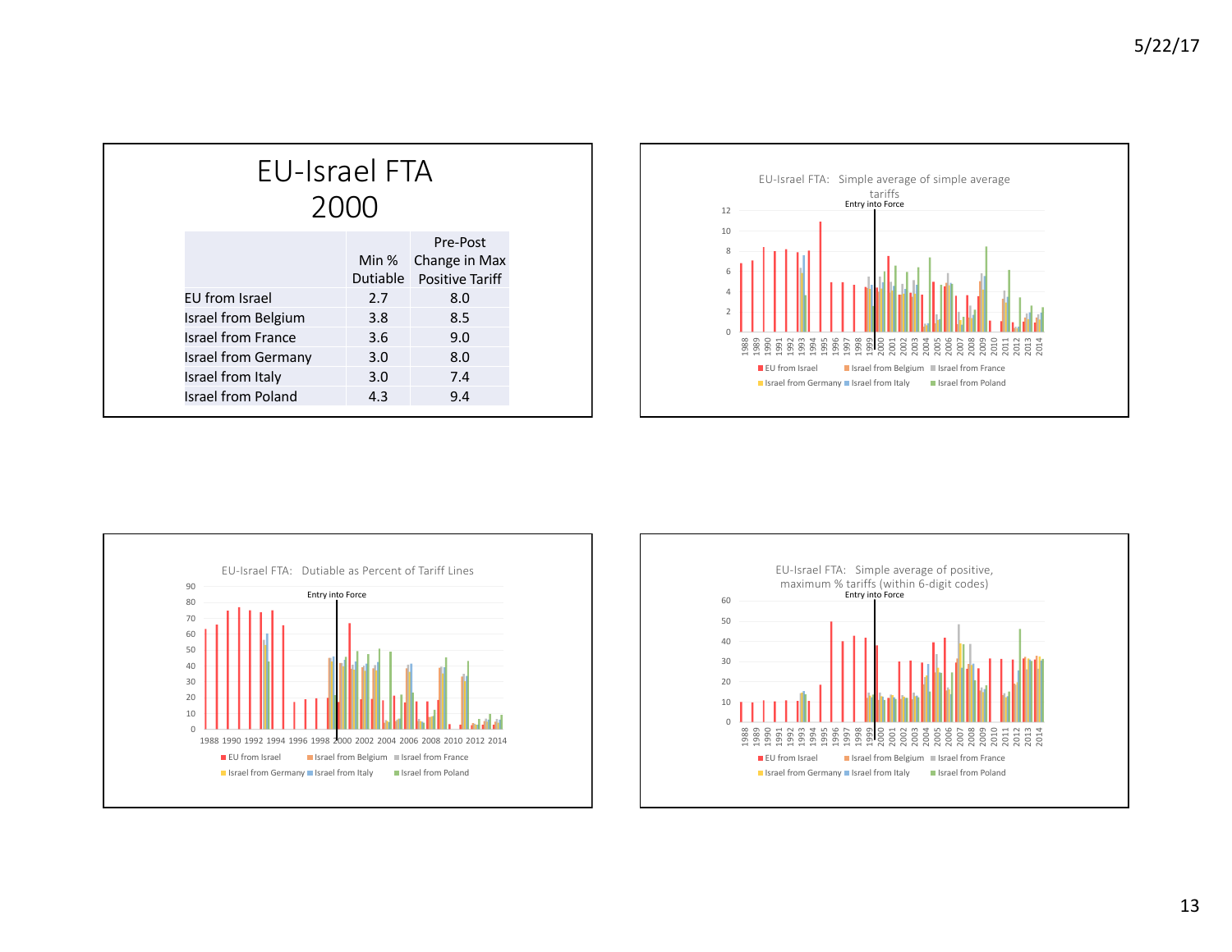# EU-Israel FTA 2000

| | Min % Dutiable | Pre-Post Change in Max Positive Tariff |
|---|---|---|
| EU from Israel | 2.7 | 8.0 |
| Israel from Belgium | 3.8 | 8.5 |
| Israel from France | 3.6 | 9.0 |
| Israel from Germany | 3.0 | 8.0 |
| Israel from Italy | 3.0 | 7.4 |
| Israel from Poland | 4.3 | 9.4 |

EU-Israel FTA: Simple average of simple average tariffs

Entry into Force

EU from Israel, Israel from Belgium, Israel from France, Israel from Germany, Israel from Italy, Israel from Poland

EU-Israel FTA: Dutiable as Percent of Tariff Lines

Entry into Force

EU from Israel, Israel from Belgium, Israel from France, Israel from Germany, Israel from Italy, Israel from Poland

EU-Israel FTA: Simple average of positive, maximum % tariffs (within 6-digit codes)

Entry into Force

EU from Israel, Israel from Belgium, Israel from France, Israel from Germany, Israel from Italy, Israel from Poland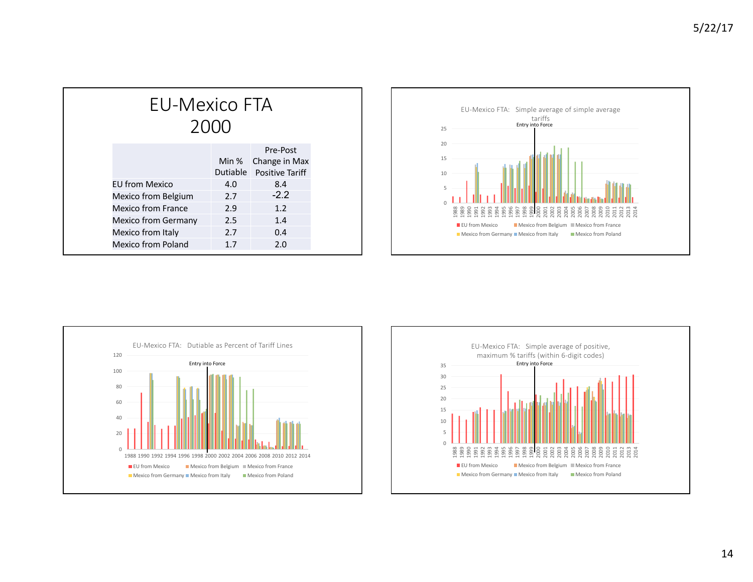# EU-Mexico FTA 2000

| | Min % Dutiable | Pre-Post Change in Max Positive Tariff |
|---|---|---|
| EU from Mexico | 4.0 | 8.4 |
| Mexico from Belgium | 2.7 | -2.2 |
| Mexico from France | 2.9 | 1.2 |
| Mexico from Germany | 2.5 | 1.4 |
| Mexico from Italy | 2.7 | 0.4 |
| Mexico from Poland | 1.7 | 2.0 |

EU-Mexico FTA: Simple average of simple average tariffs

EU-Mexico FTA: Dutiable as Percent of Tariff Lines

EU-Mexico FTA: Simple average of positive, maximum % tariffs (within 6-digit codes)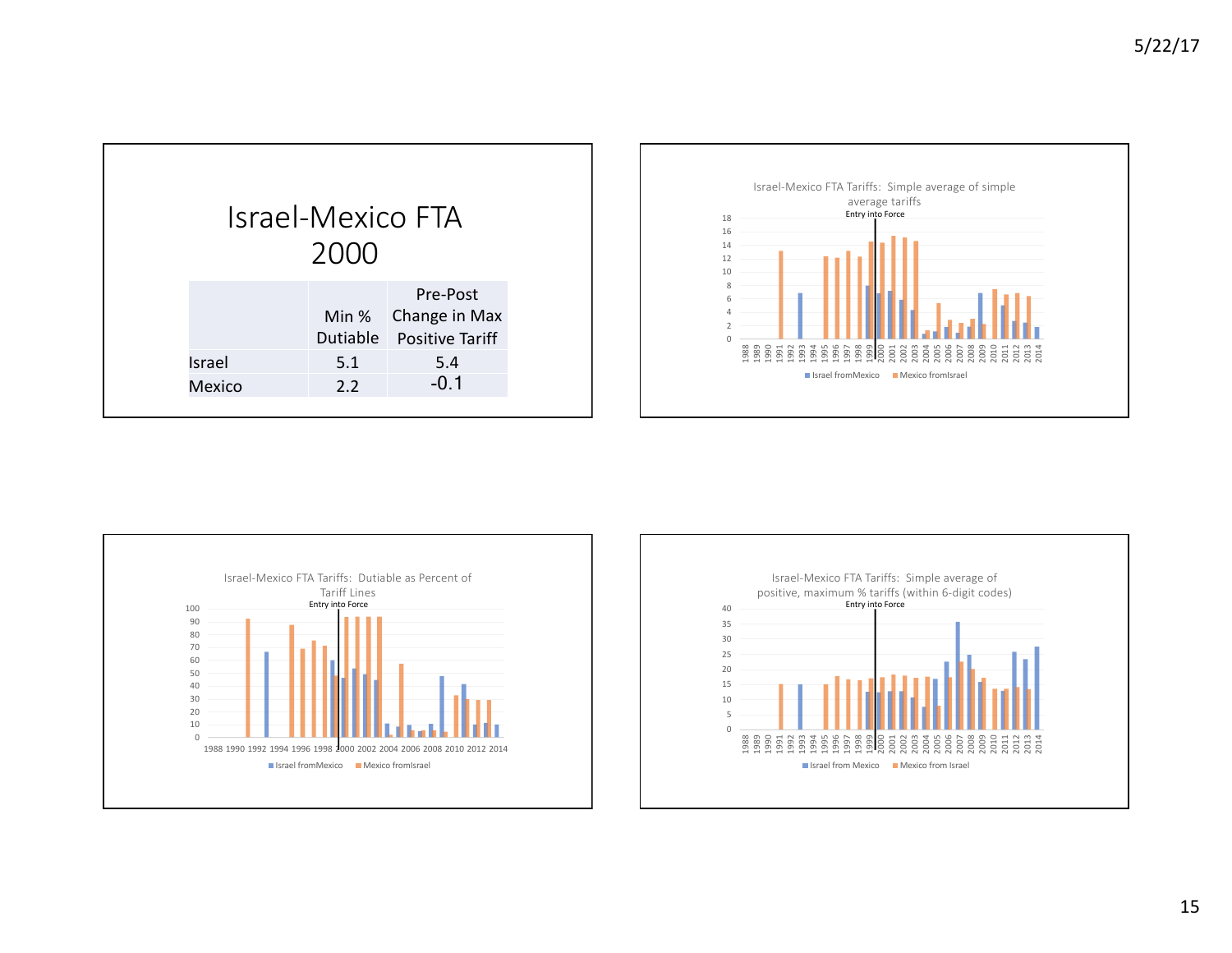# Israel-Mexico FTA 2000

| | Min % Dutiable | Pre-Post Change in Max Positive Tariff |
|---|---|---|
| Israel | 5.1 | 5.4 |
| Mexico | 2.2 | -0.1 |

Israel-Mexico FTA Tariffs: Simple average of simple average tariffs

Entry into Force

Israel fromMexico | Mexico fromIsrael

Israel-Mexico FTA Tariffs: Dutiable as Percent of Tariff Lines

Entry into Force

Israel fromMexico | Mexico fromIsrael

Israel-Mexico FTA Tariffs: Simple average of positive, maximum % tariffs (within 6-digit codes)

Entry into Force

Israel from Mexico | Mexico from Israel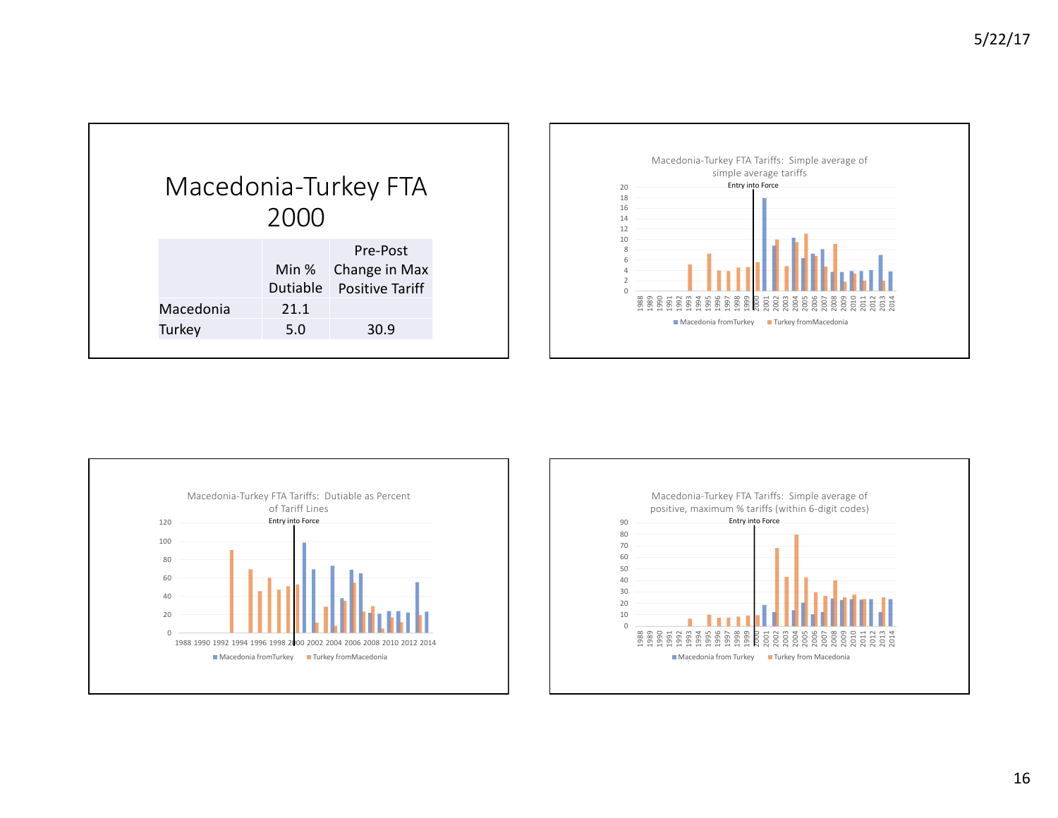# Macedonia-Turkey FTA 2000

| | Min % Dutiable | Pre-Post Change in Max Positive Tariff |
|---|---|---|
| Macedonia | 21.1 | |
| Turkey | 5.0 | 30.9 |

Macedonia-Turkey FTA Tariffs: Simple average of simple average tariffs

Entry into Force

Macedonia fromTurkey | Turkey fromMacedonia

Macedonia-Turkey FTA Tariffs: Dutiable as Percent of Tariff Lines

Entry into Force

Macedonia fromTurkey | Turkey fromMacedonia

Macedonia-Turkey FTA Tariffs: Simple average of positive, maximum % tariffs (within 6-digit codes)

Entry into Force

Macedonia from Turkey | Turkey from Macedonia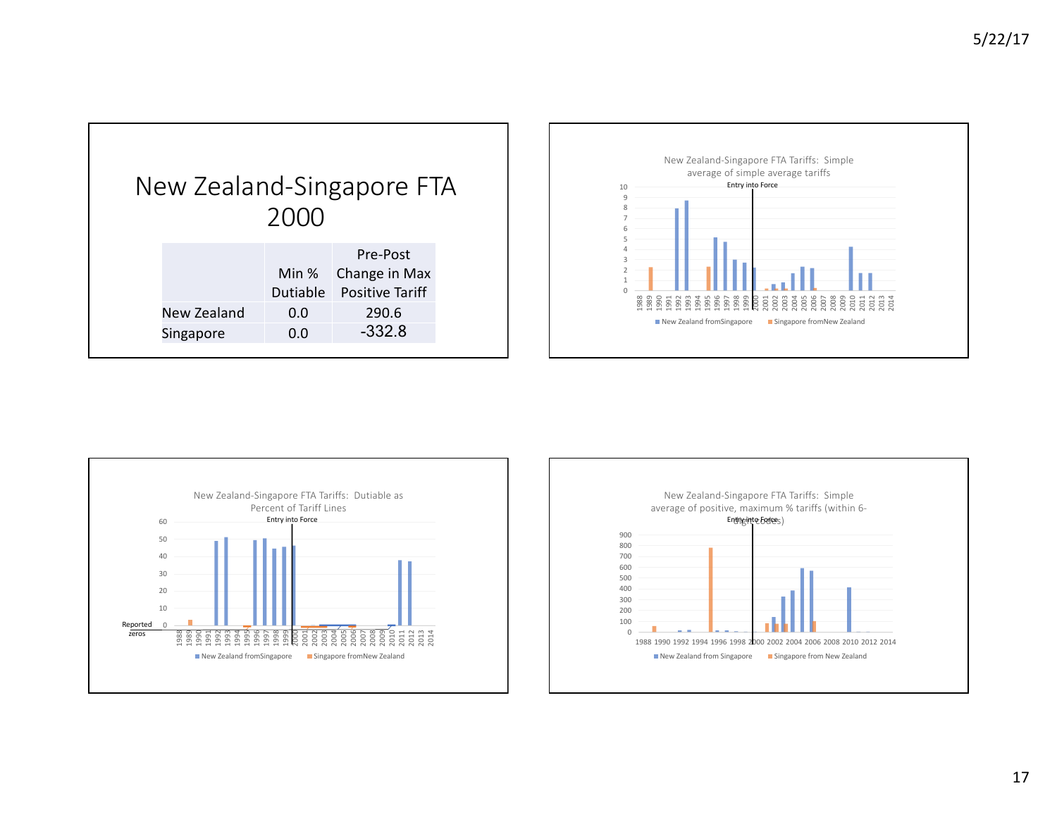# New Zealand-Singapore FTA 2000

| | Min % Dutiable | Pre-Post Change in Max Positive Tariff |
|---|---|---|
| New Zealand | 0.0 | 290.6 |
| Singapore | 0.0 | -332.8 |

New Zealand-Singapore FTA Tariffs: Simple average of simple average tariffs

Entry into Force

New Zealand fromSingapore | Singapore fromNew Zealand

New Zealand-Singapore FTA Tariffs: Dutiable as Percent of Tariff Lines

Entry into Force

Reported zeros

New Zealand fromSingapore | Singapore fromNew Zealand

New Zealand-Singapore FTA Tariffs: Simple average of positive, maximum % tariffs (within 6-digit codes)

Entry into Force

New Zealand from Singapore | Singapore from New Zealand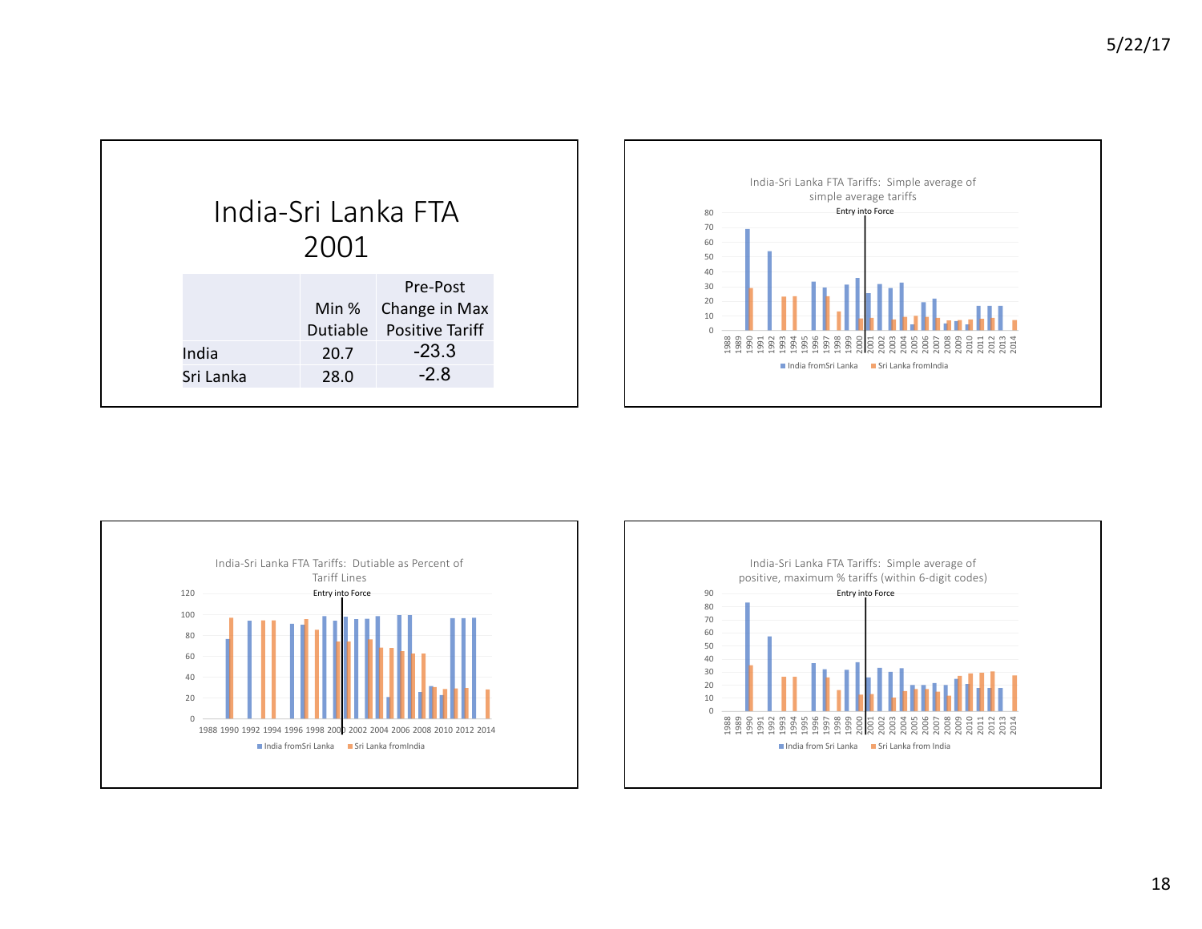# India-Sri Lanka FTA 2001

| | Min % Dutiable | Pre-Post Change in Max Positive Tariff |
|---|---|---|
| India | 20.7 | -23.3 |
| Sri Lanka | 28.0 | -2.8 |

India-Sri Lanka FTA Tariffs: Simple average of simple average tariffs

Entry into Force

India fromSri Lanka   Sri Lanka fromIndia

India-Sri Lanka FTA Tariffs: Dutiable as Percent of Tariff Lines

Entry into Force

India fromSri Lanka   Sri Lanka fromIndia

India-Sri Lanka FTA Tariffs: Simple average of positive, maximum % tariffs (within 6-digit codes)

Entry into Force

India from Sri Lanka   Sri Lanka from India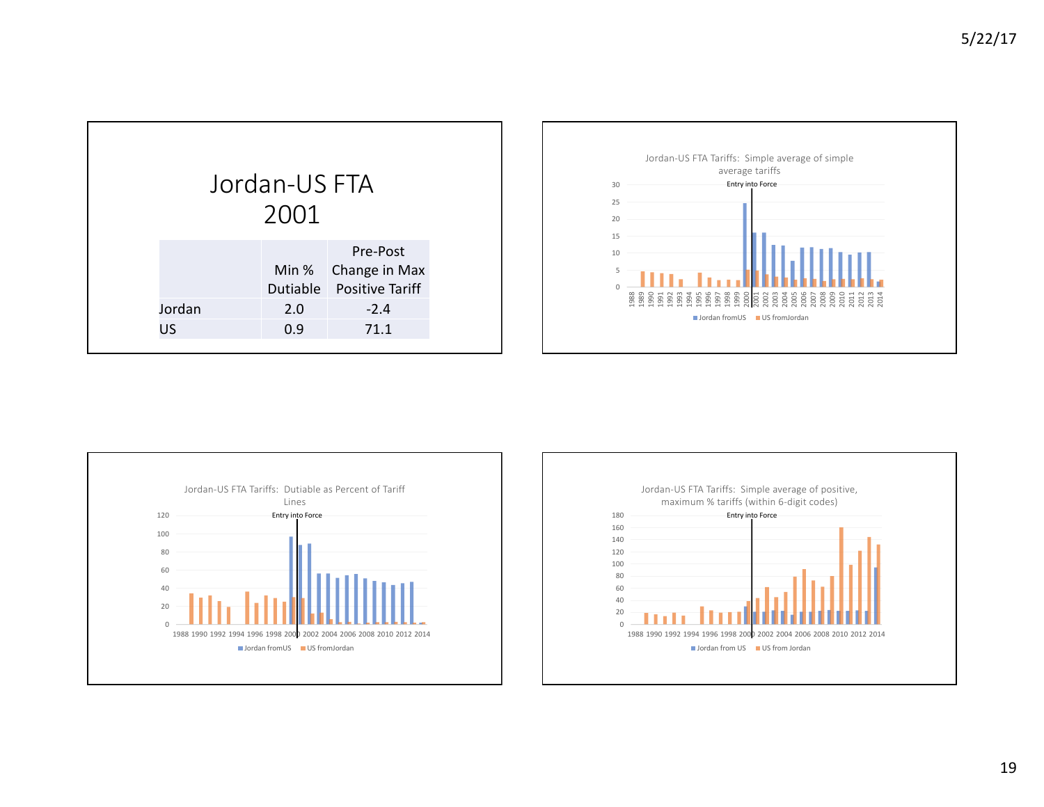# Jordan-US FTA 2001

| | Min % Dutiable | Pre-Post Change in Max Positive Tariff |
|---|---|---|
| Jordan | 2.0 | -2.4 |
| US | 0.9 | 71.1 |

Jordan-US FTA Tariffs: Simple average of simple average tariffs

Entry into Force

Jordan fromUS | US fromJordan

Jordan-US FTA Tariffs: Dutiable as Percent of Tariff Lines

Entry into Force

Jordan fromUS | US fromJordan

Jordan-US FTA Tariffs: Simple average of positive, maximum % tariffs (within 6-digit codes)

Entry into Force

Jordan from US | US from Jordan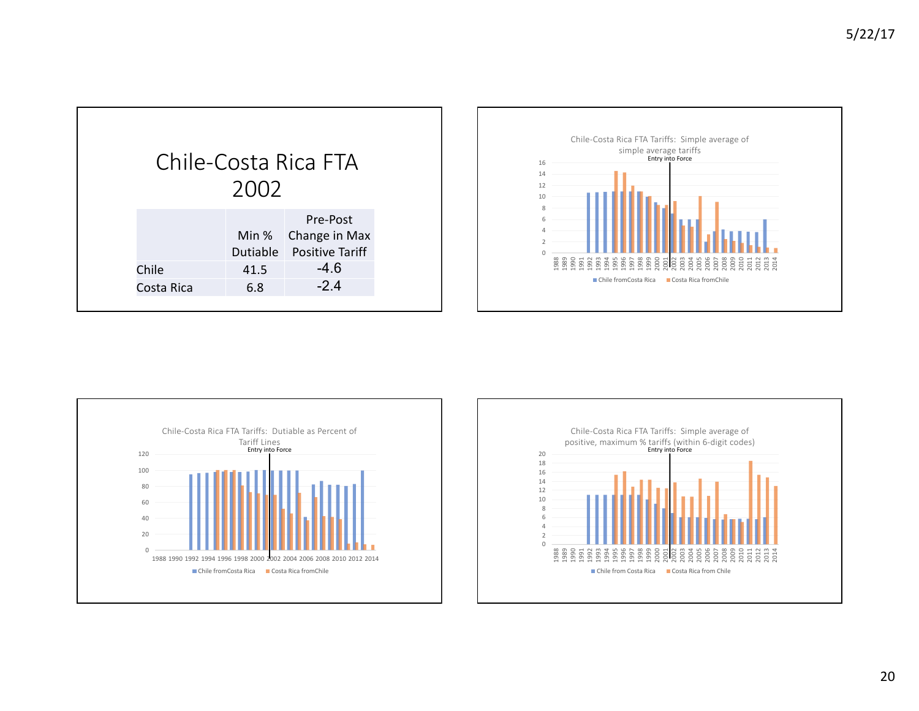# Chile-Costa Rica FTA 2002

| | Min % Dutiable | Pre-Post Change in Max Positive Tariff |
|---|---|---|
| Chile | 41.5 | -4.6 |
| Costa Rica | 6.8 | -2.4 |

Chile-Costa Rica FTA Tariffs: Simple average of simple average tariffs

Entry into Force

Chile fromCosta Rica | Costa Rica fromChile

Chile-Costa Rica FTA Tariffs: Dutiable as Percent of Tariff Lines

Entry into Force

Chile fromCosta Rica | Costa Rica fromChile

Chile-Costa Rica FTA Tariffs: Simple average of positive, maximum % tariffs (within 6-digit codes)

Entry into Force

Chile from Costa Rica | Costa Rica from Chile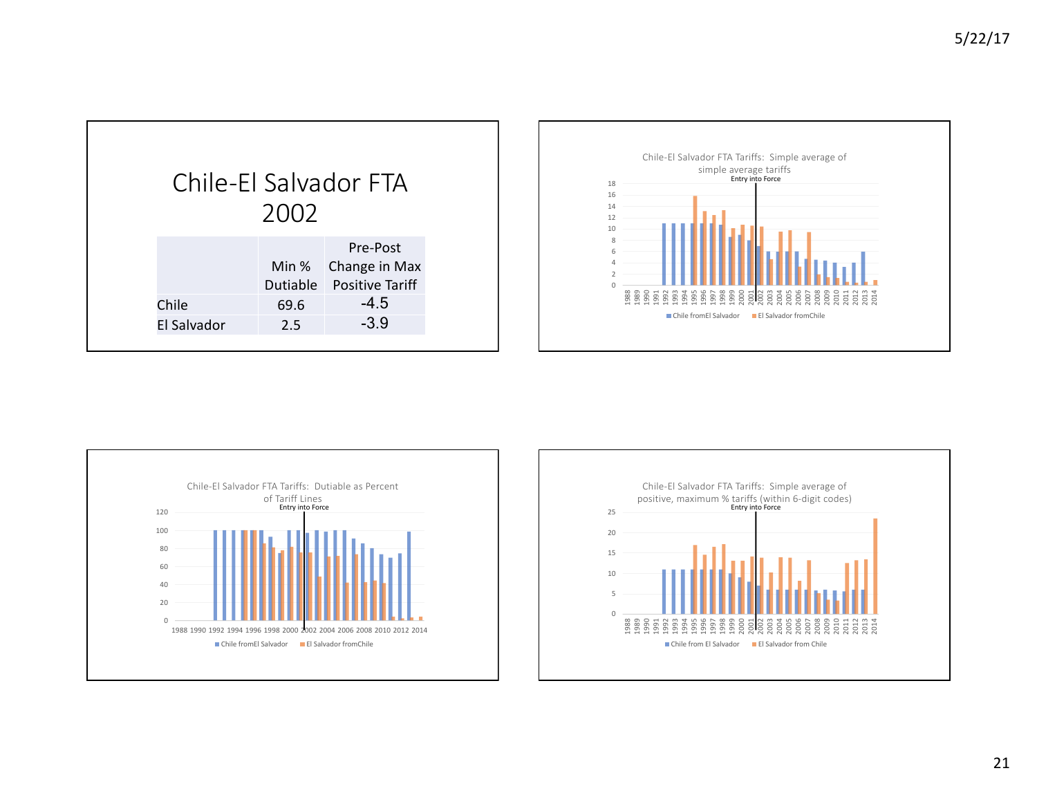# Chile-El Salvador FTA 2002

| | Min % Dutiable | Pre-Post Change in Max Positive Tariff |
|---|---|---|
| Chile | 69.6 | -4.5 |
| El Salvador | 2.5 | -3.9 |

Chile-El Salvador FTA Tariffs: Simple average of simple average tariffs

Entry into Force

Chile fromEl Salvador | El Salvador fromChile

Chile-El Salvador FTA Tariffs: Dutiable as Percent of Tariff Lines

Entry into Force

Chile fromEl Salvador | El Salvador fromChile

Chile-El Salvador FTA Tariffs: Simple average of positive, maximum % tariffs (within 6-digit codes)

Entry into Force

Chile from El Salvador | El Salvador from Chile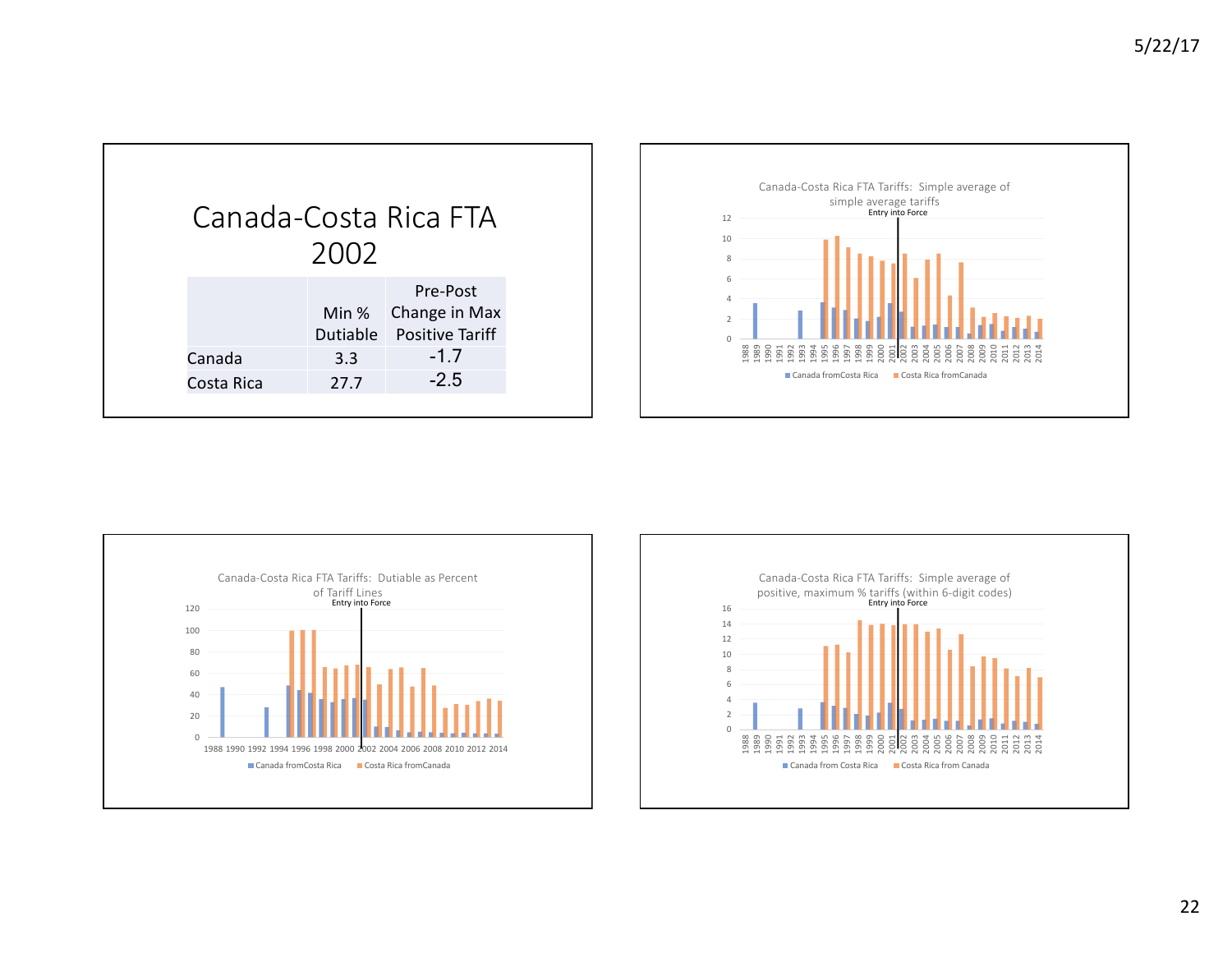# Canada-Costa Rica FTA 2002

| | Min % Dutiable | Pre-Post Change in Max Positive Tariff |
|---|---|---|
| Canada | 3.3 | -1.7 |
| Costa Rica | 27.7 | -2.5 |

Canada-Costa Rica FTA Tariffs: Simple average of simple average tariffs

Canada-Costa Rica FTA Tariffs: Dutiable as Percent of Tariff Lines

Canada-Costa Rica FTA Tariffs: Simple average of positive, maximum % tariffs (within 6-digit codes)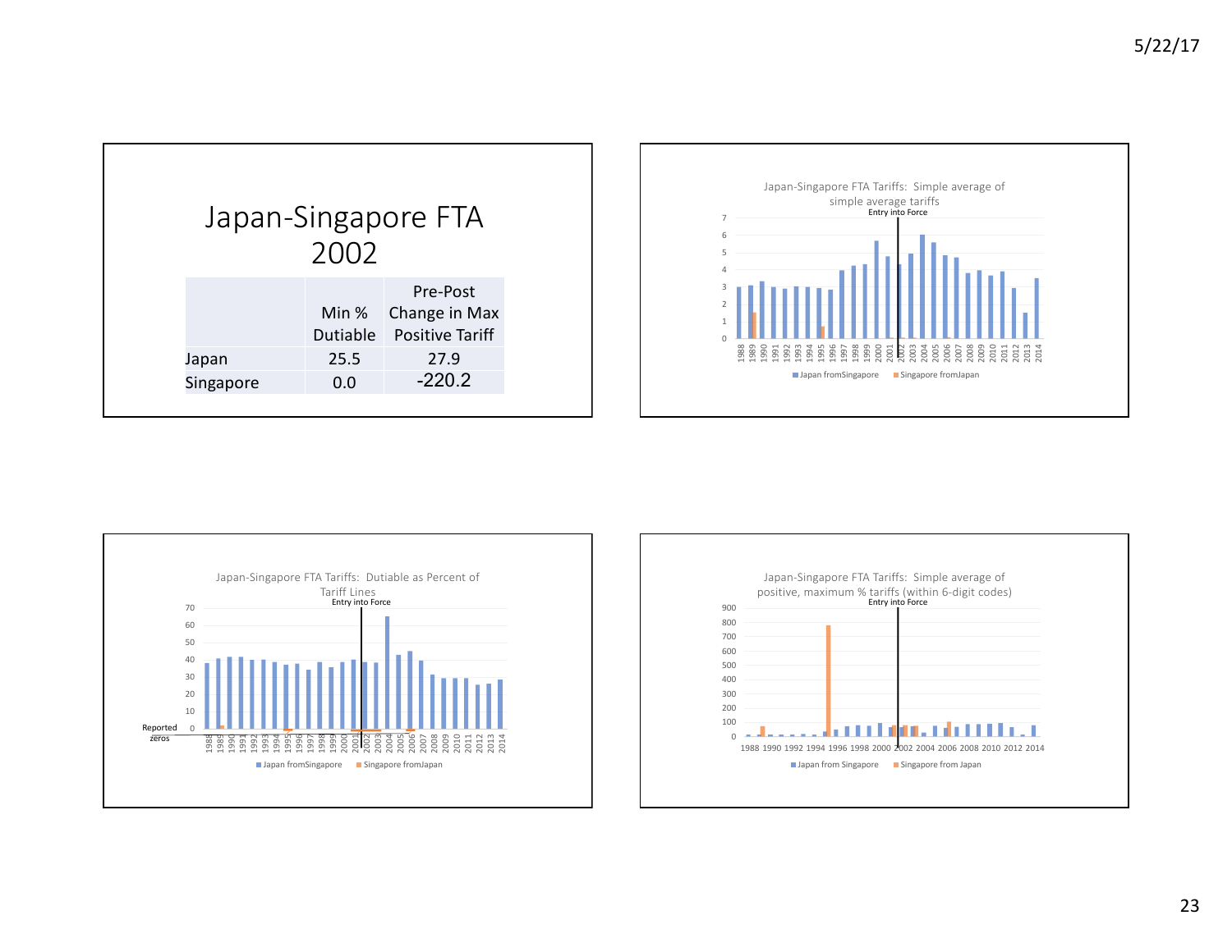# Japan-Singapore FTA 2002

| | Min % Dutiable | Pre-Post Change in Max Positive Tariff |
|---|---|---|
| Japan | 25.5 | 27.9 |
| Singapore | 0.0 | -220.2 |

Japan-Singapore FTA Tariffs: Simple average of simple average tariffs

Entry into Force

Japan fromSingapore | Singapore fromJapan

Japan-Singapore FTA Tariffs: Dutiable as Percent of Tariff Lines

Entry into Force

Reported zeros

Japan fromSingapore | Singapore fromJapan

Japan-Singapore FTA Tariffs: Simple average of positive, maximum % tariffs (within 6-digit codes)

Entry into Force

Japan from Singapore | Singapore from Japan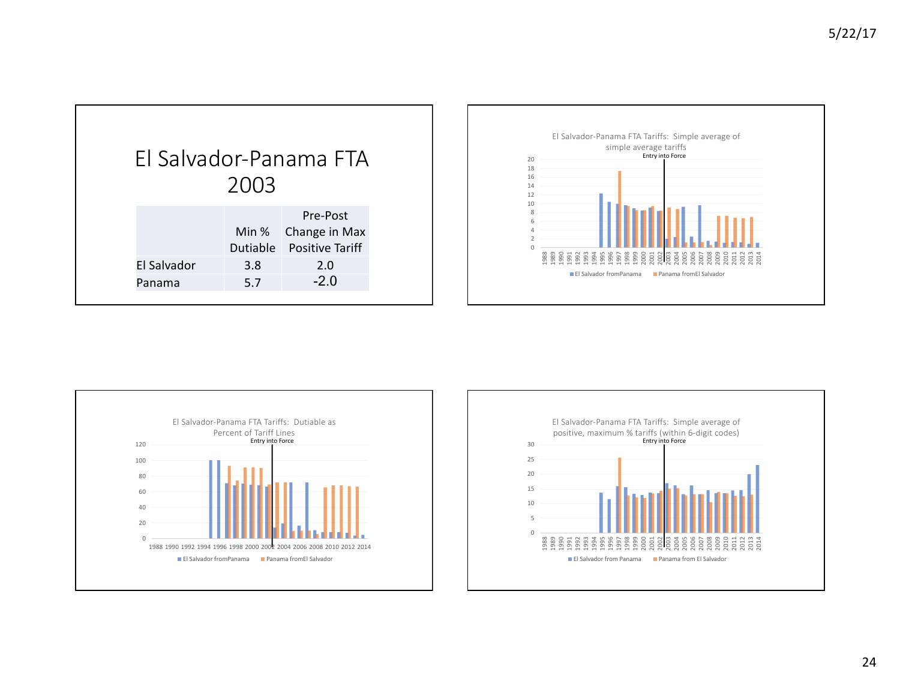# El Salvador-Panama FTA 2003

| | Min % Dutiable | Pre-Post Change in Max Positive Tariff |
|---|---|---|
| El Salvador | 3.8 | 2.0 |
| Panama | 5.7 | -2.0 |

El Salvador-Panama FTA Tariffs: Simple average of simple average tariffs

Entry into Force

El Salvador fromPanama | Panama fromEl Salvador

El Salvador-Panama FTA Tariffs: Dutiable as Percent of Tariff Lines

Entry into Force

El Salvador fromPanama | Panama fromEl Salvador

El Salvador-Panama FTA Tariffs: Simple average of positive, maximum % tariffs (within 6-digit codes)

Entry into Force

El Salvador from Panama | Panama from El Salvador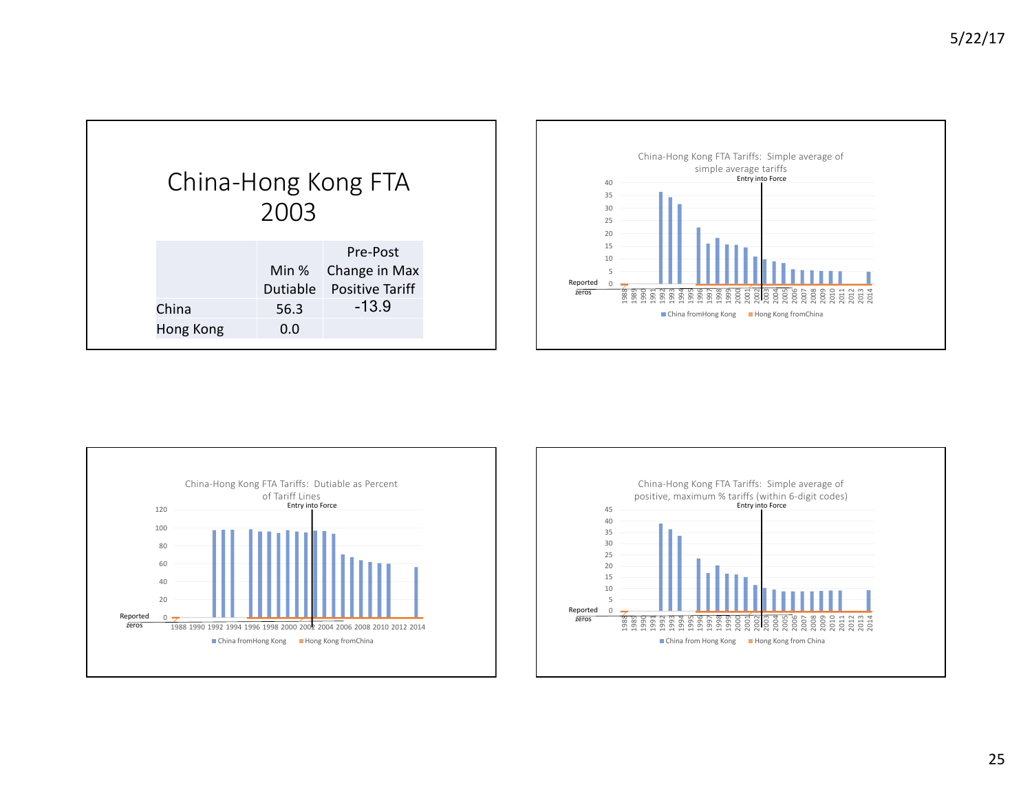# China-Hong Kong FTA 2003

| | Min % Dutiable | Pre-Post Change in Max Positive Tariff |
|---|---|---|
| China | 56.3 | -13.9 |
| Hong Kong | 0.0 | |

China-Hong Kong FTA Tariffs: Simple average of simple average tariffs

China-Hong Kong FTA Tariffs: Dutiable as Percent of Tariff Lines

China-Hong Kong FTA Tariffs: Simple average of positive, maximum % tariffs (within 6-digit codes)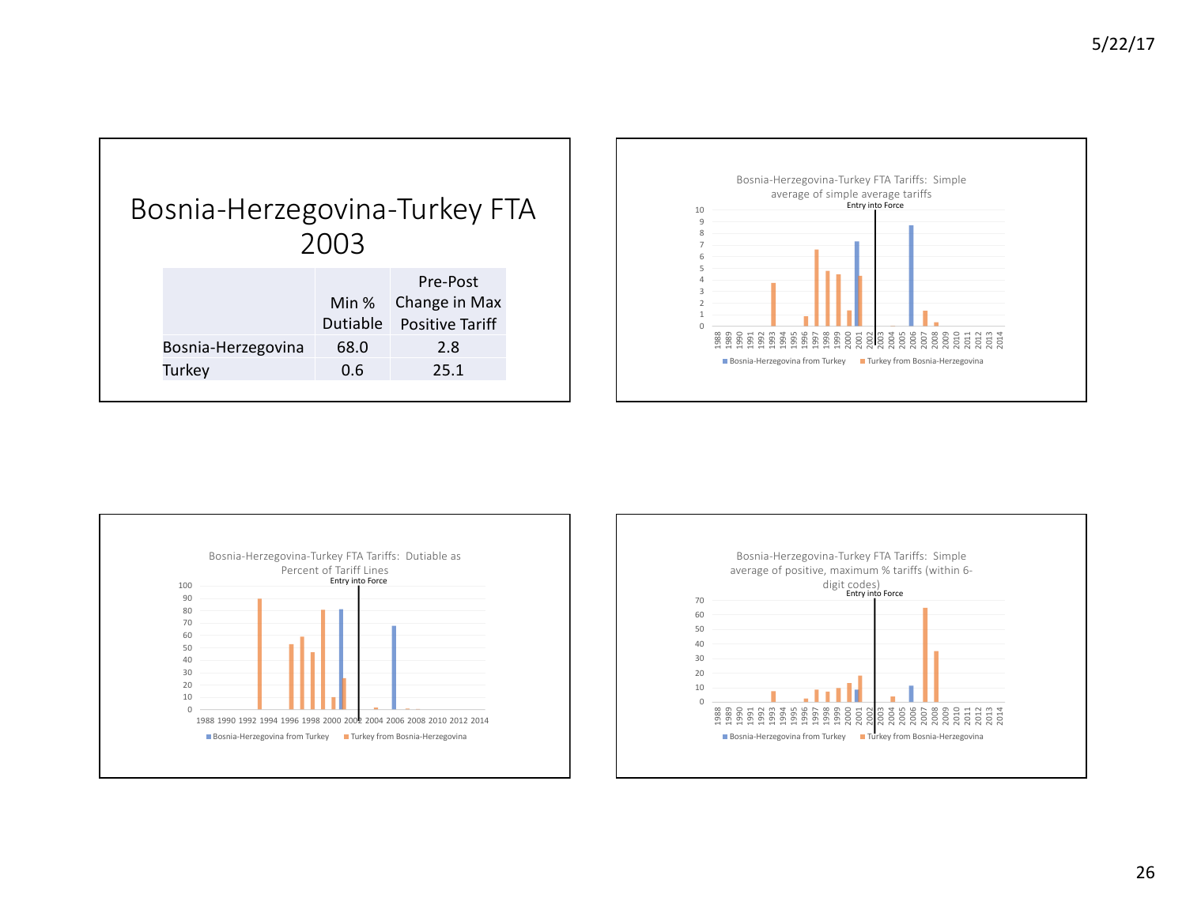# Bosnia-Herzegovina-Turkey FTA 2003

| | Min % Dutiable | Pre-Post Change in Max Positive Tariff |
|---|---|---|
| Bosnia-Herzegovina | 68.0 | 2.8 |
| Turkey | 0.6 | 25.1 |

Bosnia-Herzegovina-Turkey FTA Tariffs: Simple average of simple average tariffs

Entry into Force

Bosnia-Herzegovina from Turkey · Turkey from Bosnia-Herzegovina

Bosnia-Herzegovina-Turkey FTA Tariffs: Dutiable as Percent of Tariff Lines

Entry into Force

Bosnia-Herzegovina from Turkey · Turkey from Bosnia-Herzegovina

Bosnia-Herzegovina-Turkey FTA Tariffs: Simple average of positive, maximum % tariffs (within 6-digit codes)

Entry into Force

Bosnia-Herzegovina from Turkey · Turkey from Bosnia-Herzegovina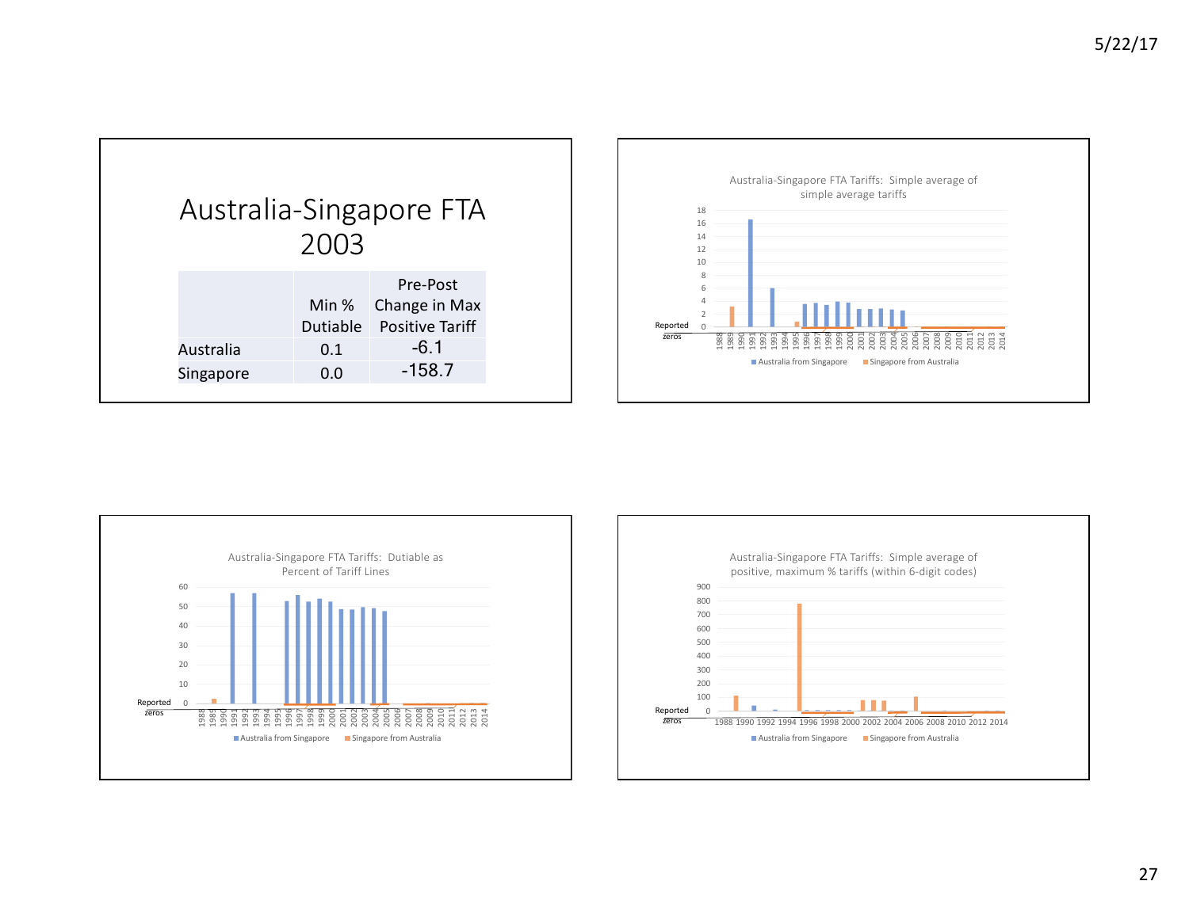# Australia-Singapore FTA 2003

| | Min % Dutiable | Pre-Post Change in Max Positive Tariff |
|---|---|---|
| Australia | 0.1 | -6.1 |
| Singapore | 0.0 | -158.7 |

Australia-Singapore FTA Tariffs: Simple average of simple average tariffs

Australia-Singapore FTA Tariffs: Dutiable as Percent of Tariff Lines

Australia-Singapore FTA Tariffs: Simple average of positive, maximum % tariffs (within 6-digit codes)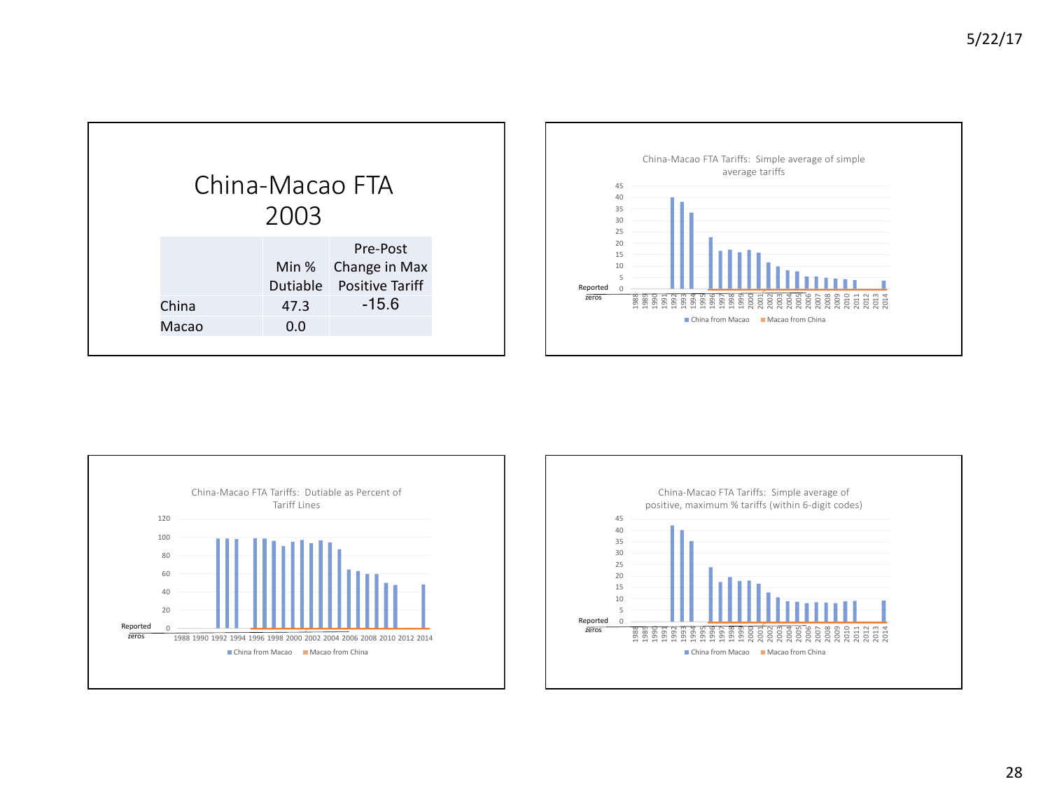# China-Macao FTA 2003

|  | Min % Dutiable | Pre-Post Change in Max Positive Tariff |
|---|---|---|
| China | 47.3 | -15.6 |
| Macao | 0.0 |  |

China-Macao FTA Tariffs: Simple average of simple average tariffs

China-Macao FTA Tariffs: Dutiable as Percent of Tariff Lines

China-Macao FTA Tariffs: Simple average of positive, maximum % tariffs (within 6-digit codes)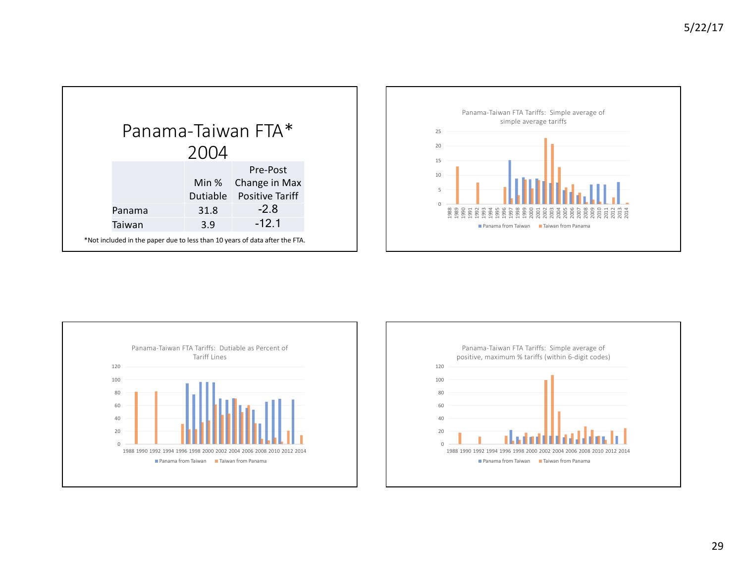# Panama-Taiwan FTA* 2004

| | Min % Dutiable | Pre-Post Change in Max Positive Tariff |
|---|---|---|
| Panama | 31.8 | -2.8 |
| Taiwan | 3.9 | -12.1 |

*Not included in the paper due to less than 10 years of data after the FTA.

Panama-Taiwan FTA Tariffs: Simple average of simple average tariffs

Panama-Taiwan FTA Tariffs: Dutiable as Percent of Tariff Lines

Panama-Taiwan FTA Tariffs: Simple average of positive, maximum % tariffs (within 6-digit codes)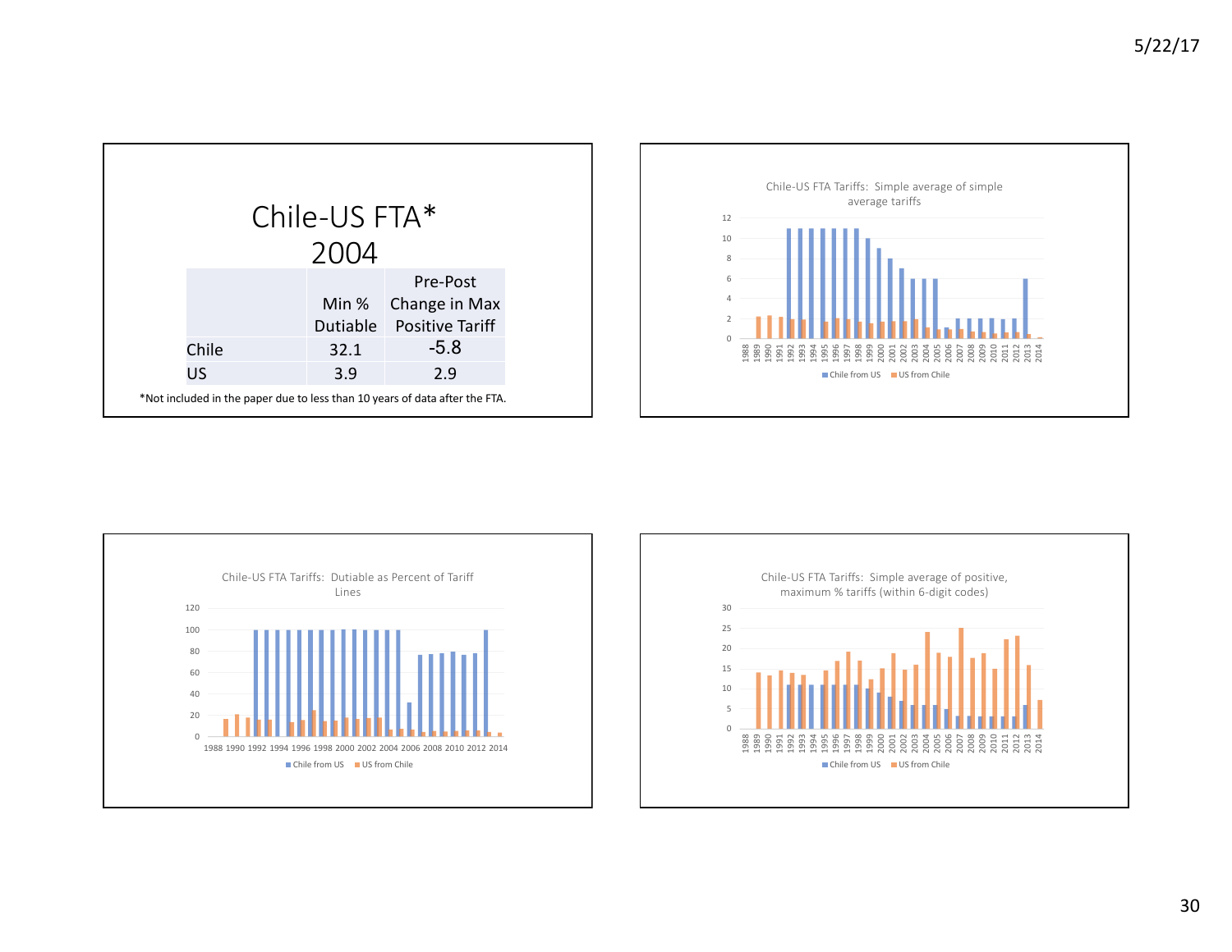# Chile-US FTA* 2004

| | Min % Dutiable | Pre-Post Change in Max Positive Tariff |
|---|---|---|
| Chile | 32.1 | -5.8 |
| US | 3.9 | 2.9 |

*Not included in the paper due to less than 10 years of data after the FTA.

Chile-US FTA Tariffs: Simple average of simple average tariffs

Chile-US FTA Tariffs: Dutiable as Percent of Tariff Lines

Chile-US FTA Tariffs: Simple average of positive, maximum % tariffs (within 6-digit codes)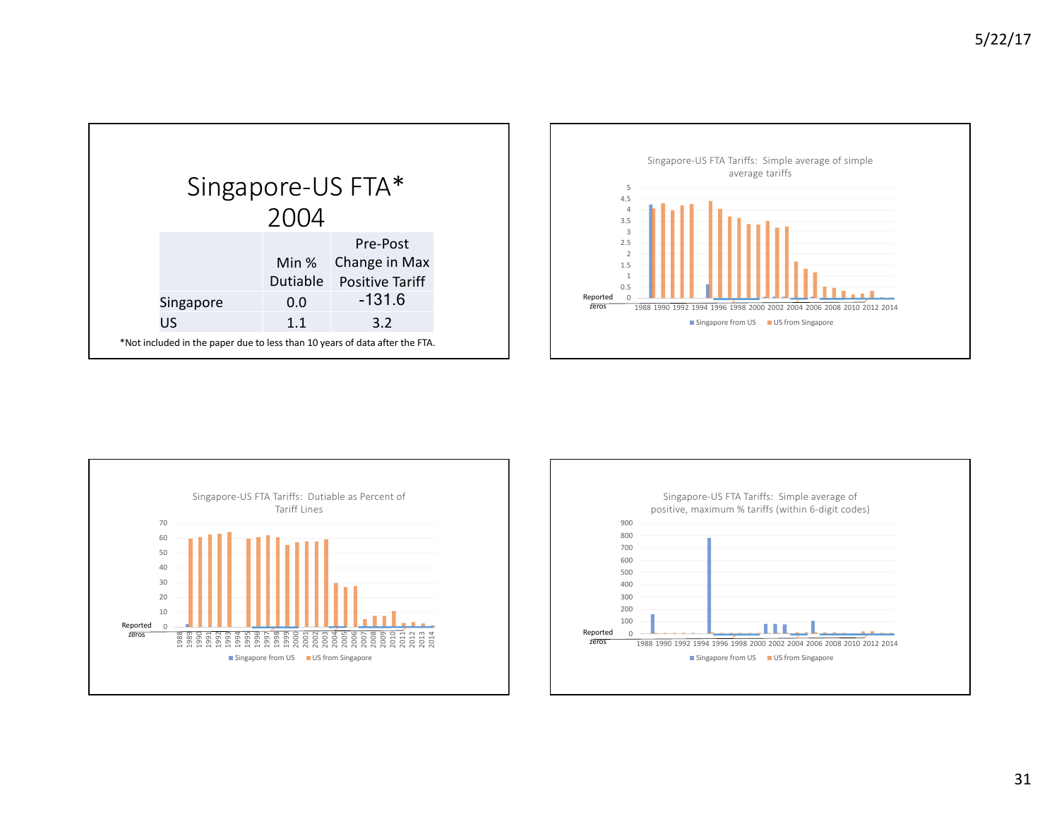# Singapore-US FTA* 2004

| | Min % Dutiable | Pre-Post Change in Max Positive Tariff |
|---|---|---|
| Singapore | 0.0 | -131.6 |
| US | 1.1 | 3.2 |

*Not included in the paper due to less than 10 years of data after the FTA.

Singapore-US FTA Tariffs: Simple average of simple average tariffs

Singapore from US | US from Singapore

Reported zeros

Singapore-US FTA Tariffs: Dutiable as Percent of Tariff Lines

Singapore from US | US from Singapore

Reported zeros

Singapore-US FTA Tariffs: Simple average of positive, maximum % tariffs (within 6-digit codes)

Singapore from US | US from Singapore

Reported zeros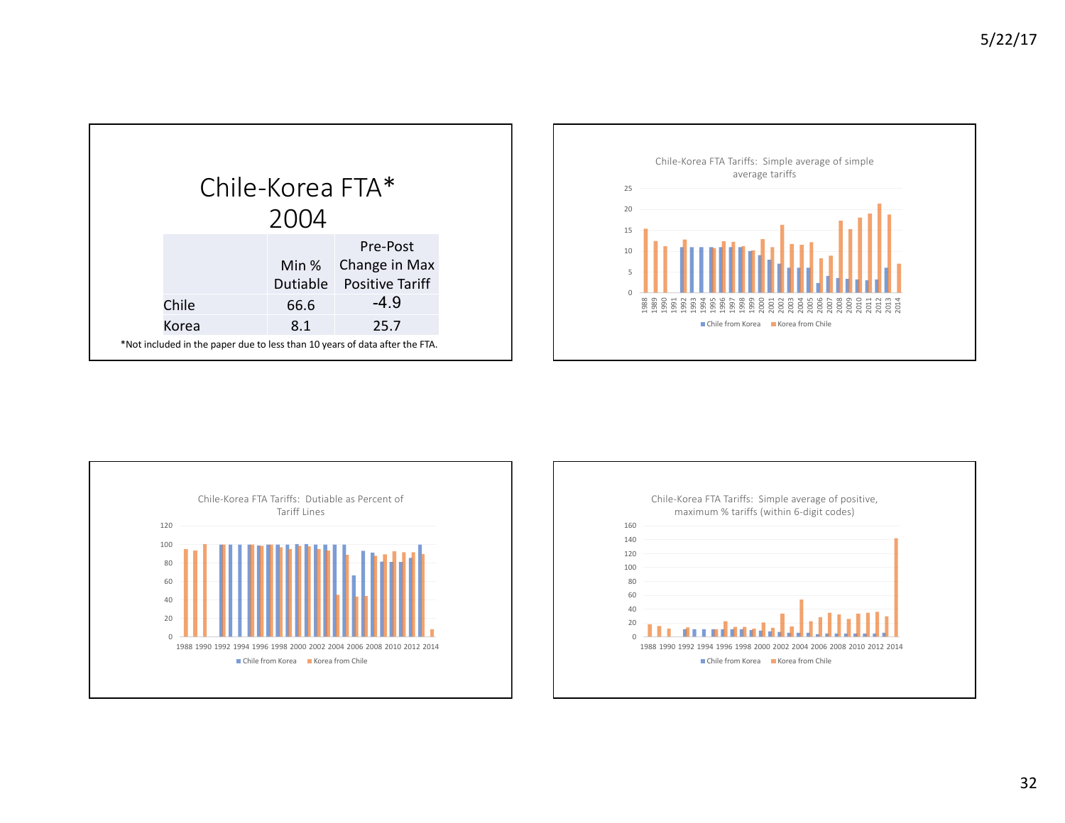# Chile-Korea FTA* 2004

| | Min % Dutiable | Pre-Post Change in Max Positive Tariff |
|---|---|---|
| Chile | 66.6 | -4.9 |
| Korea | 8.1 | 25.7 |

*Not included in the paper due to less than 10 years of data after the FTA.

Chile-Korea FTA Tariffs: Simple average of simple average tariffs

Chile from Korea | Korea from Chile

Chile-Korea FTA Tariffs: Dutiable as Percent of Tariff Lines

Chile from Korea | Korea from Chile

Chile-Korea FTA Tariffs: Simple average of positive, maximum % tariffs (within 6-digit codes)

Chile from Korea | Korea from Chile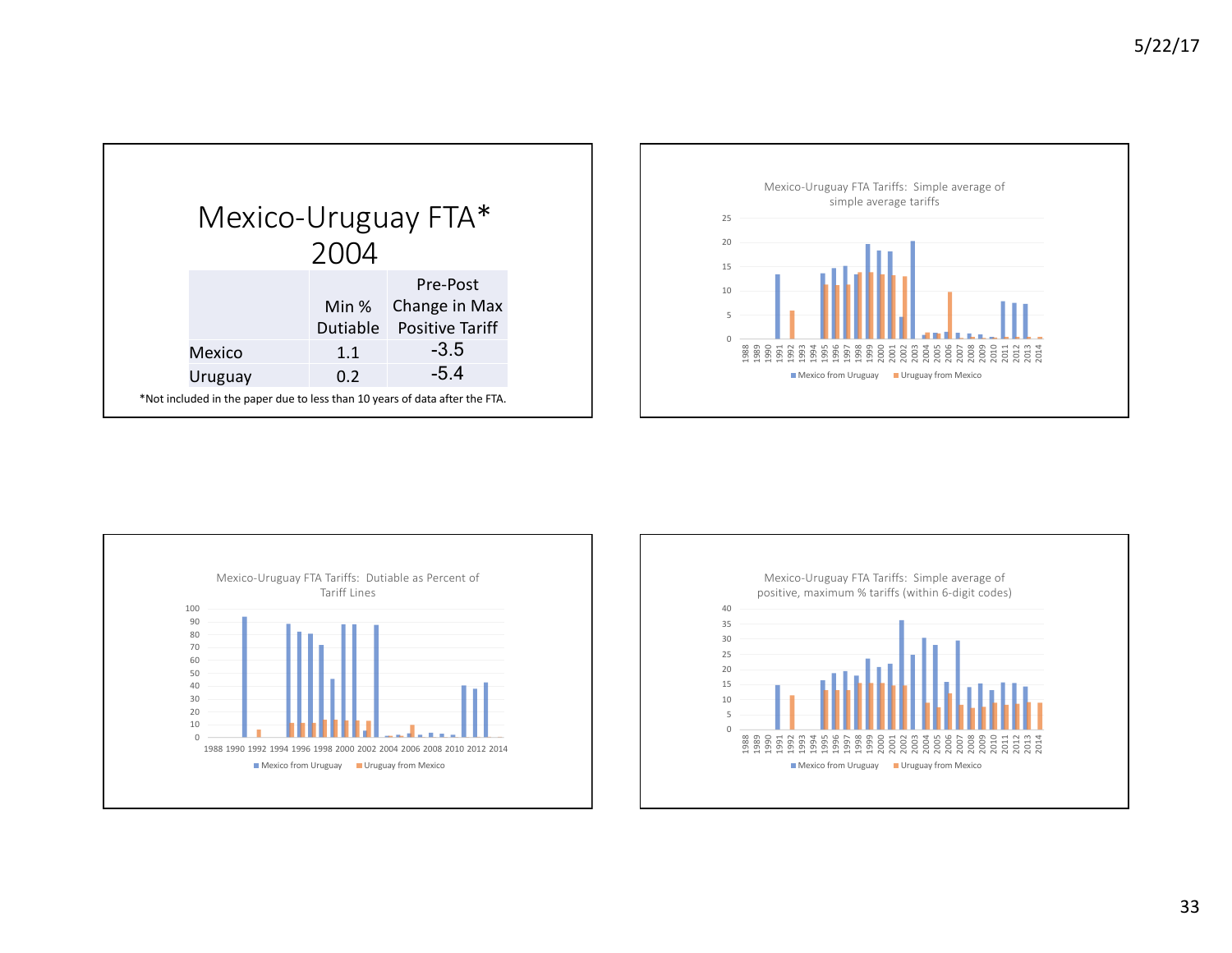# Mexico-Uruguay FTA* 2004

| | Min % Dutiable | Pre-Post Change in Max Positive Tariff |
|---|---|---|
| Mexico | 1.1 | -3.5 |
| Uruguay | 0.2 | -5.4 |

*Not included in the paper due to less than 10 years of data after the FTA.

Mexico-Uruguay FTA Tariffs: Simple average of simple average tariffs

0 5 10 15 20 25

1988 1989 1990 1991 1992 1993 1994 1995 1996 1997 1998 1999 2000 2001 2002 2003 2004 2005 2006 2007 2008 2009 2010 2011 2012 2013 2014

Mexico from Uruguay   Uruguay from Mexico

Mexico-Uruguay FTA Tariffs: Dutiable as Percent of Tariff Lines

0 10 20 30 40 50 60 70 80 90 100

1988 1990 1992 1994 1996 1998 2000 2002 2004 2006 2008 2010 2012 2014

Mexico from Uruguay   Uruguay from Mexico

Mexico-Uruguay FTA Tariffs: Simple average of positive, maximum % tariffs (within 6-digit codes)

0 5 10 15 20 25 30 35 40

1988 1989 1990 1991 1992 1993 1994 1995 1996 1997 1998 1999 2000 2001 2002 2003 2004 2005 2006 2007 2008 2009 2010 2011 2012 2013 2014

Mexico from Uruguay   Uruguay from Mexico